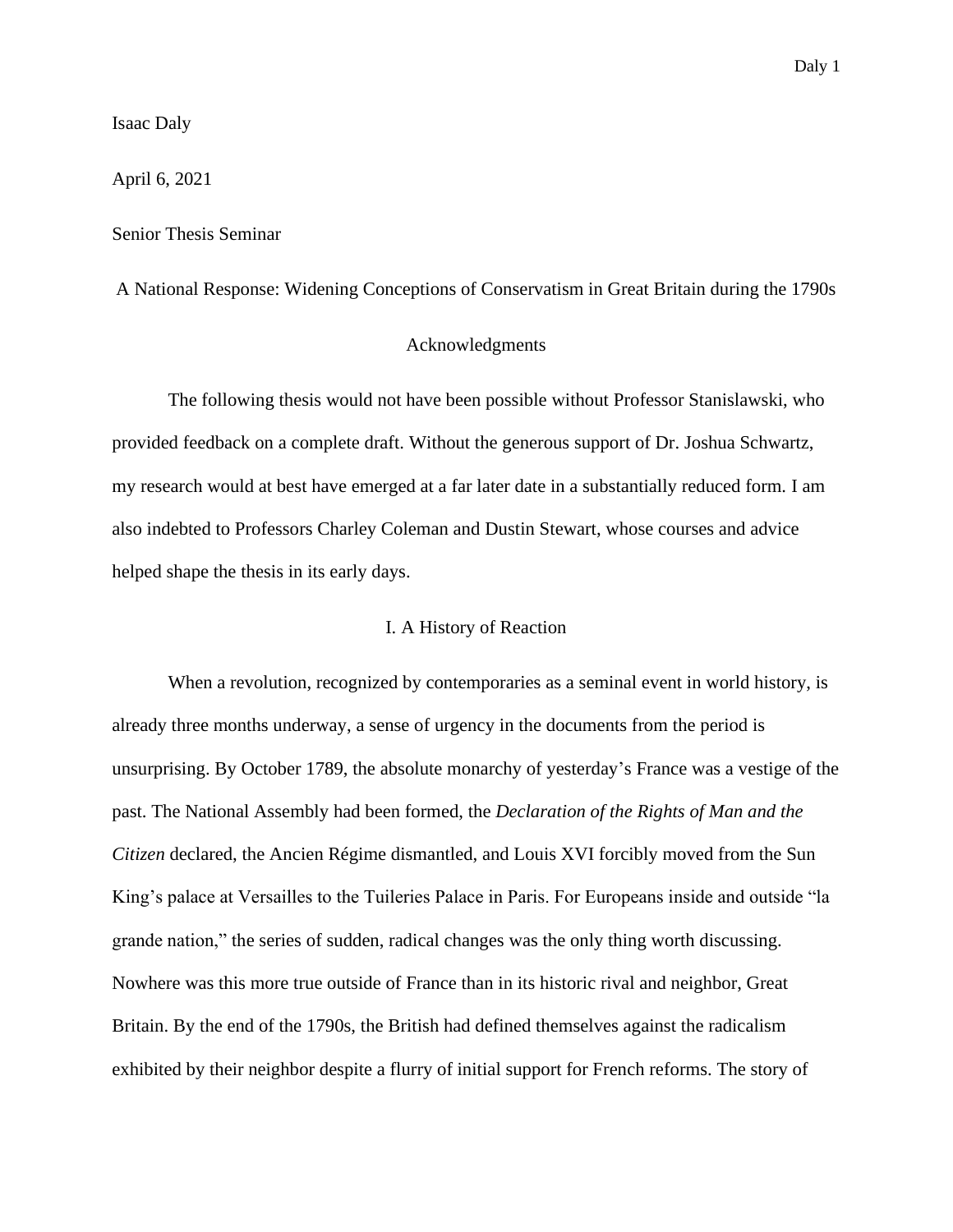Isaac Daly

April 6, 2021

Senior Thesis Seminar

# A National Response: Widening Conceptions of Conservatism in Great Britain during the 1790s

## Acknowledgments

The following thesis would not have been possible without Professor Stanislawski, who provided feedback on a complete draft. Without the generous support of Dr. Joshua Schwartz, my research would at best have emerged at a far later date in a substantially reduced form. I am also indebted to Professors Charley Coleman and Dustin Stewart, whose courses and advice helped shape the thesis in its early days.

## I. A History of Reaction

When a revolution, recognized by contemporaries as a seminal event in world history, is already three months underway, a sense of urgency in the documents from the period is unsurprising. By October 1789, the absolute monarchy of yesterday's France was a vestige of the past. The National Assembly had been formed, the *Declaration of the Rights of Man and the Citizen* declared, the Ancien Régime dismantled, and Louis XVI forcibly moved from the Sun King's palace at Versailles to the Tuileries Palace in Paris. For Europeans inside and outside "la grande nation," the series of sudden, radical changes was the only thing worth discussing. Nowhere was this more true outside of France than in its historic rival and neighbor, Great Britain. By the end of the 1790s, the British had defined themselves against the radicalism exhibited by their neighbor despite a flurry of initial support for French reforms. The story of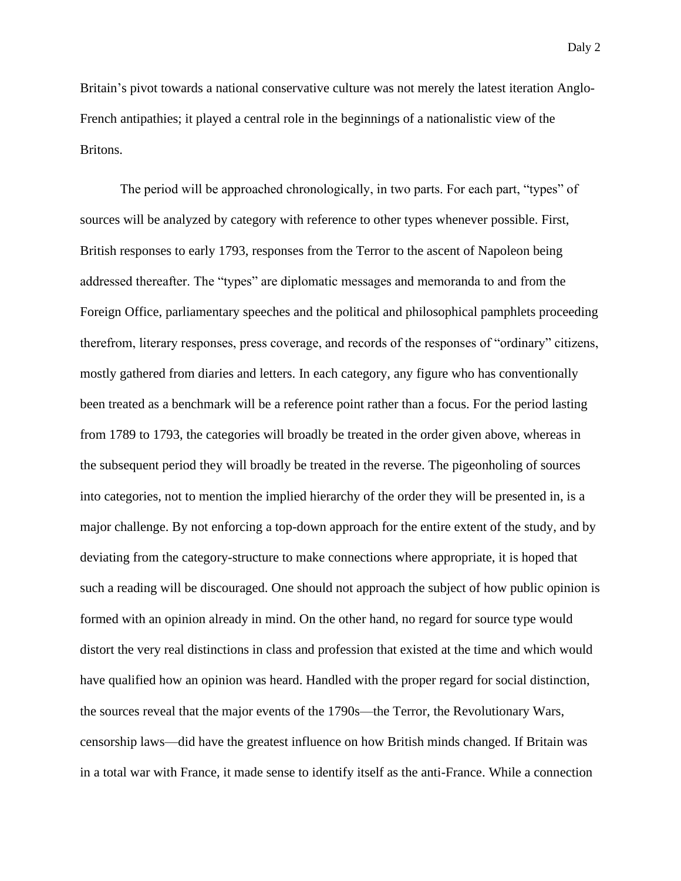Britain's pivot towards a national conservative culture was not merely the latest iteration Anglo-French antipathies; it played a central role in the beginnings of a nationalistic view of the Britons.

The period will be approached chronologically, in two parts. For each part, "types" of sources will be analyzed by category with reference to other types whenever possible. First, British responses to early 1793, responses from the Terror to the ascent of Napoleon being addressed thereafter. The "types" are diplomatic messages and memoranda to and from the Foreign Office, parliamentary speeches and the political and philosophical pamphlets proceeding therefrom, literary responses, press coverage, and records of the responses of "ordinary" citizens, mostly gathered from diaries and letters. In each category, any figure who has conventionally been treated as a benchmark will be a reference point rather than a focus. For the period lasting from 1789 to 1793, the categories will broadly be treated in the order given above, whereas in the subsequent period they will broadly be treated in the reverse. The pigeonholing of sources into categories, not to mention the implied hierarchy of the order they will be presented in, is a major challenge. By not enforcing a top-down approach for the entire extent of the study, and by deviating from the category-structure to make connections where appropriate, it is hoped that such a reading will be discouraged. One should not approach the subject of how public opinion is formed with an opinion already in mind. On the other hand, no regard for source type would distort the very real distinctions in class and profession that existed at the time and which would have qualified how an opinion was heard. Handled with the proper regard for social distinction, the sources reveal that the major events of the 1790s—the Terror, the Revolutionary Wars, censorship laws—did have the greatest influence on how British minds changed. If Britain was in a total war with France, it made sense to identify itself as the anti-France. While a connection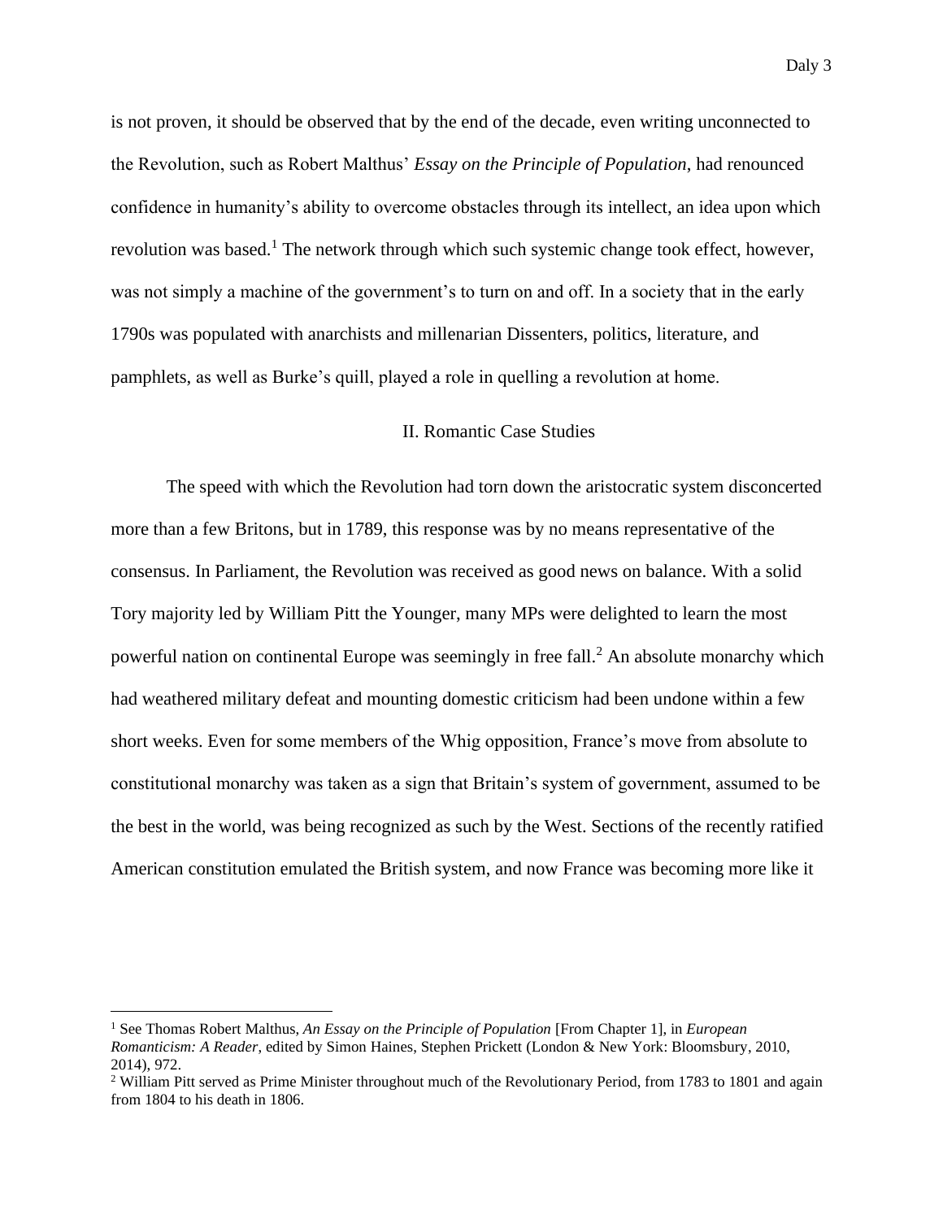is not proven, it should be observed that by the end of the decade, even writing unconnected to the Revolution, such as Robert Malthus' *Essay on the Principle of Population*, had renounced confidence in humanity's ability to overcome obstacles through its intellect, an idea upon which revolution was based.[1] The network through which such systemic change took effect, however, was not simply a machine of the government's to turn on and off. In a society that in the early 1790s was populated with anarchists and millenarian Dissenters, politics, literature, and pamphlets, as well as Burke's quill, played a role in quelling a revolution at home.

## II. Romantic Case Studies

The speed with which the Revolution had torn down the aristocratic system disconcerted more than a few Britons, but in 1789, this response was by no means representative of the consensus. In Parliament, the Revolution was received as good news on balance. With a solid Tory majority led by William Pitt the Younger, many MPs were delighted to learn the most powerful nation on continental Europe was seemingly in free fall.[2] An absolute monarchy which had weathered military defeat and mounting domestic criticism had been undone within a few short weeks. Even for some members of the Whig opposition, France's move from absolute to constitutional monarchy was taken as a sign that Britain's system of government, assumed to be the best in the world, was being recognized as such by the West. Sections of the recently ratified American constitution emulated the British system, and now France was becoming more like it

---

[1] See Thomas Robert Malthus, *An Essay on the Principle of Population* [From Chapter 1], in *European Romanticism: A Reader*, edited by Simon Haines, Stephen Prickett (London & New York: Bloomsbury, 2010, 2014), 972.

[2] William Pitt served as Prime Minister throughout much of the Revolutionary Period, from 1783 to 1801 and again from 1804 to his death in 1806.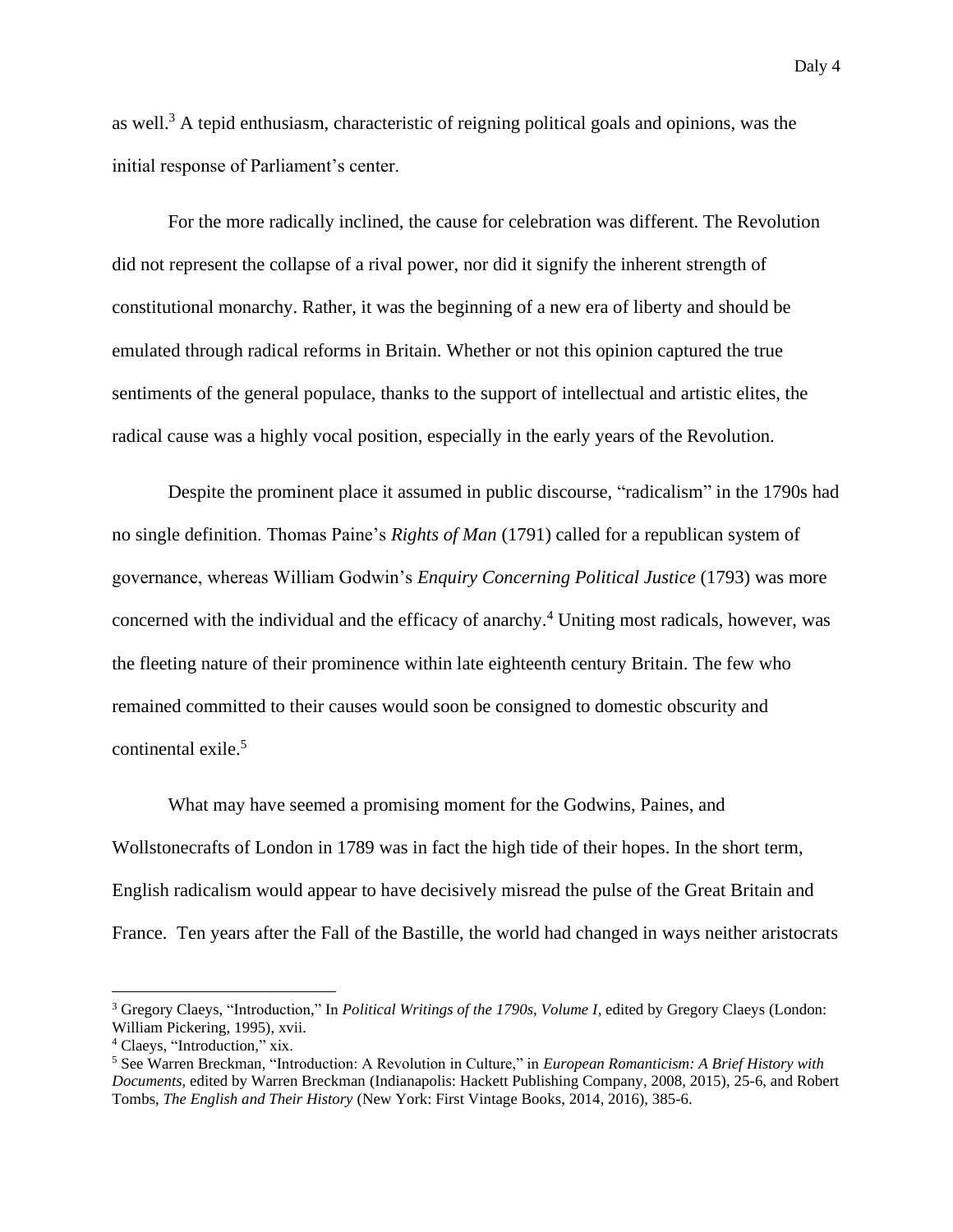as well.[3] A tepid enthusiasm, characteristic of reigning political goals and opinions, was the initial response of Parliament's center.

For the more radically inclined, the cause for celebration was different. The Revolution did not represent the collapse of a rival power, nor did it signify the inherent strength of constitutional monarchy. Rather, it was the beginning of a new era of liberty and should be emulated through radical reforms in Britain. Whether or not this opinion captured the true sentiments of the general populace, thanks to the support of intellectual and artistic elites, the radical cause was a highly vocal position, especially in the early years of the Revolution.

Despite the prominent place it assumed in public discourse, "radicalism" in the 1790s had no single definition. Thomas Paine's *Rights of Man* (1791) called for a republican system of governance, whereas William Godwin's *Enquiry Concerning Political Justice* (1793) was more concerned with the individual and the efficacy of anarchy.[4] Uniting most radicals, however, was the fleeting nature of their prominence within late eighteenth century Britain. The few who remained committed to their causes would soon be consigned to domestic obscurity and continental exile.[5]

What may have seemed a promising moment for the Godwins, Paines, and Wollstonecrafts of London in 1789 was in fact the high tide of their hopes. In the short term, English radicalism would appear to have decisively misread the pulse of the Great Britain and France. Ten years after the Fall of the Bastille, the world had changed in ways neither aristocrats

---

[3] Gregory Claeys, "Introduction," In *Political Writings of the 1790s, Volume I*, edited by Gregory Claeys (London: William Pickering, 1995), xvii.

[4] Claeys, "Introduction," xix.

[5] See Warren Breckman, "Introduction: A Revolution in Culture," in *European Romanticism: A Brief History with Documents*, edited by Warren Breckman (Indianapolis: Hackett Publishing Company, 2008, 2015), 25-6, and Robert Tombs, *The English and Their History* (New York: First Vintage Books, 2014, 2016), 385-6.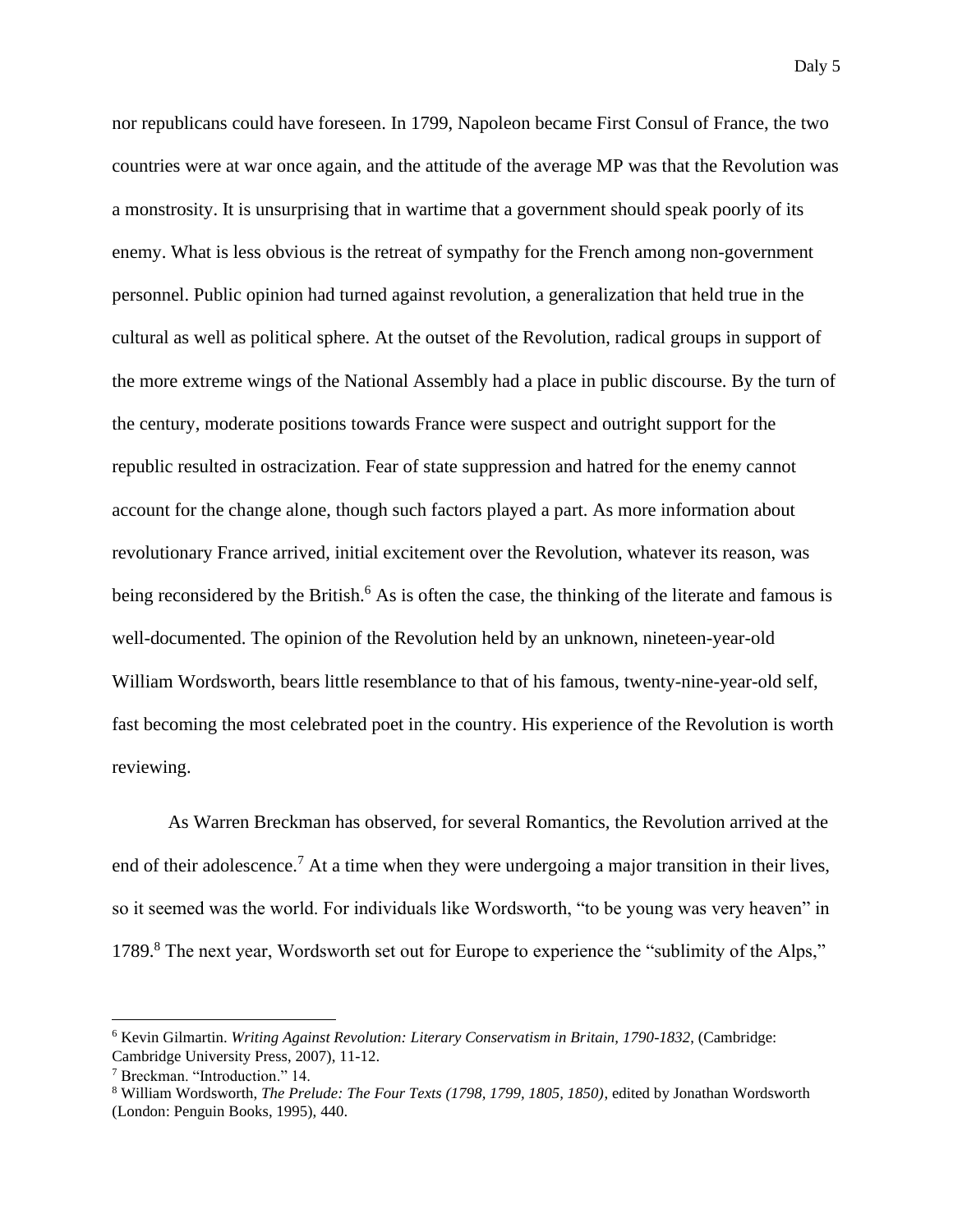nor republicans could have foreseen. In 1799, Napoleon became First Consul of France, the two countries were at war once again, and the attitude of the average MP was that the Revolution was a monstrosity. It is unsurprising that in wartime that a government should speak poorly of its enemy. What is less obvious is the retreat of sympathy for the French among non-government personnel. Public opinion had turned against revolution, a generalization that held true in the cultural as well as political sphere. At the outset of the Revolution, radical groups in support of the more extreme wings of the National Assembly had a place in public discourse. By the turn of the century, moderate positions towards France were suspect and outright support for the republic resulted in ostracization. Fear of state suppression and hatred for the enemy cannot account for the change alone, though such factors played a part. As more information about revolutionary France arrived, initial excitement over the Revolution, whatever its reason, was being reconsidered by the British.[6] As is often the case, the thinking of the literate and famous is well-documented. The opinion of the Revolution held by an unknown, nineteen-year-old William Wordsworth, bears little resemblance to that of his famous, twenty-nine-year-old self, fast becoming the most celebrated poet in the country. His experience of the Revolution is worth reviewing.

As Warren Breckman has observed, for several Romantics, the Revolution arrived at the end of their adolescence.[7] At a time when they were undergoing a major transition in their lives, so it seemed was the world. For individuals like Wordsworth, "to be young was very heaven" in 1789.[8] The next year, Wordsworth set out for Europe to experience the "sublimity of the Alps,"

---

[6] Kevin Gilmartin. *Writing Against Revolution: Literary Conservatism in Britain, 1790-1832*, (Cambridge: Cambridge University Press, 2007), 11-12.

[7] Breckman. "Introduction." 14.

[8] William Wordsworth, *The Prelude: The Four Texts (1798, 1799, 1805, 1850)*, edited by Jonathan Wordsworth (London: Penguin Books, 1995), 440.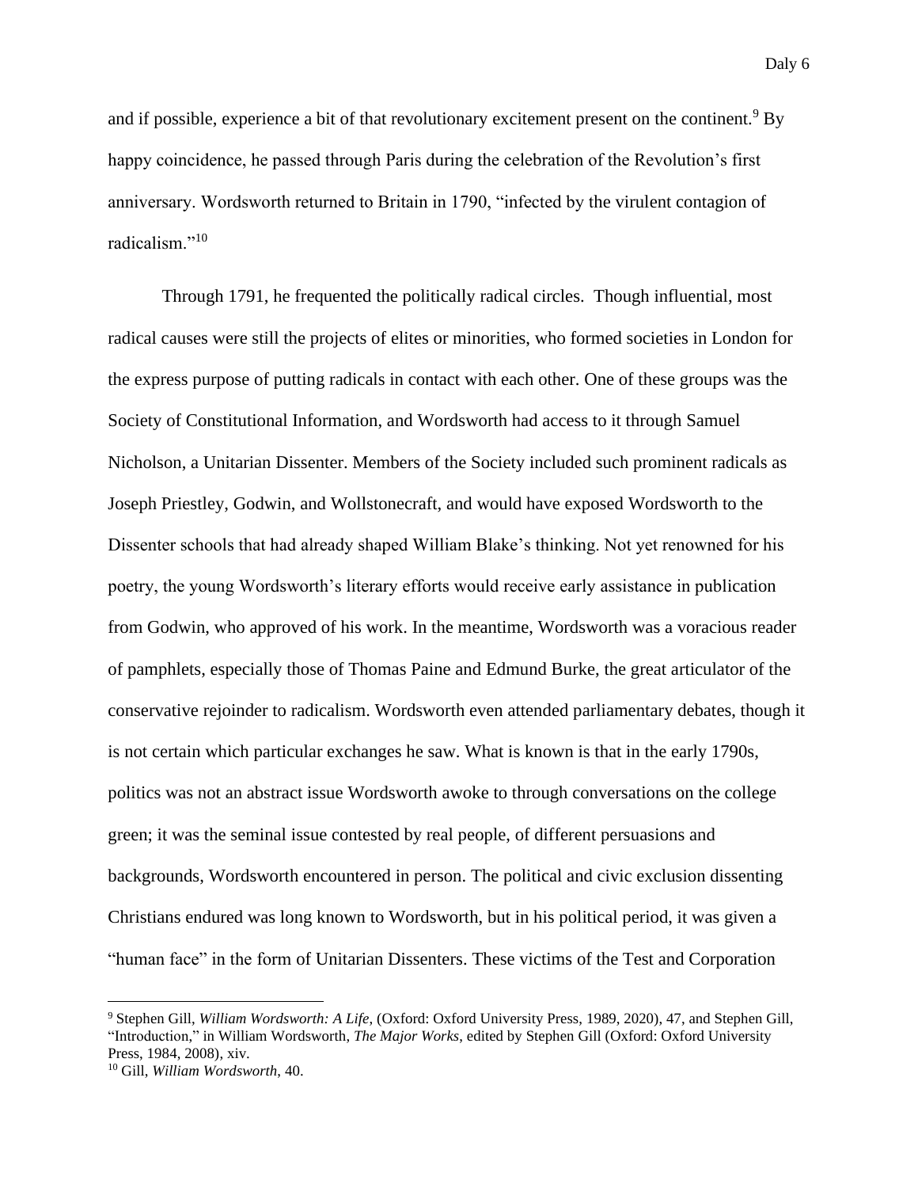and if possible, experience a bit of that revolutionary excitement present on the continent.[9] By happy coincidence, he passed through Paris during the celebration of the Revolution's first anniversary. Wordsworth returned to Britain in 1790, "infected by the virulent contagion of radicalism."[10]

Through 1791, he frequented the politically radical circles.  Though influential, most radical causes were still the projects of elites or minorities, who formed societies in London for the express purpose of putting radicals in contact with each other. One of these groups was the Society of Constitutional Information, and Wordsworth had access to it through Samuel Nicholson, a Unitarian Dissenter. Members of the Society included such prominent radicals as Joseph Priestley, Godwin, and Wollstonecraft, and would have exposed Wordsworth to the Dissenter schools that had already shaped William Blake's thinking. Not yet renowned for his poetry, the young Wordsworth's literary efforts would receive early assistance in publication from Godwin, who approved of his work. In the meantime, Wordsworth was a voracious reader of pamphlets, especially those of Thomas Paine and Edmund Burke, the great articulator of the conservative rejoinder to radicalism. Wordsworth even attended parliamentary debates, though it is not certain which particular exchanges he saw. What is known is that in the early 1790s, politics was not an abstract issue Wordsworth awoke to through conversations on the college green; it was the seminal issue contested by real people, of different persuasions and backgrounds, Wordsworth encountered in person. The political and civic exclusion dissenting Christians endured was long known to Wordsworth, but in his political period, it was given a "human face" in the form of Unitarian Dissenters. These victims of the Test and Corporation

---

[9] Stephen Gill, *William Wordsworth: A Life*, (Oxford: Oxford University Press, 1989, 2020), 47, and Stephen Gill, "Introduction," in William Wordsworth, *The Major Works*, edited by Stephen Gill (Oxford: Oxford University Press, 1984, 2008), xiv.

[10] Gill, *William Wordsworth*, 40.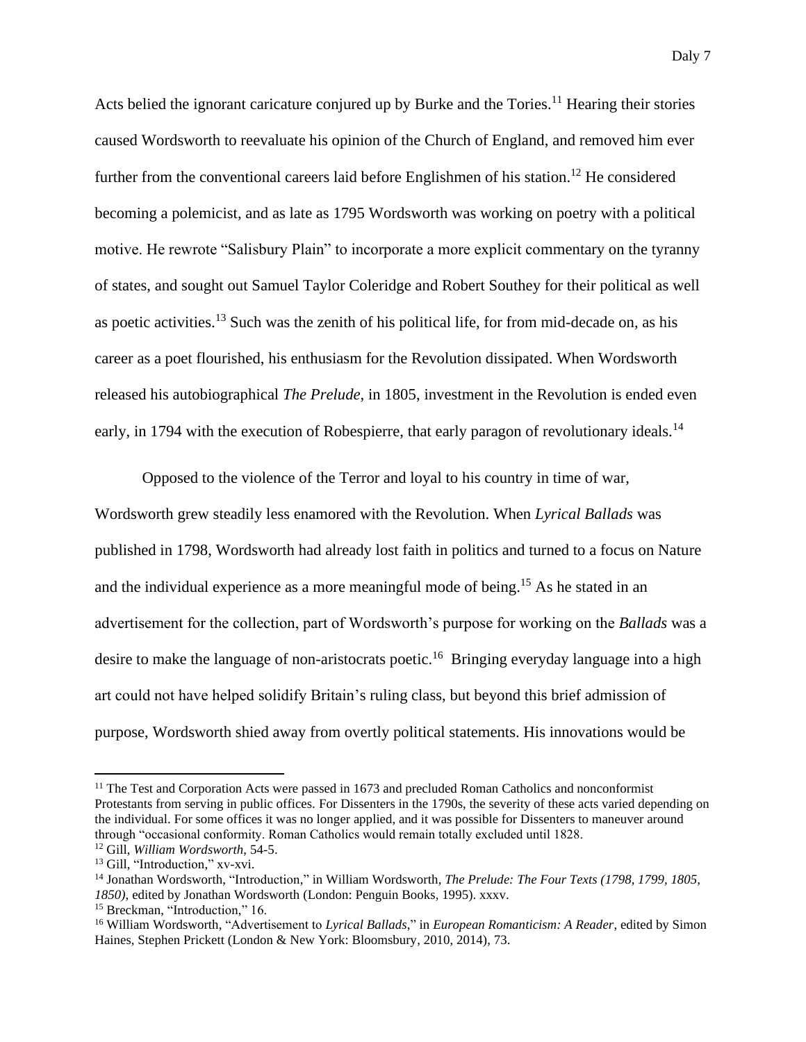Acts belied the ignorant caricature conjured up by Burke and the Tories.[11] Hearing their stories caused Wordsworth to reevaluate his opinion of the Church of England, and removed him ever further from the conventional careers laid before Englishmen of his station.[12] He considered becoming a polemicist, and as late as 1795 Wordsworth was working on poetry with a political motive. He rewrote "Salisbury Plain" to incorporate a more explicit commentary on the tyranny of states, and sought out Samuel Taylor Coleridge and Robert Southey for their political as well as poetic activities.[13] Such was the zenith of his political life, for from mid-decade on, as his career as a poet flourished, his enthusiasm for the Revolution dissipated. When Wordsworth released his autobiographical *The Prelude*, in 1805, investment in the Revolution is ended even early, in 1794 with the execution of Robespierre, that early paragon of revolutionary ideals.[14]

Opposed to the violence of the Terror and loyal to his country in time of war, Wordsworth grew steadily less enamored with the Revolution. When *Lyrical Ballads* was published in 1798, Wordsworth had already lost faith in politics and turned to a focus on Nature and the individual experience as a more meaningful mode of being.[15] As he stated in an advertisement for the collection, part of Wordsworth's purpose for working on the *Ballads* was a desire to make the language of non-aristocrats poetic.[16] Bringing everyday language into a high art could not have helped solidify Britain's ruling class, but beyond this brief admission of purpose, Wordsworth shied away from overtly political statements. His innovations would be

---

[11] The Test and Corporation Acts were passed in 1673 and precluded Roman Catholics and nonconformist Protestants from serving in public offices. For Dissenters in the 1790s, the severity of these acts varied depending on the individual. For some offices it was no longer applied, and it was possible for Dissenters to maneuver around through "occasional conformity. Roman Catholics would remain totally excluded until 1828.

[12] Gill, *William Wordsworth*, 54-5.

[13] Gill, "Introduction," xv-xvi.

[14] Jonathan Wordsworth, "Introduction," in William Wordsworth, *The Prelude: The Four Texts (1798, 1799, 1805, 1850)*, edited by Jonathan Wordsworth (London: Penguin Books, 1995). xxxv.

[15] Breckman, "Introduction," 16.

[16] William Wordsworth, "Advertisement to *Lyrical Ballads*," in *European Romanticism: A Reader*, edited by Simon Haines, Stephen Prickett (London & New York: Bloomsbury, 2010, 2014), 73.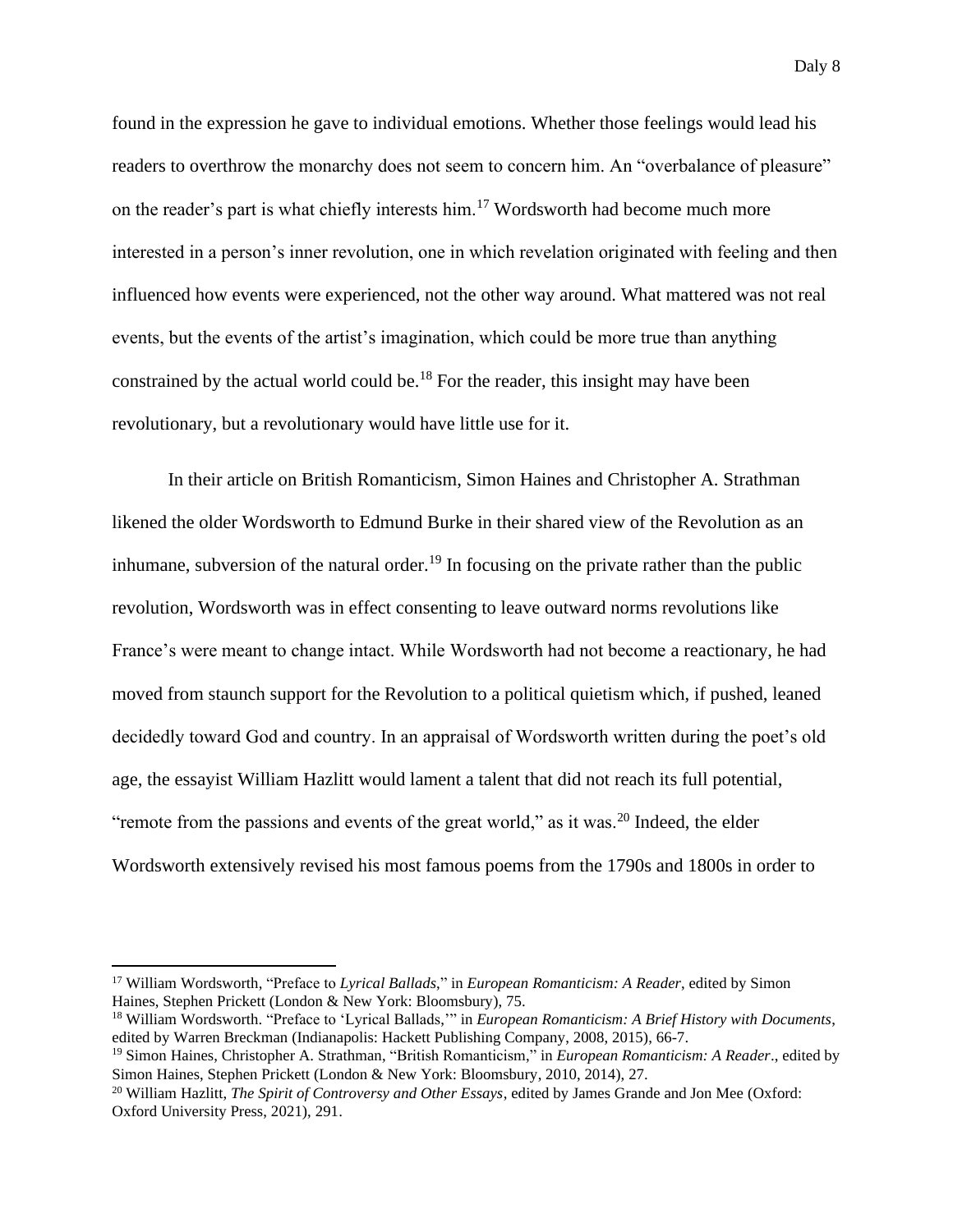found in the expression he gave to individual emotions. Whether those feelings would lead his readers to overthrow the monarchy does not seem to concern him. An "overbalance of pleasure" on the reader's part is what chiefly interests him.[17] Wordsworth had become much more interested in a person's inner revolution, one in which revelation originated with feeling and then influenced how events were experienced, not the other way around. What mattered was not real events, but the events of the artist's imagination, which could be more true than anything constrained by the actual world could be.[18] For the reader, this insight may have been revolutionary, but a revolutionary would have little use for it.

In their article on British Romanticism, Simon Haines and Christopher A. Strathman likened the older Wordsworth to Edmund Burke in their shared view of the Revolution as an inhumane, subversion of the natural order.[19] In focusing on the private rather than the public revolution, Wordsworth was in effect consenting to leave outward norms revolutions like France's were meant to change intact. While Wordsworth had not become a reactionary, he had moved from staunch support for the Revolution to a political quietism which, if pushed, leaned decidedly toward God and country. In an appraisal of Wordsworth written during the poet's old age, the essayist William Hazlitt would lament a talent that did not reach its full potential, "remote from the passions and events of the great world," as it was.[20] Indeed, the elder Wordsworth extensively revised his most famous poems from the 1790s and 1800s in order to

---

[17] William Wordsworth, "Preface to *Lyrical Ballads*," in *European Romanticism: A Reader*, edited by Simon Haines, Stephen Prickett (London & New York: Bloomsbury), 75.

[18] William Wordsworth. "Preface to 'Lyrical Ballads,'" in *European Romanticism: A Brief History with Documents*, edited by Warren Breckman (Indianapolis: Hackett Publishing Company, 2008, 2015), 66-7.

[19] Simon Haines, Christopher A. Strathman, "British Romanticism," in *European Romanticism: A Reader*., edited by Simon Haines, Stephen Prickett (London & New York: Bloomsbury, 2010, 2014), 27.

[20] William Hazlitt, *The Spirit of Controversy and Other Essays*, edited by James Grande and Jon Mee (Oxford: Oxford University Press, 2021), 291.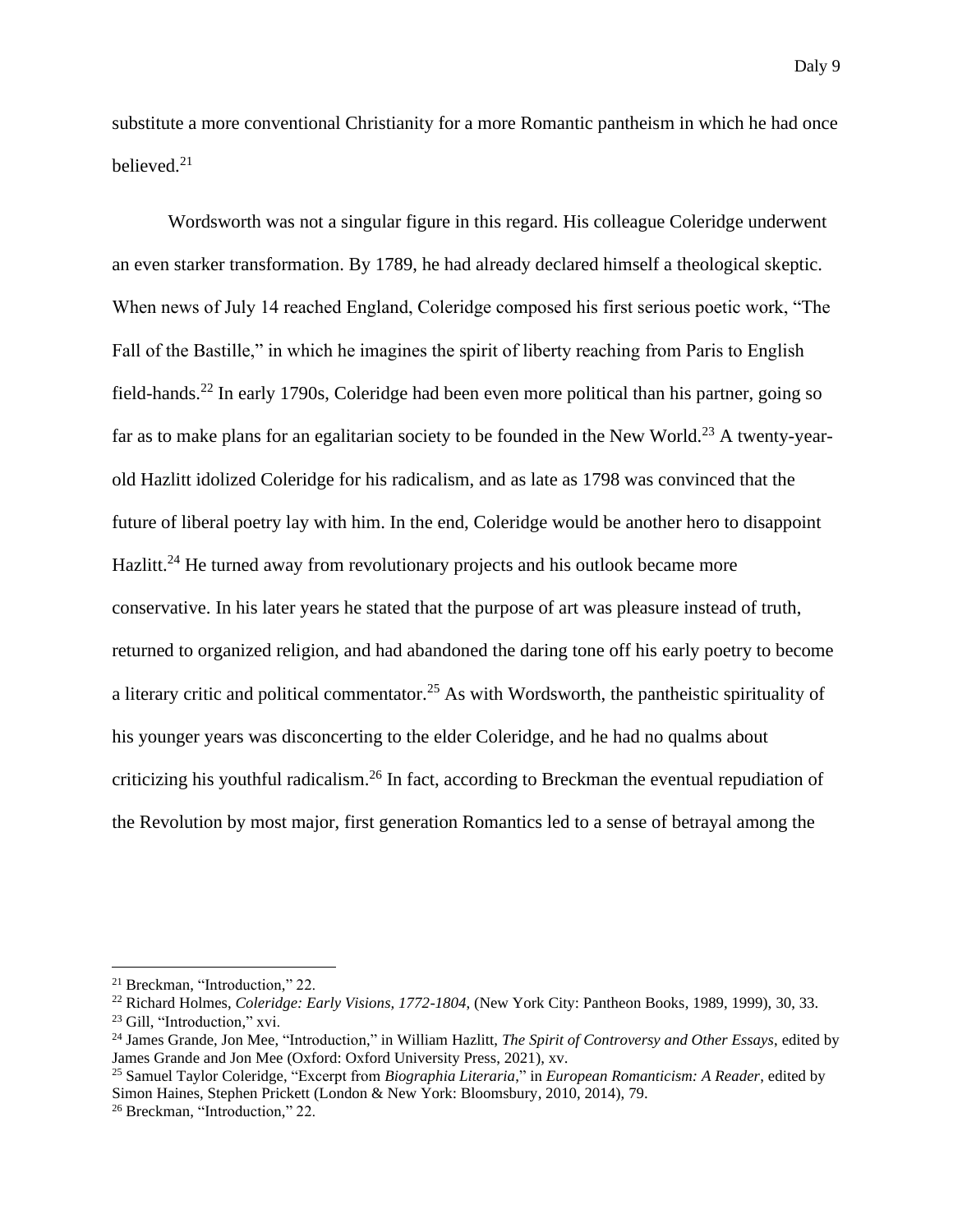substitute a more conventional Christianity for a more Romantic pantheism in which he had once believed.[21]

Wordsworth was not a singular figure in this regard. His colleague Coleridge underwent an even starker transformation. By 1789, he had already declared himself a theological skeptic. When news of July 14 reached England, Coleridge composed his first serious poetic work, "The Fall of the Bastille," in which he imagines the spirit of liberty reaching from Paris to English field-hands.[22] In early 1790s, Coleridge had been even more political than his partner, going so far as to make plans for an egalitarian society to be founded in the New World.[23] A twenty-year-old Hazlitt idolized Coleridge for his radicalism, and as late as 1798 was convinced that the future of liberal poetry lay with him. In the end, Coleridge would be another hero to disappoint Hazlitt.[24] He turned away from revolutionary projects and his outlook became more conservative. In his later years he stated that the purpose of art was pleasure instead of truth, returned to organized religion, and had abandoned the daring tone off his early poetry to become a literary critic and political commentator.[25] As with Wordsworth, the pantheistic spirituality of his younger years was disconcerting to the elder Coleridge, and he had no qualms about criticizing his youthful radicalism.[26] In fact, according to Breckman the eventual repudiation of the Revolution by most major, first generation Romantics led to a sense of betrayal among the

---

[21] Breckman, "Introduction," 22.

[22] Richard Holmes, *Coleridge: Early Visions, 1772-1804*, (New York City: Pantheon Books, 1989, 1999), 30, 33.

[23] Gill, "Introduction," xvi.

[24] James Grande, Jon Mee, "Introduction," in William Hazlitt, *The Spirit of Controversy and Other Essays*, edited by James Grande and Jon Mee (Oxford: Oxford University Press, 2021), xv.

[25] Samuel Taylor Coleridge, "Excerpt from *Biographia Literaria*," in *European Romanticism: A Reader*, edited by Simon Haines, Stephen Prickett (London & New York: Bloomsbury, 2010, 2014), 79.

[26] Breckman, "Introduction," 22.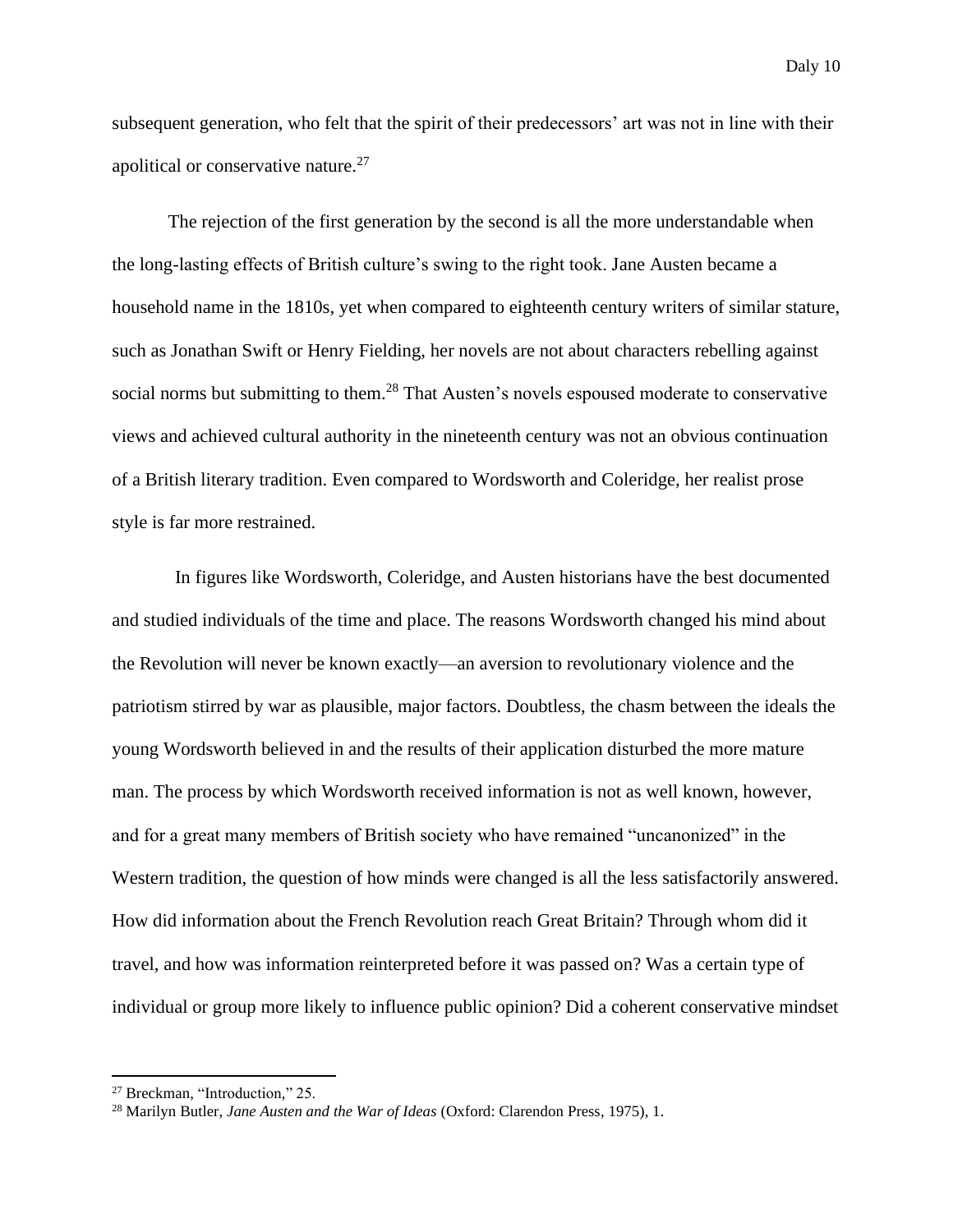subsequent generation, who felt that the spirit of their predecessors' art was not in line with their apolitical or conservative nature.[27]

The rejection of the first generation by the second is all the more understandable when the long-lasting effects of British culture's swing to the right took. Jane Austen became a household name in the 1810s, yet when compared to eighteenth century writers of similar stature, such as Jonathan Swift or Henry Fielding, her novels are not about characters rebelling against social norms but submitting to them.[28] That Austen's novels espoused moderate to conservative views and achieved cultural authority in the nineteenth century was not an obvious continuation of a British literary tradition. Even compared to Wordsworth and Coleridge, her realist prose style is far more restrained.

In figures like Wordsworth, Coleridge, and Austen historians have the best documented and studied individuals of the time and place. The reasons Wordsworth changed his mind about the Revolution will never be known exactly—an aversion to revolutionary violence and the patriotism stirred by war as plausible, major factors. Doubtless, the chasm between the ideals the young Wordsworth believed in and the results of their application disturbed the more mature man. The process by which Wordsworth received information is not as well known, however, and for a great many members of British society who have remained "uncanonized" in the Western tradition, the question of how minds were changed is all the less satisfactorily answered. How did information about the French Revolution reach Great Britain? Through whom did it travel, and how was information reinterpreted before it was passed on? Was a certain type of individual or group more likely to influence public opinion? Did a coherent conservative mindset

---

[27] Breckman, "Introduction," 25.

[28] Marilyn Butler, *Jane Austen and the War of Ideas* (Oxford: Clarendon Press, 1975), 1.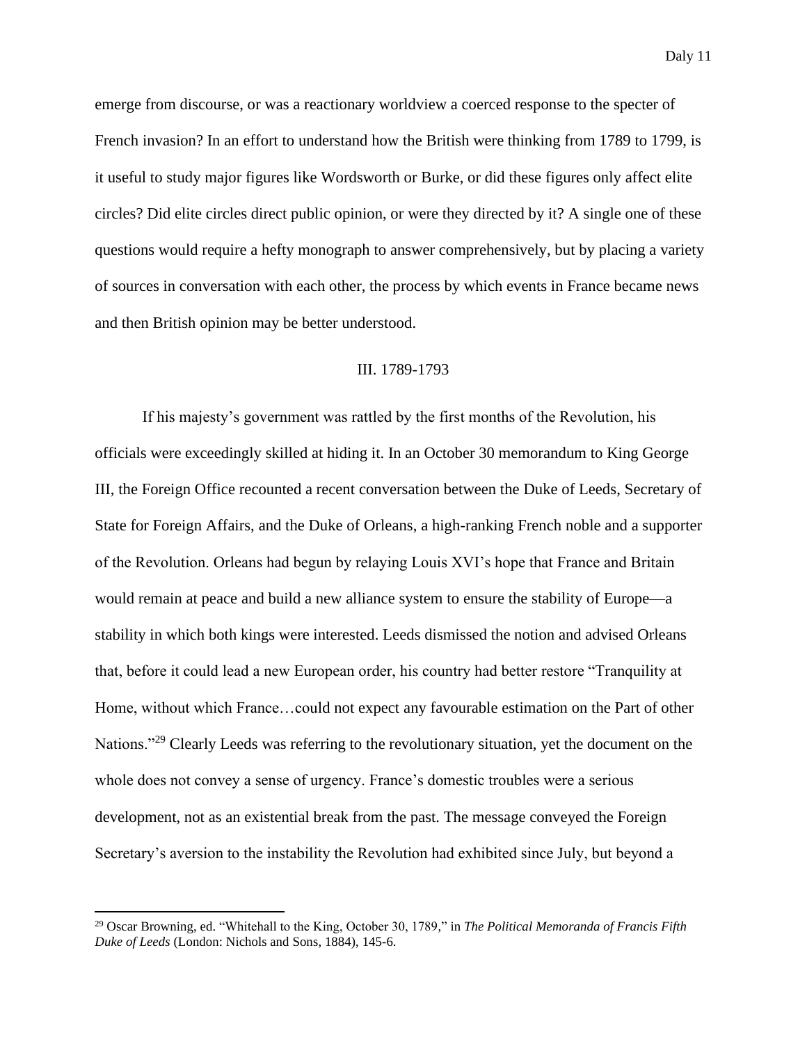emerge from discourse, or was a reactionary worldview a coerced response to the specter of French invasion? In an effort to understand how the British were thinking from 1789 to 1799, is it useful to study major figures like Wordsworth or Burke, or did these figures only affect elite circles? Did elite circles direct public opinion, or were they directed by it? A single one of these questions would require a hefty monograph to answer comprehensively, but by placing a variety of sources in conversation with each other, the process by which events in France became news and then British opinion may be better understood.

## III. 1789-1793

If his majesty's government was rattled by the first months of the Revolution, his officials were exceedingly skilled at hiding it. In an October 30 memorandum to King George III, the Foreign Office recounted a recent conversation between the Duke of Leeds, Secretary of State for Foreign Affairs, and the Duke of Orleans, a high-ranking French noble and a supporter of the Revolution. Orleans had begun by relaying Louis XVI's hope that France and Britain would remain at peace and build a new alliance system to ensure the stability of Europe—a stability in which both kings were interested. Leeds dismissed the notion and advised Orleans that, before it could lead a new European order, his country had better restore "Tranquility at Home, without which France…could not expect any favourable estimation on the Part of other Nations."[29] Clearly Leeds was referring to the revolutionary situation, yet the document on the whole does not convey a sense of urgency. France's domestic troubles were a serious development, not as an existential break from the past. The message conveyed the Foreign Secretary's aversion to the instability the Revolution had exhibited since July, but beyond a

---

[29] Oscar Browning, ed. "Whitehall to the King, October 30, 1789," in *The Political Memoranda of Francis Fifth Duke of Leeds* (London: Nichols and Sons, 1884), 145-6.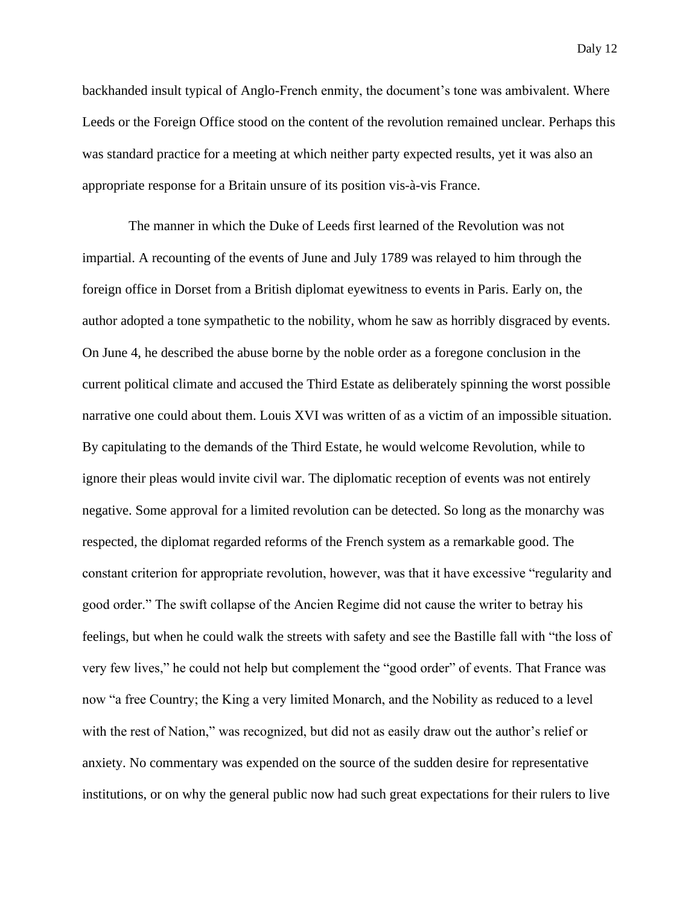backhanded insult typical of Anglo-French enmity, the document's tone was ambivalent. Where Leeds or the Foreign Office stood on the content of the revolution remained unclear. Perhaps this was standard practice for a meeting at which neither party expected results, yet it was also an appropriate response for a Britain unsure of its position vis-à-vis France.

The manner in which the Duke of Leeds first learned of the Revolution was not impartial. A recounting of the events of June and July 1789 was relayed to him through the foreign office in Dorset from a British diplomat eyewitness to events in Paris. Early on, the author adopted a tone sympathetic to the nobility, whom he saw as horribly disgraced by events. On June 4, he described the abuse borne by the noble order as a foregone conclusion in the current political climate and accused the Third Estate as deliberately spinning the worst possible narrative one could about them. Louis XVI was written of as a victim of an impossible situation. By capitulating to the demands of the Third Estate, he would welcome Revolution, while to ignore their pleas would invite civil war. The diplomatic reception of events was not entirely negative. Some approval for a limited revolution can be detected. So long as the monarchy was respected, the diplomat regarded reforms of the French system as a remarkable good. The constant criterion for appropriate revolution, however, was that it have excessive "regularity and good order." The swift collapse of the Ancien Regime did not cause the writer to betray his feelings, but when he could walk the streets with safety and see the Bastille fall with "the loss of very few lives," he could not help but complement the "good order" of events. That France was now "a free Country; the King a very limited Monarch, and the Nobility as reduced to a level with the rest of Nation," was recognized, but did not as easily draw out the author's relief or anxiety. No commentary was expended on the source of the sudden desire for representative institutions, or on why the general public now had such great expectations for their rulers to live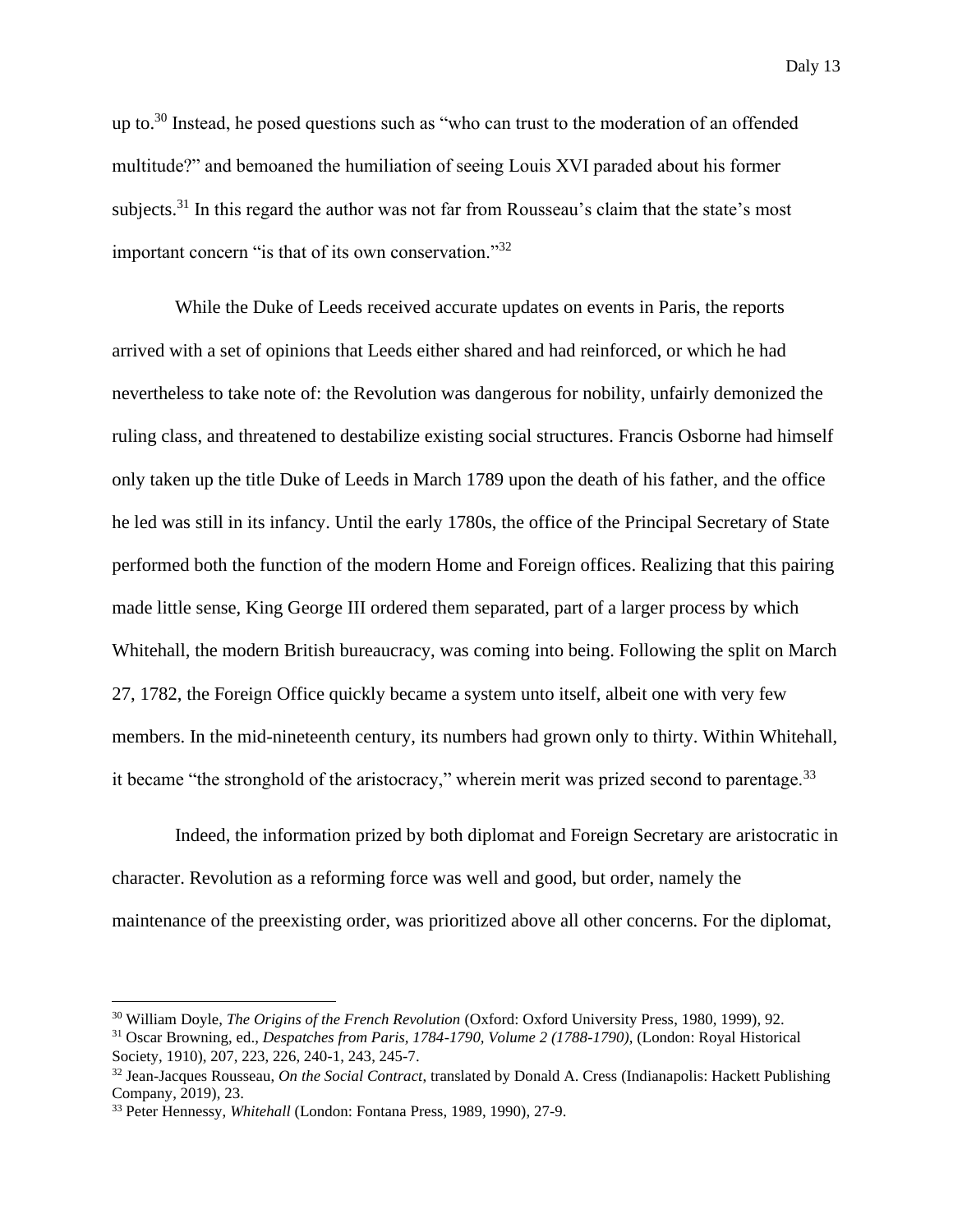up to.[30] Instead, he posed questions such as "who can trust to the moderation of an offended multitude?" and bemoaned the humiliation of seeing Louis XVI paraded about his former subjects.[31] In this regard the author was not far from Rousseau's claim that the state's most important concern "is that of its own conservation."[32]

While the Duke of Leeds received accurate updates on events in Paris, the reports arrived with a set of opinions that Leeds either shared and had reinforced, or which he had nevertheless to take note of: the Revolution was dangerous for nobility, unfairly demonized the ruling class, and threatened to destabilize existing social structures. Francis Osborne had himself only taken up the title Duke of Leeds in March 1789 upon the death of his father, and the office he led was still in its infancy. Until the early 1780s, the office of the Principal Secretary of State performed both the function of the modern Home and Foreign offices. Realizing that this pairing made little sense, King George III ordered them separated, part of a larger process by which Whitehall, the modern British bureaucracy, was coming into being. Following the split on March 27, 1782, the Foreign Office quickly became a system unto itself, albeit one with very few members. In the mid-nineteenth century, its numbers had grown only to thirty. Within Whitehall, it became "the stronghold of the aristocracy," wherein merit was prized second to parentage.[33]

Indeed, the information prized by both diplomat and Foreign Secretary are aristocratic in character. Revolution as a reforming force was well and good, but order, namely the maintenance of the preexisting order, was prioritized above all other concerns. For the diplomat,

---

[30] William Doyle, *The Origins of the French Revolution* (Oxford: Oxford University Press, 1980, 1999), 92.

[31] Oscar Browning, ed., *Despatches from Paris, 1784-1790, Volume 2 (1788-1790)*, (London: Royal Historical Society, 1910), 207, 223, 226, 240-1, 243, 245-7.

[32] Jean-Jacques Rousseau, *On the Social Contract*, translated by Donald A. Cress (Indianapolis: Hackett Publishing Company, 2019), 23.

[33] Peter Hennessy, *Whitehall* (London: Fontana Press, 1989, 1990), 27-9.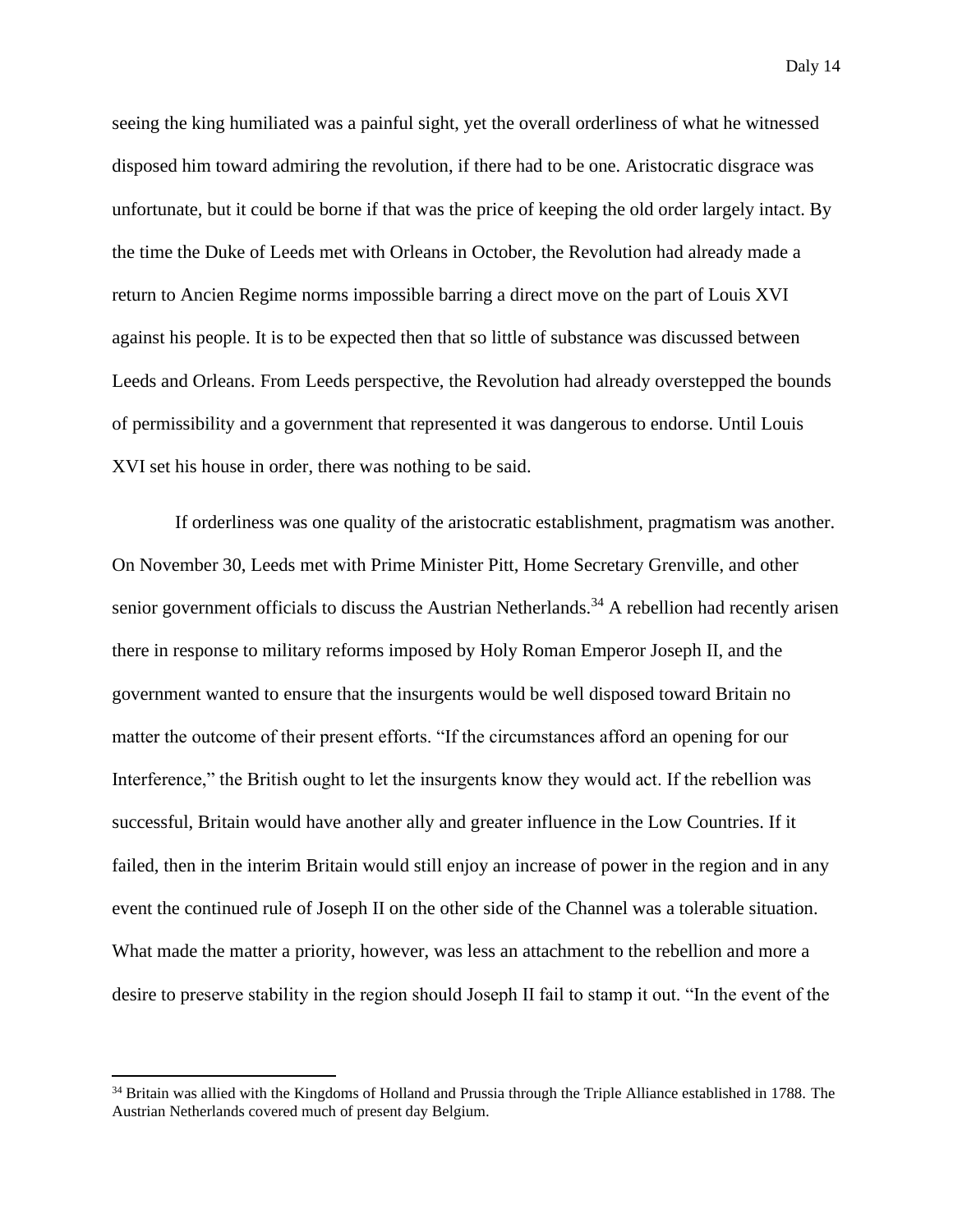seeing the king humiliated was a painful sight, yet the overall orderliness of what he witnessed disposed him toward admiring the revolution, if there had to be one. Aristocratic disgrace was unfortunate, but it could be borne if that was the price of keeping the old order largely intact. By the time the Duke of Leeds met with Orleans in October, the Revolution had already made a return to Ancien Regime norms impossible barring a direct move on the part of Louis XVI against his people. It is to be expected then that so little of substance was discussed between Leeds and Orleans. From Leeds perspective, the Revolution had already overstepped the bounds of permissibility and a government that represented it was dangerous to endorse. Until Louis XVI set his house in order, there was nothing to be said.

If orderliness was one quality of the aristocratic establishment, pragmatism was another. On November 30, Leeds met with Prime Minister Pitt, Home Secretary Grenville, and other senior government officials to discuss the Austrian Netherlands.[34] A rebellion had recently arisen there in response to military reforms imposed by Holy Roman Emperor Joseph II, and the government wanted to ensure that the insurgents would be well disposed toward Britain no matter the outcome of their present efforts. "If the circumstances afford an opening for our Interference," the British ought to let the insurgents know they would act. If the rebellion was successful, Britain would have another ally and greater influence in the Low Countries. If it failed, then in the interim Britain would still enjoy an increase of power in the region and in any event the continued rule of Joseph II on the other side of the Channel was a tolerable situation. What made the matter a priority, however, was less an attachment to the rebellion and more a desire to preserve stability in the region should Joseph II fail to stamp it out. "In the event of the

[34] Britain was allied with the Kingdoms of Holland and Prussia through the Triple Alliance established in 1788. The Austrian Netherlands covered much of present day Belgium.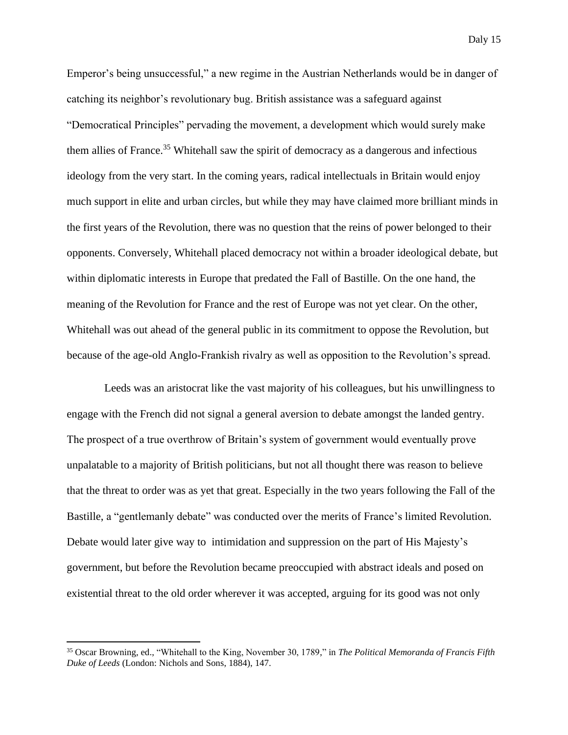Emperor's being unsuccessful," a new regime in the Austrian Netherlands would be in danger of catching its neighbor's revolutionary bug. British assistance was a safeguard against "Democratical Principles" pervading the movement, a development which would surely make them allies of France.[35] Whitehall saw the spirit of democracy as a dangerous and infectious ideology from the very start. In the coming years, radical intellectuals in Britain would enjoy much support in elite and urban circles, but while they may have claimed more brilliant minds in the first years of the Revolution, there was no question that the reins of power belonged to their opponents. Conversely, Whitehall placed democracy not within a broader ideological debate, but within diplomatic interests in Europe that predated the Fall of Bastille. On the one hand, the meaning of the Revolution for France and the rest of Europe was not yet clear. On the other, Whitehall was out ahead of the general public in its commitment to oppose the Revolution, but because of the age-old Anglo-Frankish rivalry as well as opposition to the Revolution's spread.

Leeds was an aristocrat like the vast majority of his colleagues, but his unwillingness to engage with the French did not signal a general aversion to debate amongst the landed gentry. The prospect of a true overthrow of Britain's system of government would eventually prove unpalatable to a majority of British politicians, but not all thought there was reason to believe that the threat to order was as yet that great. Especially in the two years following the Fall of the Bastille, a "gentlemanly debate" was conducted over the merits of France's limited Revolution. Debate would later give way to intimidation and suppression on the part of His Majesty's government, but before the Revolution became preoccupied with abstract ideals and posed on existential threat to the old order wherever it was accepted, arguing for its good was not only

[35] Oscar Browning, ed., "Whitehall to the King, November 30, 1789," in *The Political Memoranda of Francis Fifth Duke of Leeds* (London: Nichols and Sons, 1884), 147.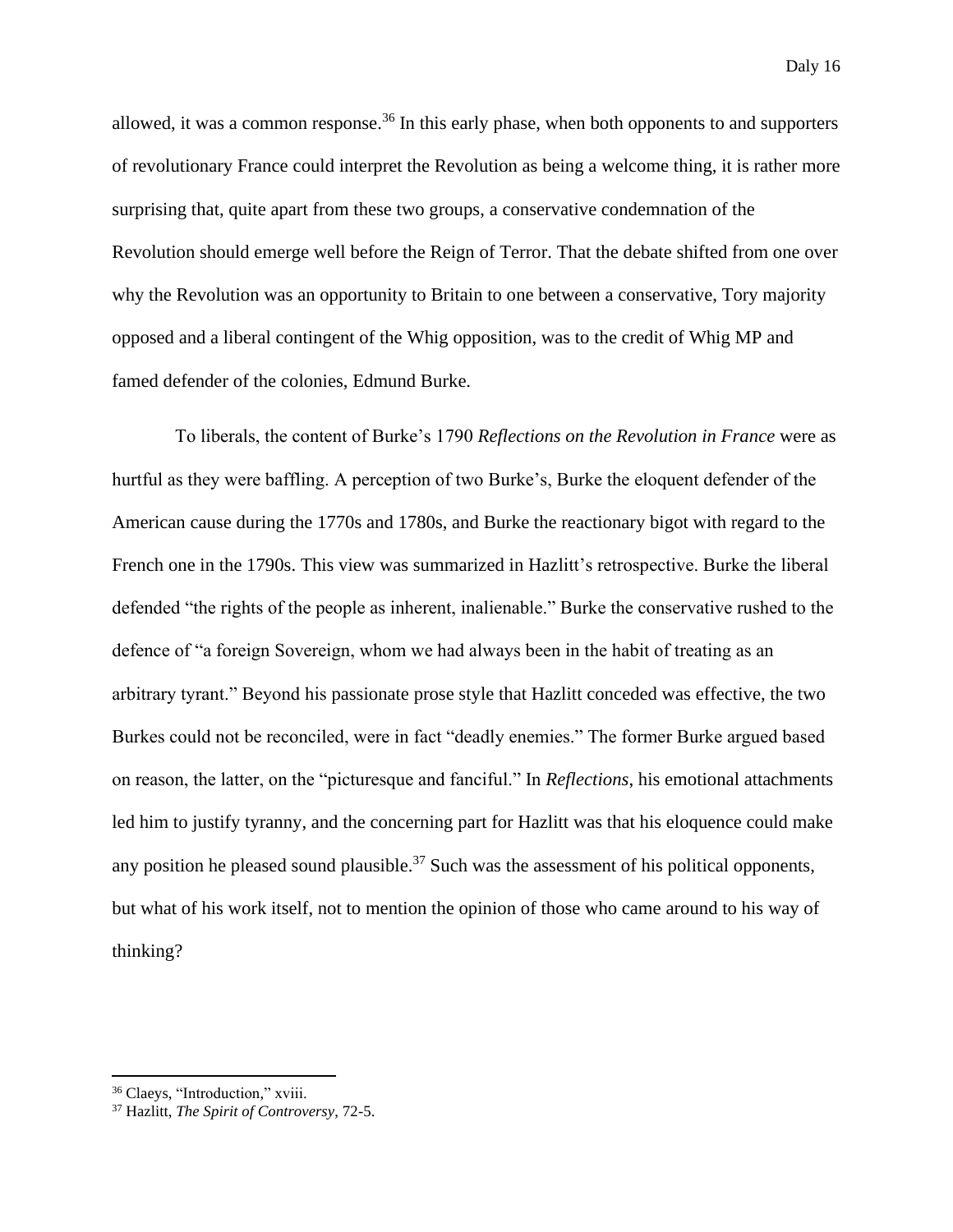allowed, it was a common response.[36] In this early phase, when both opponents to and supporters of revolutionary France could interpret the Revolution as being a welcome thing, it is rather more surprising that, quite apart from these two groups, a conservative condemnation of the Revolution should emerge well before the Reign of Terror. That the debate shifted from one over why the Revolution was an opportunity to Britain to one between a conservative, Tory majority opposed and a liberal contingent of the Whig opposition, was to the credit of Whig MP and famed defender of the colonies, Edmund Burke.

To liberals, the content of Burke's 1790 *Reflections on the Revolution in France* were as hurtful as they were baffling. A perception of two Burke's, Burke the eloquent defender of the American cause during the 1770s and 1780s, and Burke the reactionary bigot with regard to the French one in the 1790s. This view was summarized in Hazlitt's retrospective. Burke the liberal defended "the rights of the people as inherent, inalienable." Burke the conservative rushed to the defence of "a foreign Sovereign, whom we had always been in the habit of treating as an arbitrary tyrant." Beyond his passionate prose style that Hazlitt conceded was effective, the two Burkes could not be reconciled, were in fact "deadly enemies." The former Burke argued based on reason, the latter, on the "picturesque and fanciful." In *Reflections*, his emotional attachments led him to justify tyranny, and the concerning part for Hazlitt was that his eloquence could make any position he pleased sound plausible.[37] Such was the assessment of his political opponents, but what of his work itself, not to mention the opinion of those who came around to his way of thinking?

[36] Claeys, "Introduction," xviii.

[37] Hazlitt, *The Spirit of Controversy*, 72-5.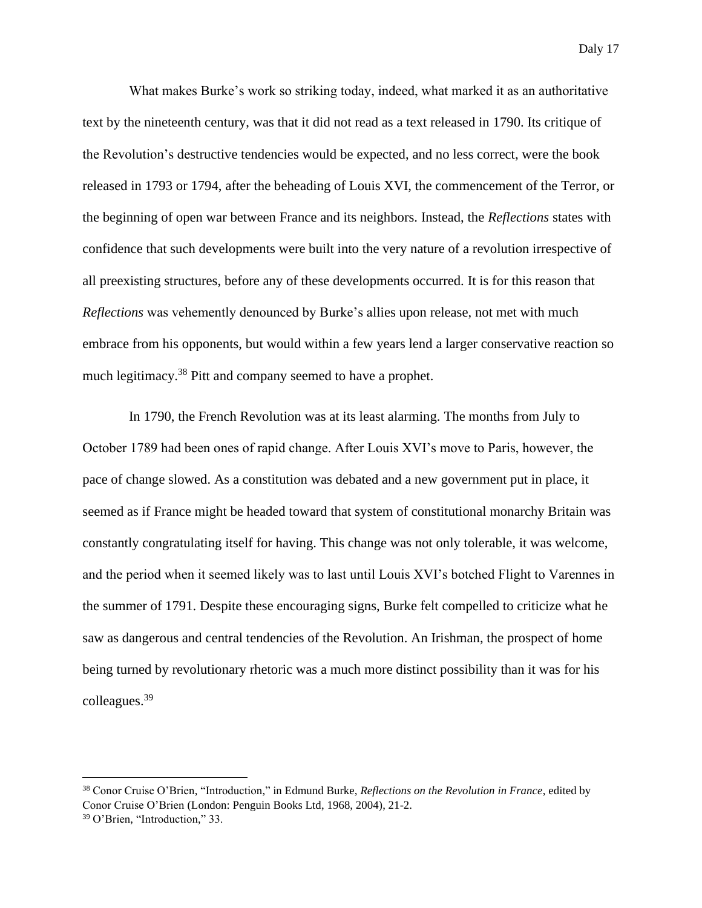What makes Burke's work so striking today, indeed, what marked it as an authoritative text by the nineteenth century, was that it did not read as a text released in 1790. Its critique of the Revolution's destructive tendencies would be expected, and no less correct, were the book released in 1793 or 1794, after the beheading of Louis XVI, the commencement of the Terror, or the beginning of open war between France and its neighbors. Instead, the *Reflections* states with confidence that such developments were built into the very nature of a revolution irrespective of all preexisting structures, before any of these developments occurred. It is for this reason that *Reflections* was vehemently denounced by Burke's allies upon release, not met with much embrace from his opponents, but would within a few years lend a larger conservative reaction so much legitimacy.[38] Pitt and company seemed to have a prophet.

In 1790, the French Revolution was at its least alarming. The months from July to October 1789 had been ones of rapid change. After Louis XVI's move to Paris, however, the pace of change slowed. As a constitution was debated and a new government put in place, it seemed as if France might be headed toward that system of constitutional monarchy Britain was constantly congratulating itself for having. This change was not only tolerable, it was welcome, and the period when it seemed likely was to last until Louis XVI's botched Flight to Varennes in the summer of 1791. Despite these encouraging signs, Burke felt compelled to criticize what he saw as dangerous and central tendencies of the Revolution. An Irishman, the prospect of home being turned by revolutionary rhetoric was a much more distinct possibility than it was for his colleagues.[39]

---

[38] Conor Cruise O'Brien, "Introduction," in Edmund Burke, *Reflections on the Revolution in France*, edited by Conor Cruise O'Brien (London: Penguin Books Ltd, 1968, 2004), 21-2.

[39] O'Brien, "Introduction," 33.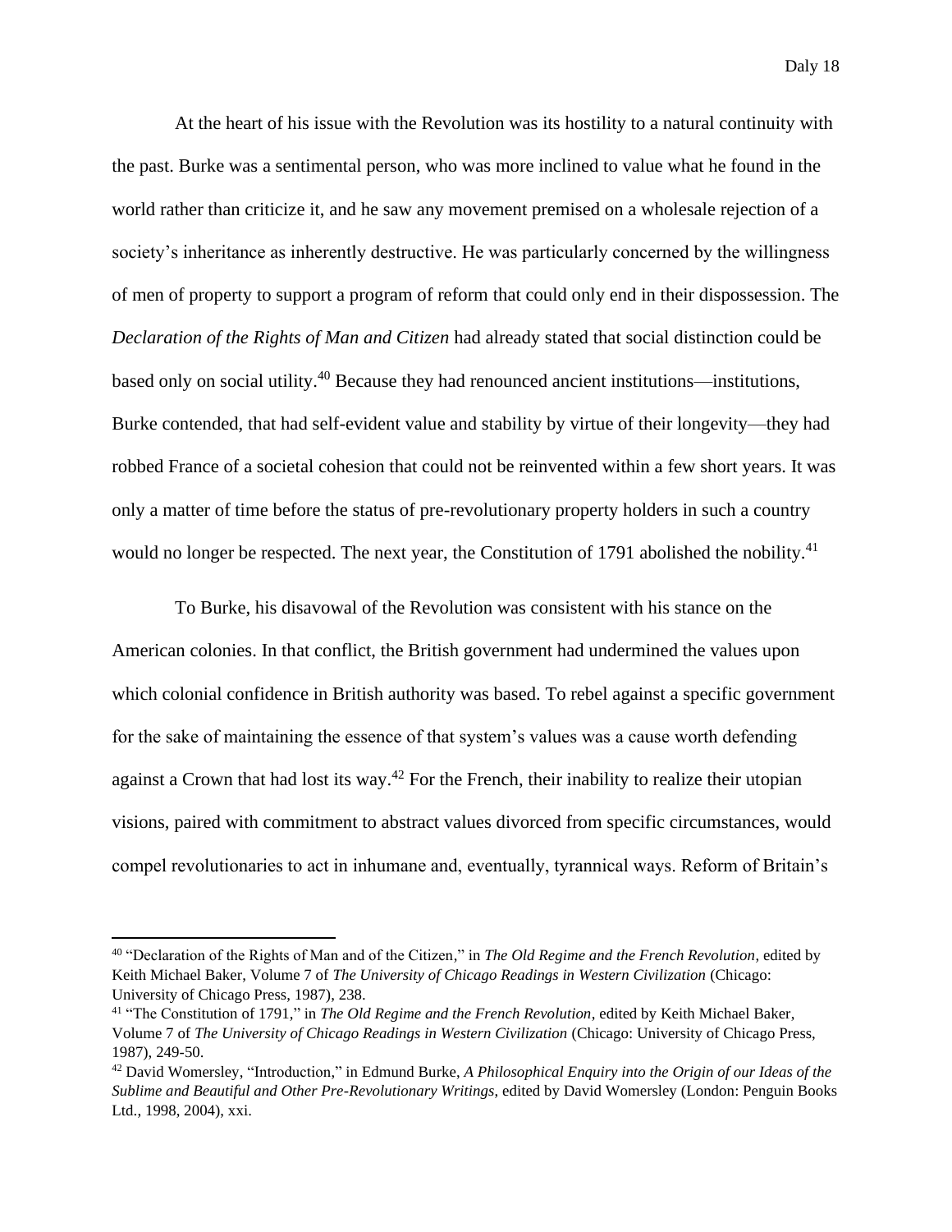At the heart of his issue with the Revolution was its hostility to a natural continuity with the past. Burke was a sentimental person, who was more inclined to value what he found in the world rather than criticize it, and he saw any movement premised on a wholesale rejection of a society's inheritance as inherently destructive. He was particularly concerned by the willingness of men of property to support a program of reform that could only end in their dispossession. The *Declaration of the Rights of Man and Citizen* had already stated that social distinction could be based only on social utility.[40] Because they had renounced ancient institutions—institutions, Burke contended, that had self-evident value and stability by virtue of their longevity—they had robbed France of a societal cohesion that could not be reinvented within a few short years. It was only a matter of time before the status of pre-revolutionary property holders in such a country would no longer be respected. The next year, the Constitution of 1791 abolished the nobility.[41]

To Burke, his disavowal of the Revolution was consistent with his stance on the American colonies. In that conflict, the British government had undermined the values upon which colonial confidence in British authority was based. To rebel against a specific government for the sake of maintaining the essence of that system's values was a cause worth defending against a Crown that had lost its way.[42] For the French, their inability to realize their utopian visions, paired with commitment to abstract values divorced from specific circumstances, would compel revolutionaries to act in inhumane and, eventually, tyrannical ways. Reform of Britain's

---

[40] "Declaration of the Rights of Man and of the Citizen," in *The Old Regime and the French Revolution*, edited by Keith Michael Baker, Volume 7 of *The University of Chicago Readings in Western Civilization* (Chicago: University of Chicago Press, 1987), 238.

[41] "The Constitution of 1791," in *The Old Regime and the French Revolution*, edited by Keith Michael Baker, Volume 7 of *The University of Chicago Readings in Western Civilization* (Chicago: University of Chicago Press, 1987), 249-50.

[42] David Womersley, "Introduction," in Edmund Burke, *A Philosophical Enquiry into the Origin of our Ideas of the Sublime and Beautiful and Other Pre-Revolutionary Writings*, edited by David Womersley (London: Penguin Books Ltd., 1998, 2004), xxi.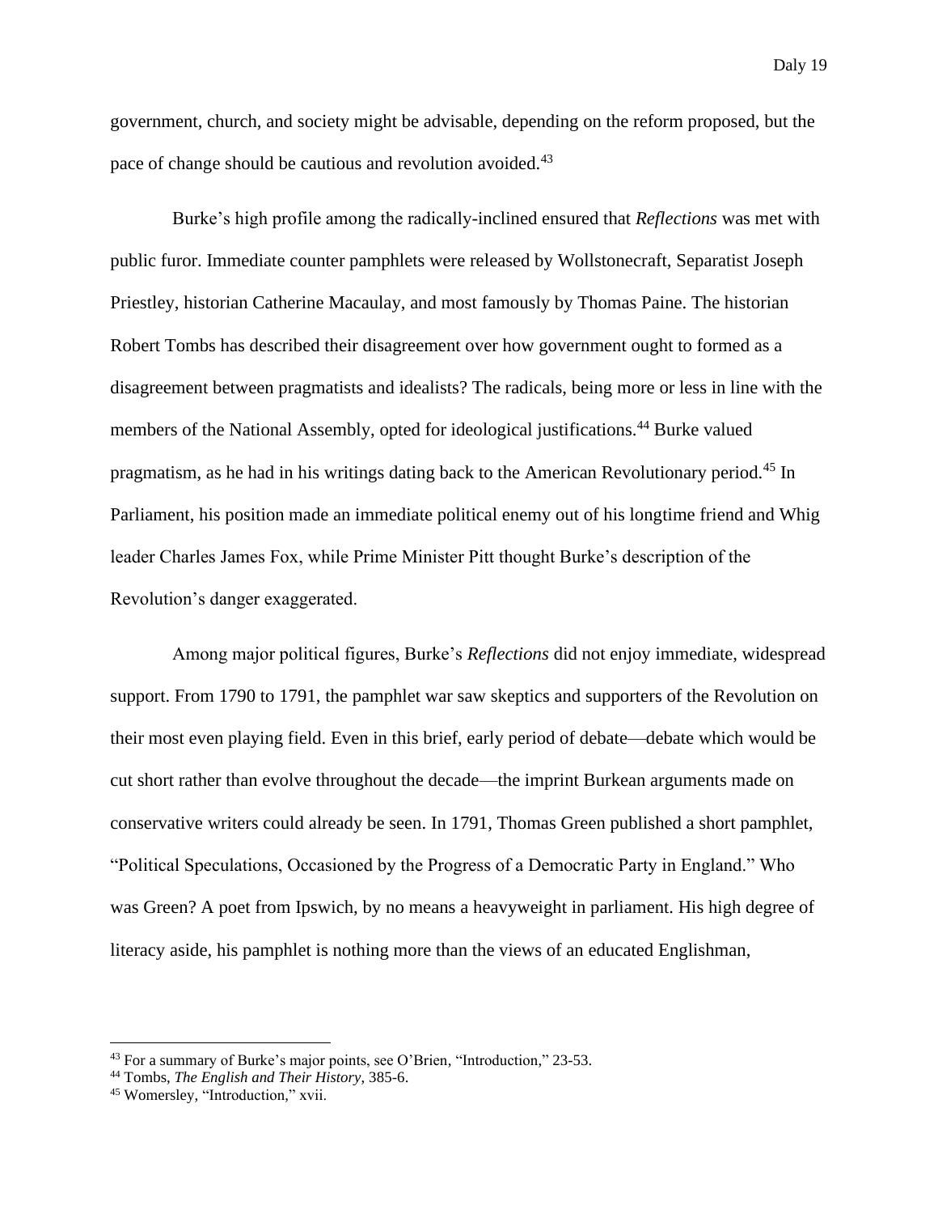government, church, and society might be advisable, depending on the reform proposed, but the pace of change should be cautious and revolution avoided.[43]

Burke's high profile among the radically-inclined ensured that *Reflections* was met with public furor. Immediate counter pamphlets were released by Wollstonecraft, Separatist Joseph Priestley, historian Catherine Macaulay, and most famously by Thomas Paine. The historian Robert Tombs has described their disagreement over how government ought to formed as a disagreement between pragmatists and idealists? The radicals, being more or less in line with the members of the National Assembly, opted for ideological justifications.[44] Burke valued pragmatism, as he had in his writings dating back to the American Revolutionary period.[45] In Parliament, his position made an immediate political enemy out of his longtime friend and Whig leader Charles James Fox, while Prime Minister Pitt thought Burke's description of the Revolution's danger exaggerated.

Among major political figures, Burke's *Reflections* did not enjoy immediate, widespread support. From 1790 to 1791, the pamphlet war saw skeptics and supporters of the Revolution on their most even playing field. Even in this brief, early period of debate—debate which would be cut short rather than evolve throughout the decade—the imprint Burkean arguments made on conservative writers could already be seen. In 1791, Thomas Green published a short pamphlet, "Political Speculations, Occasioned by the Progress of a Democratic Party in England." Who was Green? A poet from Ipswich, by no means a heavyweight in parliament. His high degree of literacy aside, his pamphlet is nothing more than the views of an educated Englishman,

---

[43] For a summary of Burke's major points, see O'Brien, "Introduction," 23-53.

[44] Tombs, *The English and Their History*, 385-6.

[45] Womersley, "Introduction," xvii.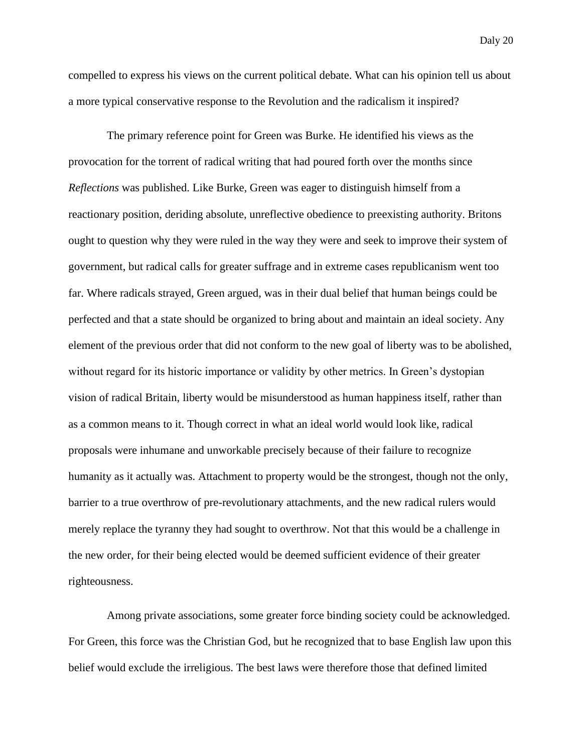compelled to express his views on the current political debate. What can his opinion tell us about a more typical conservative response to the Revolution and the radicalism it inspired?

The primary reference point for Green was Burke. He identified his views as the provocation for the torrent of radical writing that had poured forth over the months since *Reflections* was published. Like Burke, Green was eager to distinguish himself from a reactionary position, deriding absolute, unreflective obedience to preexisting authority. Britons ought to question why they were ruled in the way they were and seek to improve their system of government, but radical calls for greater suffrage and in extreme cases republicanism went too far. Where radicals strayed, Green argued, was in their dual belief that human beings could be perfected and that a state should be organized to bring about and maintain an ideal society. Any element of the previous order that did not conform to the new goal of liberty was to be abolished, without regard for its historic importance or validity by other metrics. In Green's dystopian vision of radical Britain, liberty would be misunderstood as human happiness itself, rather than as a common means to it. Though correct in what an ideal world would look like, radical proposals were inhumane and unworkable precisely because of their failure to recognize humanity as it actually was. Attachment to property would be the strongest, though not the only, barrier to a true overthrow of pre-revolutionary attachments, and the new radical rulers would merely replace the tyranny they had sought to overthrow. Not that this would be a challenge in the new order, for their being elected would be deemed sufficient evidence of their greater righteousness.

Among private associations, some greater force binding society could be acknowledged. For Green, this force was the Christian God, but he recognized that to base English law upon this belief would exclude the irreligious. The best laws were therefore those that defined limited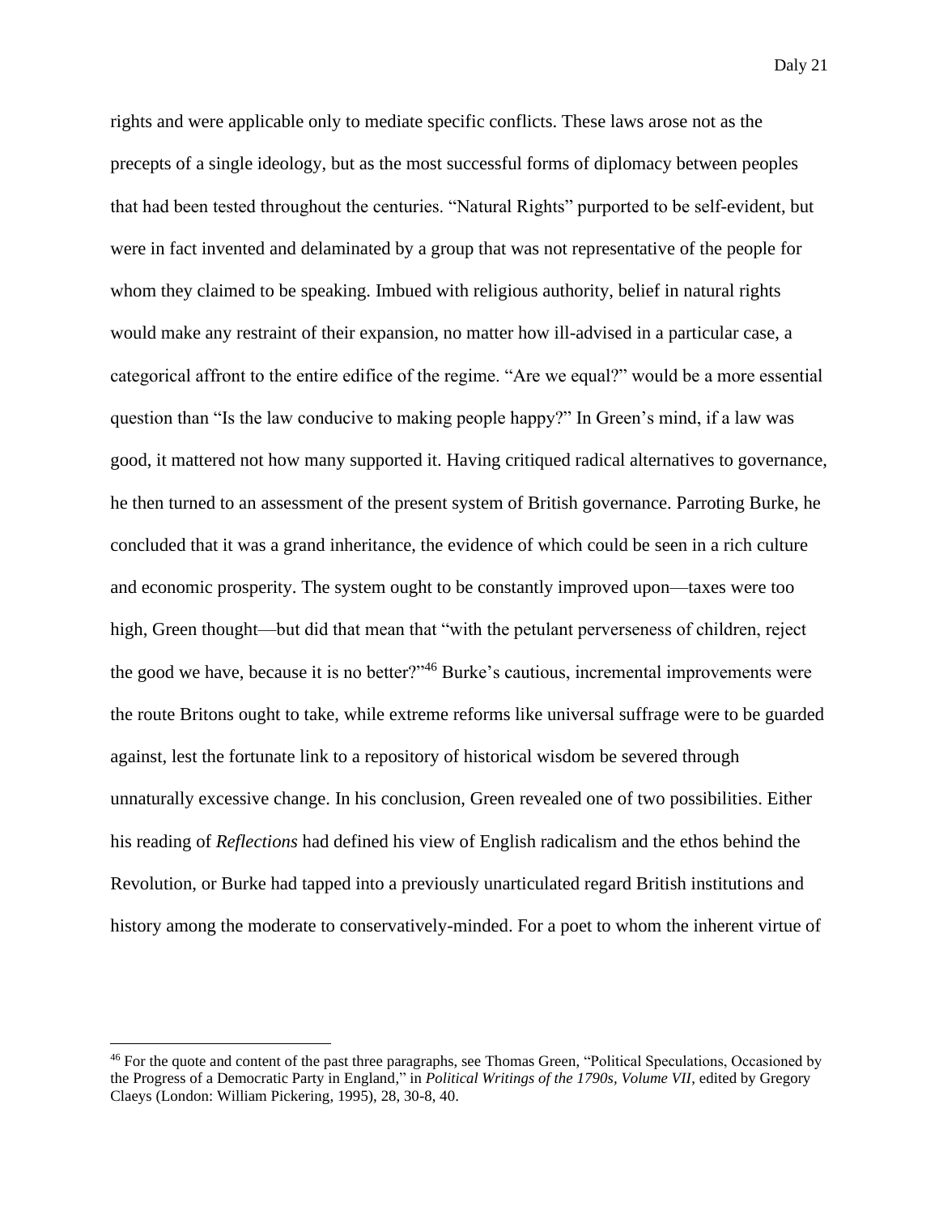rights and were applicable only to mediate specific conflicts. These laws arose not as the precepts of a single ideology, but as the most successful forms of diplomacy between peoples that had been tested throughout the centuries. "Natural Rights" purported to be self-evident, but were in fact invented and delaminated by a group that was not representative of the people for whom they claimed to be speaking. Imbued with religious authority, belief in natural rights would make any restraint of their expansion, no matter how ill-advised in a particular case, a categorical affront to the entire edifice of the regime. "Are we equal?" would be a more essential question than "Is the law conducive to making people happy?" In Green's mind, if a law was good, it mattered not how many supported it. Having critiqued radical alternatives to governance, he then turned to an assessment of the present system of British governance. Parroting Burke, he concluded that it was a grand inheritance, the evidence of which could be seen in a rich culture and economic prosperity. The system ought to be constantly improved upon—taxes were too high, Green thought—but did that mean that "with the petulant perverseness of children, reject the good we have, because it is no better?"[46] Burke's cautious, incremental improvements were the route Britons ought to take, while extreme reforms like universal suffrage were to be guarded against, lest the fortunate link to a repository of historical wisdom be severed through unnaturally excessive change. In his conclusion, Green revealed one of two possibilities. Either his reading of *Reflections* had defined his view of English radicalism and the ethos behind the Revolution, or Burke had tapped into a previously unarticulated regard British institutions and history among the moderate to conservatively-minded. For a poet to whom the inherent virtue of

[46] For the quote and content of the past three paragraphs, see Thomas Green, "Political Speculations, Occasioned by the Progress of a Democratic Party in England," in *Political Writings of the 1790s, Volume VII*, edited by Gregory Claeys (London: William Pickering, 1995), 28, 30-8, 40.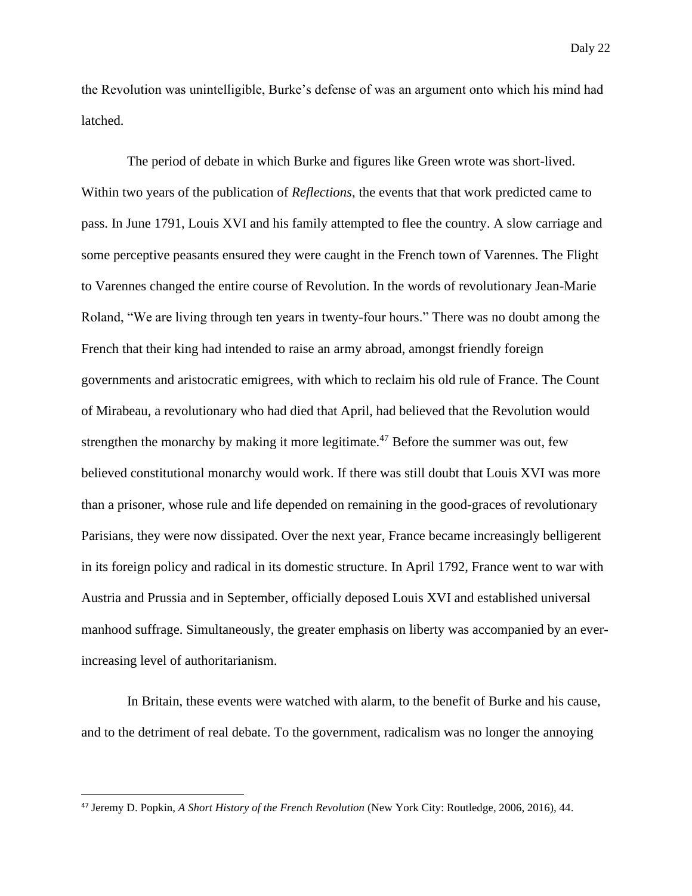the Revolution was unintelligible, Burke's defense of was an argument onto which his mind had latched.

The period of debate in which Burke and figures like Green wrote was short-lived. Within two years of the publication of *Reflections*, the events that that work predicted came to pass. In June 1791, Louis XVI and his family attempted to flee the country. A slow carriage and some perceptive peasants ensured they were caught in the French town of Varennes. The Flight to Varennes changed the entire course of Revolution. In the words of revolutionary Jean-Marie Roland, "We are living through ten years in twenty-four hours." There was no doubt among the French that their king had intended to raise an army abroad, amongst friendly foreign governments and aristocratic emigrees, with which to reclaim his old rule of France. The Count of Mirabeau, a revolutionary who had died that April, had believed that the Revolution would strengthen the monarchy by making it more legitimate.[47] Before the summer was out, few believed constitutional monarchy would work. If there was still doubt that Louis XVI was more than a prisoner, whose rule and life depended on remaining in the good-graces of revolutionary Parisians, they were now dissipated. Over the next year, France became increasingly belligerent in its foreign policy and radical in its domestic structure. In April 1792, France went to war with Austria and Prussia and in September, officially deposed Louis XVI and established universal manhood suffrage. Simultaneously, the greater emphasis on liberty was accompanied by an ever-increasing level of authoritarianism.

In Britain, these events were watched with alarm, to the benefit of Burke and his cause, and to the detriment of real debate. To the government, radicalism was no longer the annoying

[47] Jeremy D. Popkin, *A Short History of the French Revolution* (New York City: Routledge, 2006, 2016), 44.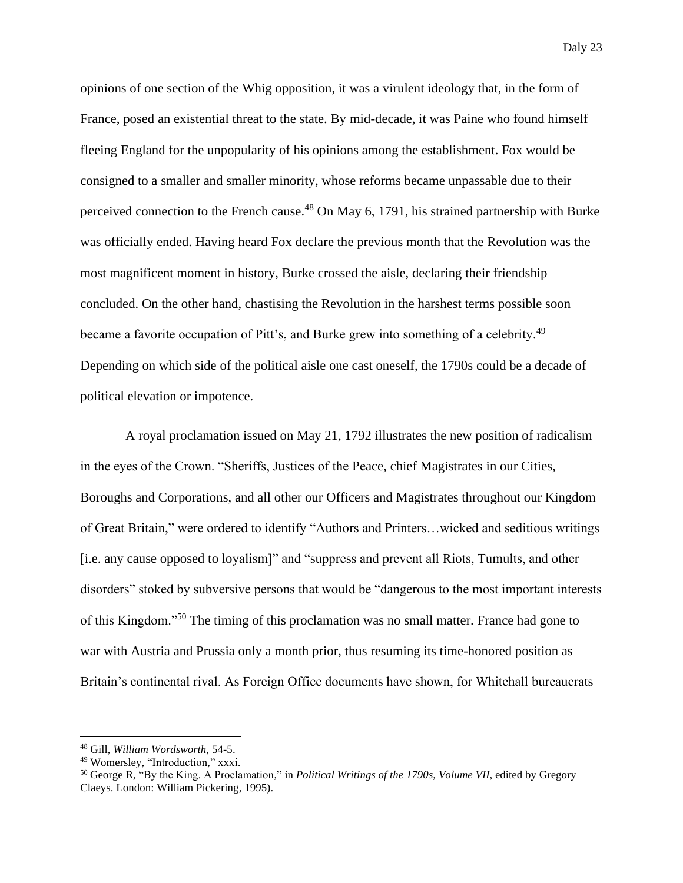opinions of one section of the Whig opposition, it was a virulent ideology that, in the form of France, posed an existential threat to the state. By mid-decade, it was Paine who found himself fleeing England for the unpopularity of his opinions among the establishment. Fox would be consigned to a smaller and smaller minority, whose reforms became unpassable due to their perceived connection to the French cause.[48] On May 6, 1791, his strained partnership with Burke was officially ended. Having heard Fox declare the previous month that the Revolution was the most magnificent moment in history, Burke crossed the aisle, declaring their friendship concluded. On the other hand, chastising the Revolution in the harshest terms possible soon became a favorite occupation of Pitt's, and Burke grew into something of a celebrity.[49] Depending on which side of the political aisle one cast oneself, the 1790s could be a decade of political elevation or impotence.

A royal proclamation issued on May 21, 1792 illustrates the new position of radicalism in the eyes of the Crown. "Sheriffs, Justices of the Peace, chief Magistrates in our Cities, Boroughs and Corporations, and all other our Officers and Magistrates throughout our Kingdom of Great Britain," were ordered to identify "Authors and Printers…wicked and seditious writings [i.e. any cause opposed to loyalism]" and "suppress and prevent all Riots, Tumults, and other disorders" stoked by subversive persons that would be "dangerous to the most important interests of this Kingdom."[50] The timing of this proclamation was no small matter. France had gone to war with Austria and Prussia only a month prior, thus resuming its time-honored position as Britain's continental rival. As Foreign Office documents have shown, for Whitehall bureaucrats

---

[48] Gill, *William Wordsworth*, 54-5.

[49] Womersley, "Introduction," xxxi.

[50] George R, "By the King. A Proclamation," in *Political Writings of the 1790s, Volume VII*, edited by Gregory Claeys. London: William Pickering, 1995).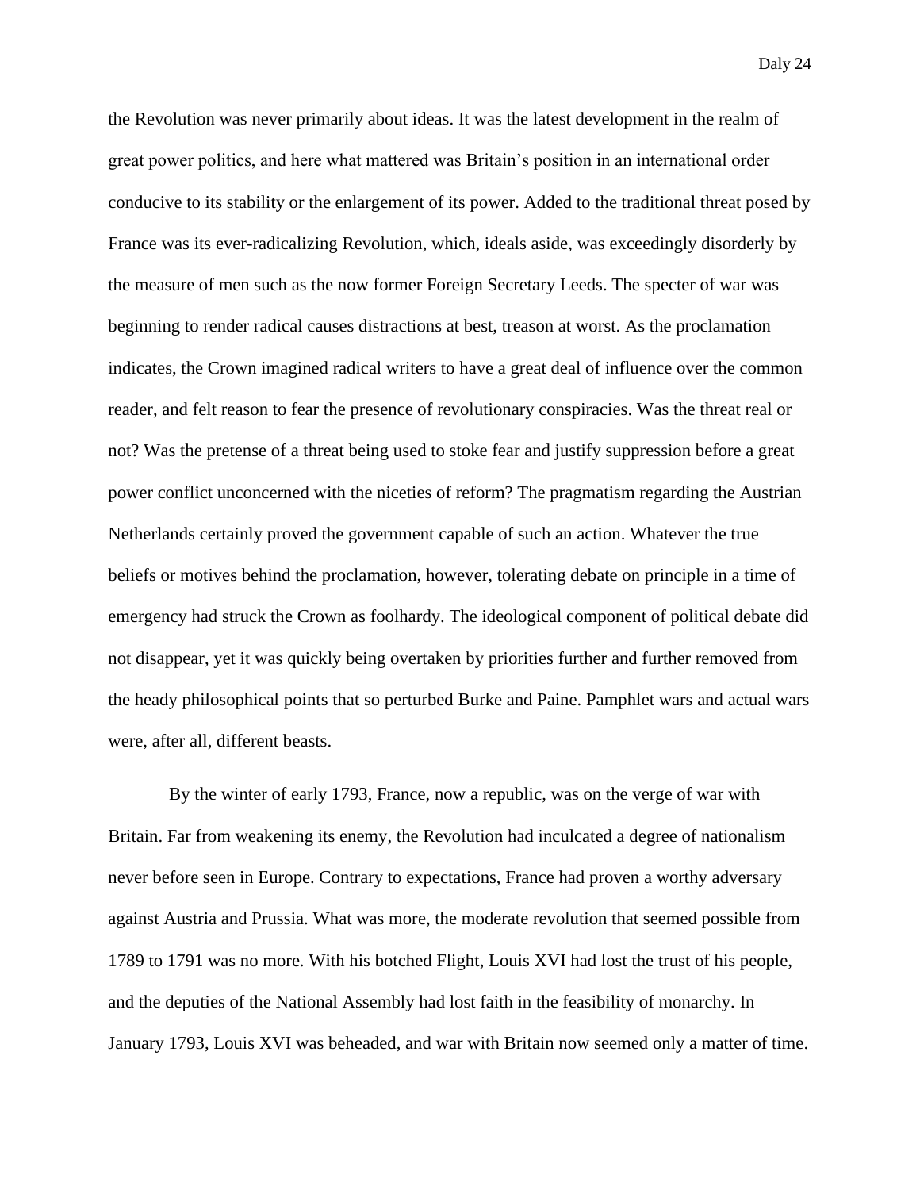the Revolution was never primarily about ideas. It was the latest development in the realm of great power politics, and here what mattered was Britain's position in an international order conducive to its stability or the enlargement of its power. Added to the traditional threat posed by France was its ever-radicalizing Revolution, which, ideals aside, was exceedingly disorderly by the measure of men such as the now former Foreign Secretary Leeds. The specter of war was beginning to render radical causes distractions at best, treason at worst. As the proclamation indicates, the Crown imagined radical writers to have a great deal of influence over the common reader, and felt reason to fear the presence of revolutionary conspiracies. Was the threat real or not? Was the pretense of a threat being used to stoke fear and justify suppression before a great power conflict unconcerned with the niceties of reform? The pragmatism regarding the Austrian Netherlands certainly proved the government capable of such an action. Whatever the true beliefs or motives behind the proclamation, however, tolerating debate on principle in a time of emergency had struck the Crown as foolhardy. The ideological component of political debate did not disappear, yet it was quickly being overtaken by priorities further and further removed from the heady philosophical points that so perturbed Burke and Paine. Pamphlet wars and actual wars were, after all, different beasts.

By the winter of early 1793, France, now a republic, was on the verge of war with Britain. Far from weakening its enemy, the Revolution had inculcated a degree of nationalism never before seen in Europe. Contrary to expectations, France had proven a worthy adversary against Austria and Prussia. What was more, the moderate revolution that seemed possible from 1789 to 1791 was no more. With his botched Flight, Louis XVI had lost the trust of his people, and the deputies of the National Assembly had lost faith in the feasibility of monarchy. In January 1793, Louis XVI was beheaded, and war with Britain now seemed only a matter of time.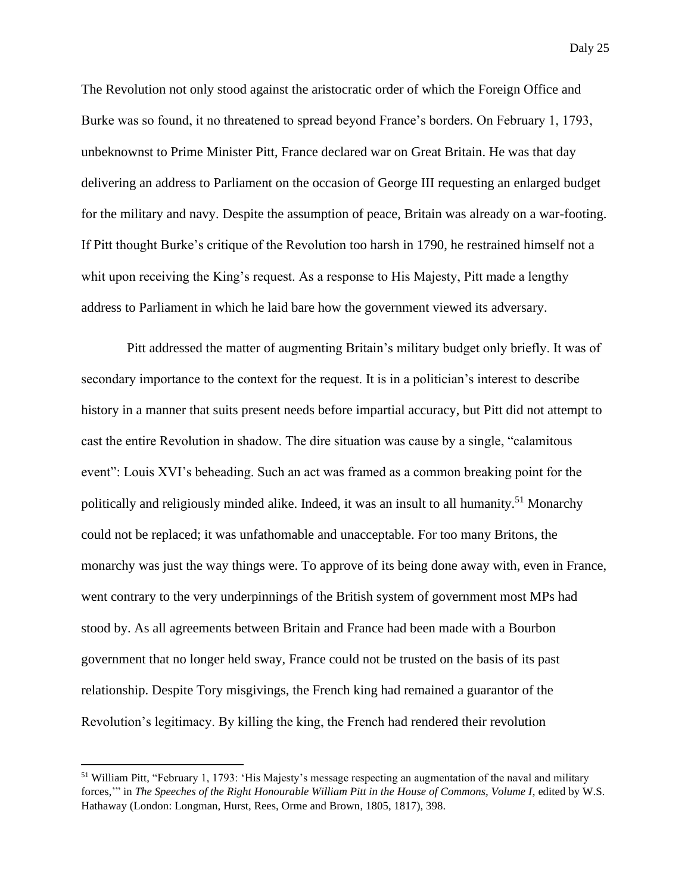The Revolution not only stood against the aristocratic order of which the Foreign Office and Burke was so found, it no threatened to spread beyond France's borders. On February 1, 1793, unbeknownst to Prime Minister Pitt, France declared war on Great Britain. He was that day delivering an address to Parliament on the occasion of George III requesting an enlarged budget for the military and navy. Despite the assumption of peace, Britain was already on a war-footing. If Pitt thought Burke's critique of the Revolution too harsh in 1790, he restrained himself not a whit upon receiving the King's request. As a response to His Majesty, Pitt made a lengthy address to Parliament in which he laid bare how the government viewed its adversary.

Pitt addressed the matter of augmenting Britain's military budget only briefly. It was of secondary importance to the context for the request. It is in a politician's interest to describe history in a manner that suits present needs before impartial accuracy, but Pitt did not attempt to cast the entire Revolution in shadow. The dire situation was cause by a single, "calamitous event": Louis XVI's beheading. Such an act was framed as a common breaking point for the politically and religiously minded alike. Indeed, it was an insult to all humanity.[51] Monarchy could not be replaced; it was unfathomable and unacceptable. For too many Britons, the monarchy was just the way things were. To approve of its being done away with, even in France, went contrary to the very underpinnings of the British system of government most MPs had stood by. As all agreements between Britain and France had been made with a Bourbon government that no longer held sway, France could not be trusted on the basis of its past relationship. Despite Tory misgivings, the French king had remained a guarantor of the Revolution's legitimacy. By killing the king, the French had rendered their revolution

---

[51] William Pitt, "February 1, 1793: 'His Majesty's message respecting an augmentation of the naval and military forces,'" in *The Speeches of the Right Honourable William Pitt in the House of Commons, Volume I*, edited by W.S. Hathaway (London: Longman, Hurst, Rees, Orme and Brown, 1805, 1817), 398.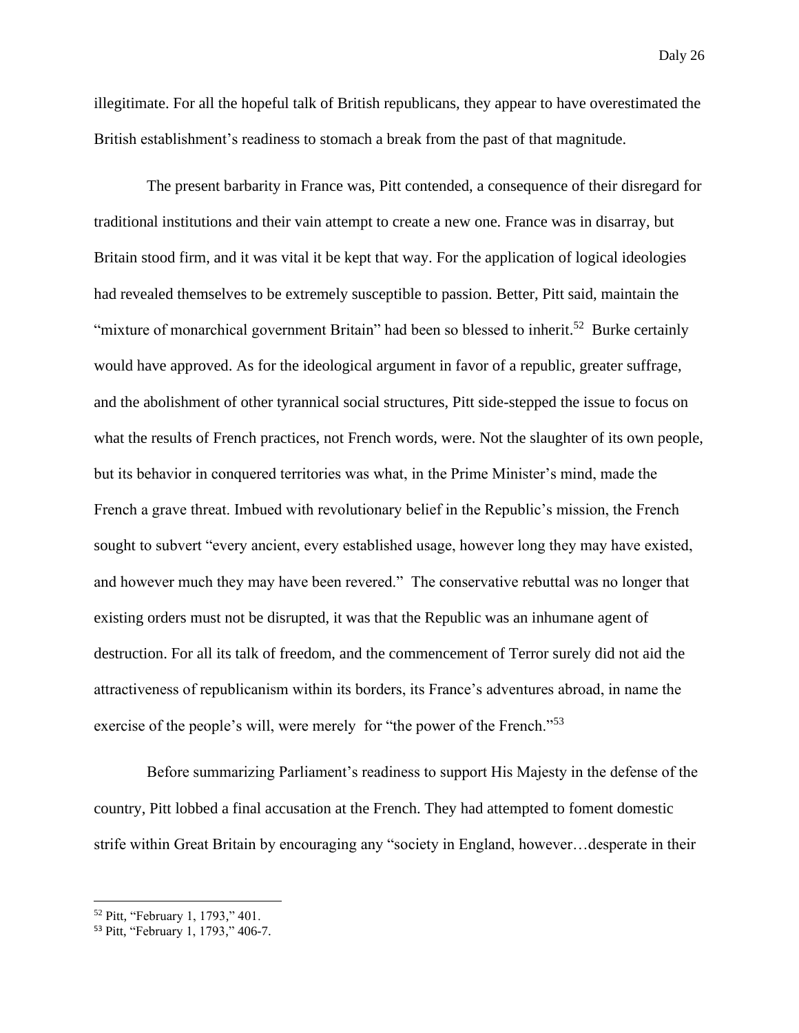illegitimate. For all the hopeful talk of British republicans, they appear to have overestimated the British establishment's readiness to stomach a break from the past of that magnitude.

The present barbarity in France was, Pitt contended, a consequence of their disregard for traditional institutions and their vain attempt to create a new one. France was in disarray, but Britain stood firm, and it was vital it be kept that way. For the application of logical ideologies had revealed themselves to be extremely susceptible to passion. Better, Pitt said, maintain the "mixture of monarchical government Britain" had been so blessed to inherit.[52] Burke certainly would have approved. As for the ideological argument in favor of a republic, greater suffrage, and the abolishment of other tyrannical social structures, Pitt side-stepped the issue to focus on what the results of French practices, not French words, were. Not the slaughter of its own people, but its behavior in conquered territories was what, in the Prime Minister's mind, made the French a grave threat. Imbued with revolutionary belief in the Republic's mission, the French sought to subvert "every ancient, every established usage, however long they may have existed, and however much they may have been revered." The conservative rebuttal was no longer that existing orders must not be disrupted, it was that the Republic was an inhumane agent of destruction. For all its talk of freedom, and the commencement of Terror surely did not aid the attractiveness of republicanism within its borders, its France's adventures abroad, in name the exercise of the people's will, were merely for "the power of the French."[53]

Before summarizing Parliament's readiness to support His Majesty in the defense of the country, Pitt lobbed a final accusation at the French. They had attempted to foment domestic strife within Great Britain by encouraging any "society in England, however…desperate in their

---

[52] Pitt, "February 1, 1793," 401.

[53] Pitt, "February 1, 1793," 406-7.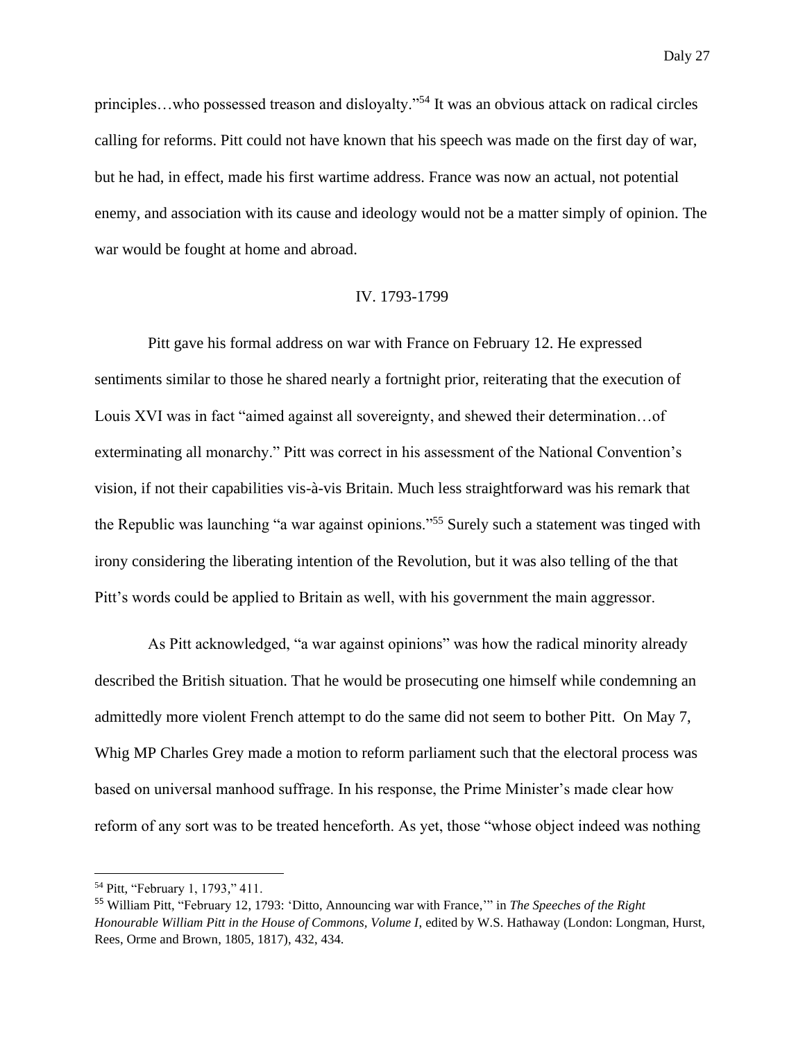principles…who possessed treason and disloyalty."[54] It was an obvious attack on radical circles calling for reforms. Pitt could not have known that his speech was made on the first day of war, but he had, in effect, made his first wartime address. France was now an actual, not potential enemy, and association with its cause and ideology would not be a matter simply of opinion. The war would be fought at home and abroad.

## IV. 1793-1799

Pitt gave his formal address on war with France on February 12. He expressed sentiments similar to those he shared nearly a fortnight prior, reiterating that the execution of Louis XVI was in fact "aimed against all sovereignty, and shewed their determination…of exterminating all monarchy." Pitt was correct in his assessment of the National Convention's vision, if not their capabilities vis-à-vis Britain. Much less straightforward was his remark that the Republic was launching "a war against opinions."[55] Surely such a statement was tinged with irony considering the liberating intention of the Revolution, but it was also telling of the that Pitt's words could be applied to Britain as well, with his government the main aggressor.

As Pitt acknowledged, "a war against opinions" was how the radical minority already described the British situation. That he would be prosecuting one himself while condemning an admittedly more violent French attempt to do the same did not seem to bother Pitt. On May 7, Whig MP Charles Grey made a motion to reform parliament such that the electoral process was based on universal manhood suffrage. In his response, the Prime Minister's made clear how reform of any sort was to be treated henceforth. As yet, those "whose object indeed was nothing

---

[54] Pitt, "February 1, 1793," 411.

[55] William Pitt, "February 12, 1793: 'Ditto, Announcing war with France,'" in *The Speeches of the Right Honourable William Pitt in the House of Commons, Volume I*, edited by W.S. Hathaway (London: Longman, Hurst, Rees, Orme and Brown, 1805, 1817), 432, 434.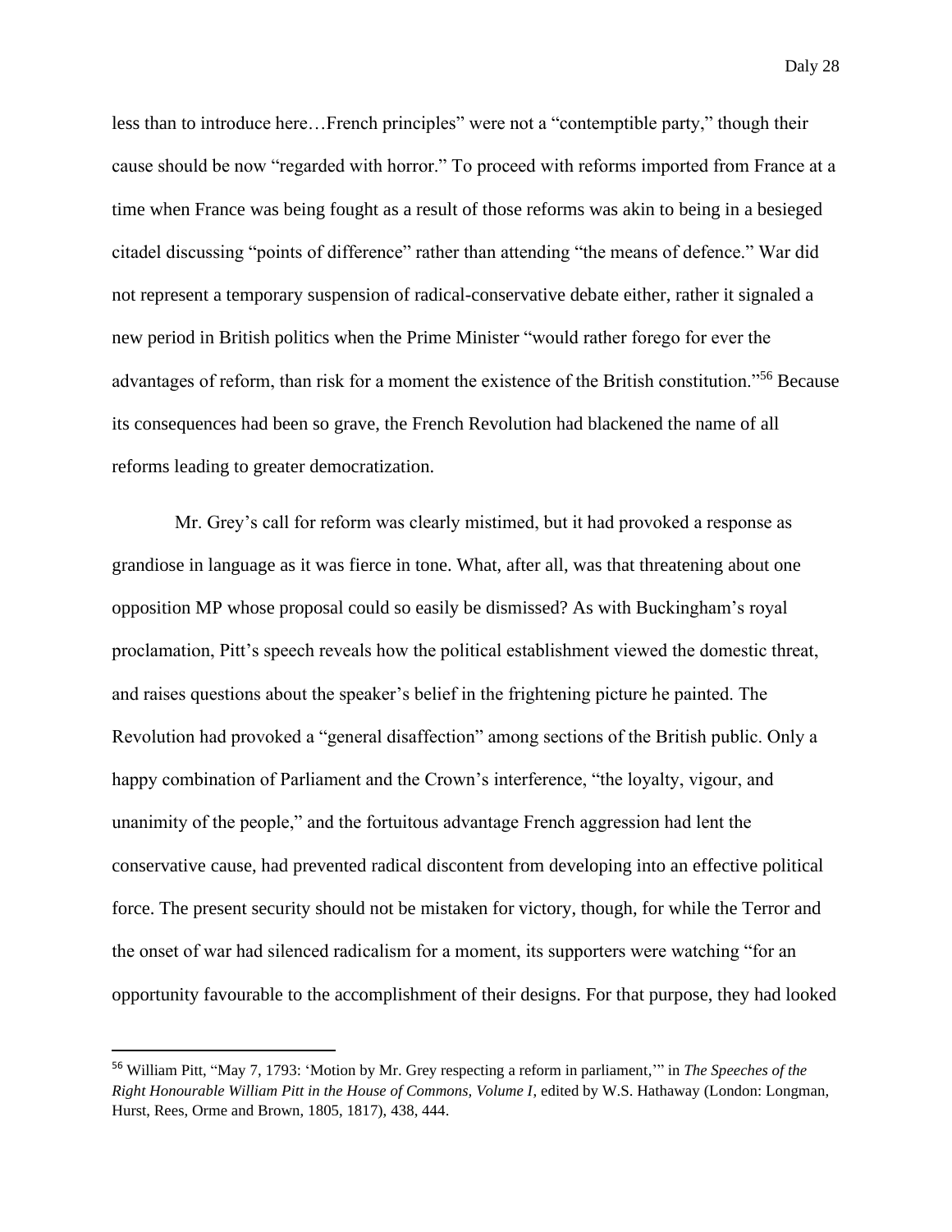less than to introduce here…French principles" were not a "contemptible party," though their cause should be now "regarded with horror." To proceed with reforms imported from France at a time when France was being fought as a result of those reforms was akin to being in a besieged citadel discussing "points of difference" rather than attending "the means of defence." War did not represent a temporary suspension of radical-conservative debate either, rather it signaled a new period in British politics when the Prime Minister "would rather forego for ever the advantages of reform, than risk for a moment the existence of the British constitution."[56] Because its consequences had been so grave, the French Revolution had blackened the name of all reforms leading to greater democratization.

Mr. Grey's call for reform was clearly mistimed, but it had provoked a response as grandiose in language as it was fierce in tone. What, after all, was that threatening about one opposition MP whose proposal could so easily be dismissed? As with Buckingham's royal proclamation, Pitt's speech reveals how the political establishment viewed the domestic threat, and raises questions about the speaker's belief in the frightening picture he painted. The Revolution had provoked a "general disaffection" among sections of the British public. Only a happy combination of Parliament and the Crown's interference, "the loyalty, vigour, and unanimity of the people," and the fortuitous advantage French aggression had lent the conservative cause, had prevented radical discontent from developing into an effective political force. The present security should not be mistaken for victory, though, for while the Terror and the onset of war had silenced radicalism for a moment, its supporters were watching "for an opportunity favourable to the accomplishment of their designs. For that purpose, they had looked

---

[56] William Pitt, "May 7, 1793: 'Motion by Mr. Grey respecting a reform in parliament,'" in *The Speeches of the Right Honourable William Pitt in the House of Commons, Volume I*, edited by W.S. Hathaway (London: Longman, Hurst, Rees, Orme and Brown, 1805, 1817), 438, 444.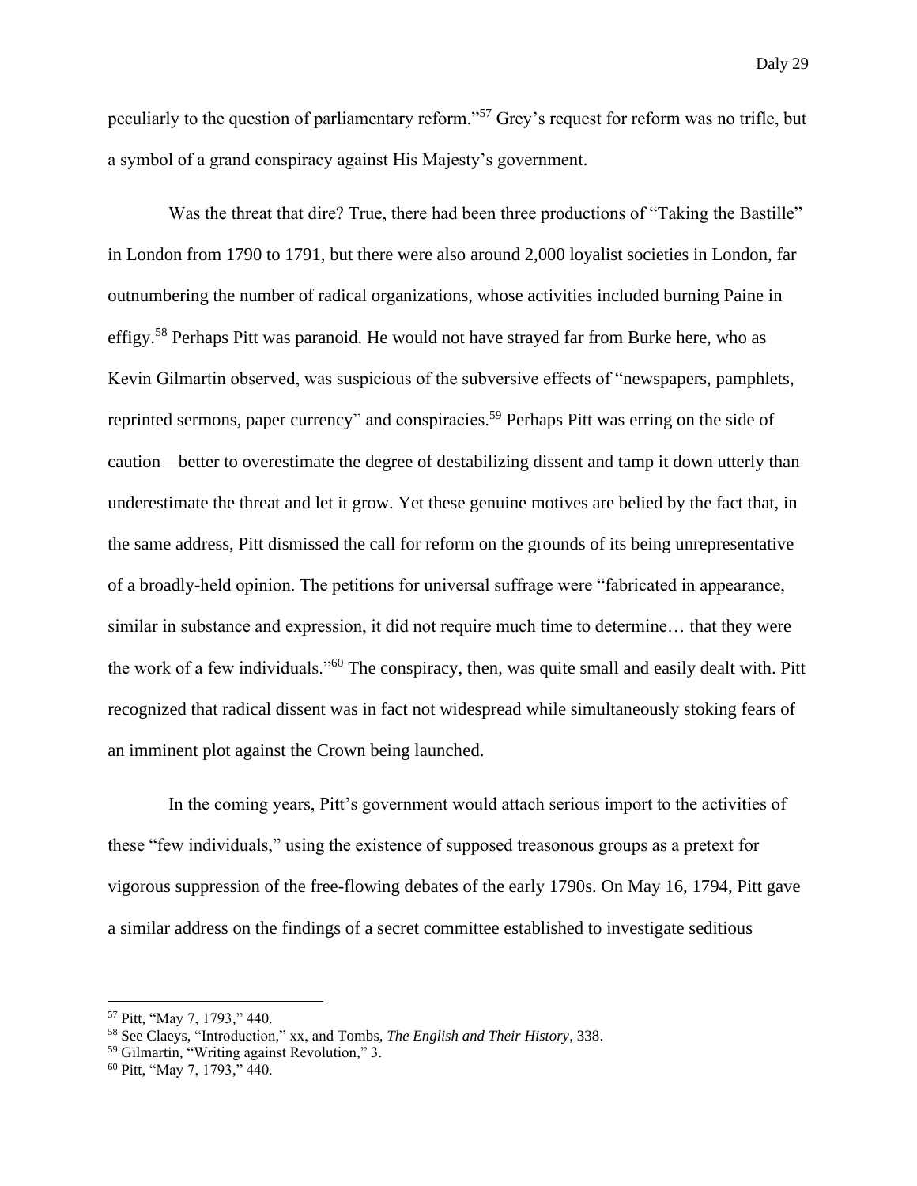peculiarly to the question of parliamentary reform."[57] Grey's request for reform was no trifle, but a symbol of a grand conspiracy against His Majesty's government.

Was the threat that dire? True, there had been three productions of "Taking the Bastille" in London from 1790 to 1791, but there were also around 2,000 loyalist societies in London, far outnumbering the number of radical organizations, whose activities included burning Paine in effigy.[58] Perhaps Pitt was paranoid. He would not have strayed far from Burke here, who as Kevin Gilmartin observed, was suspicious of the subversive effects of "newspapers, pamphlets, reprinted sermons, paper currency" and conspiracies.[59] Perhaps Pitt was erring on the side of caution—better to overestimate the degree of destabilizing dissent and tamp it down utterly than underestimate the threat and let it grow. Yet these genuine motives are belied by the fact that, in the same address, Pitt dismissed the call for reform on the grounds of its being unrepresentative of a broadly-held opinion. The petitions for universal suffrage were "fabricated in appearance, similar in substance and expression, it did not require much time to determine… that they were the work of a few individuals."[60] The conspiracy, then, was quite small and easily dealt with. Pitt recognized that radical dissent was in fact not widespread while simultaneously stoking fears of an imminent plot against the Crown being launched.

In the coming years, Pitt's government would attach serious import to the activities of these "few individuals," using the existence of supposed treasonous groups as a pretext for vigorous suppression of the free-flowing debates of the early 1790s. On May 16, 1794, Pitt gave a similar address on the findings of a secret committee established to investigate seditious

---

[57] Pitt, "May 7, 1793," 440.

[58] See Claeys, "Introduction," xx, and Tombs, *The English and Their History*, 338.

[59] Gilmartin, "Writing against Revolution," 3.

[60] Pitt, "May 7, 1793," 440.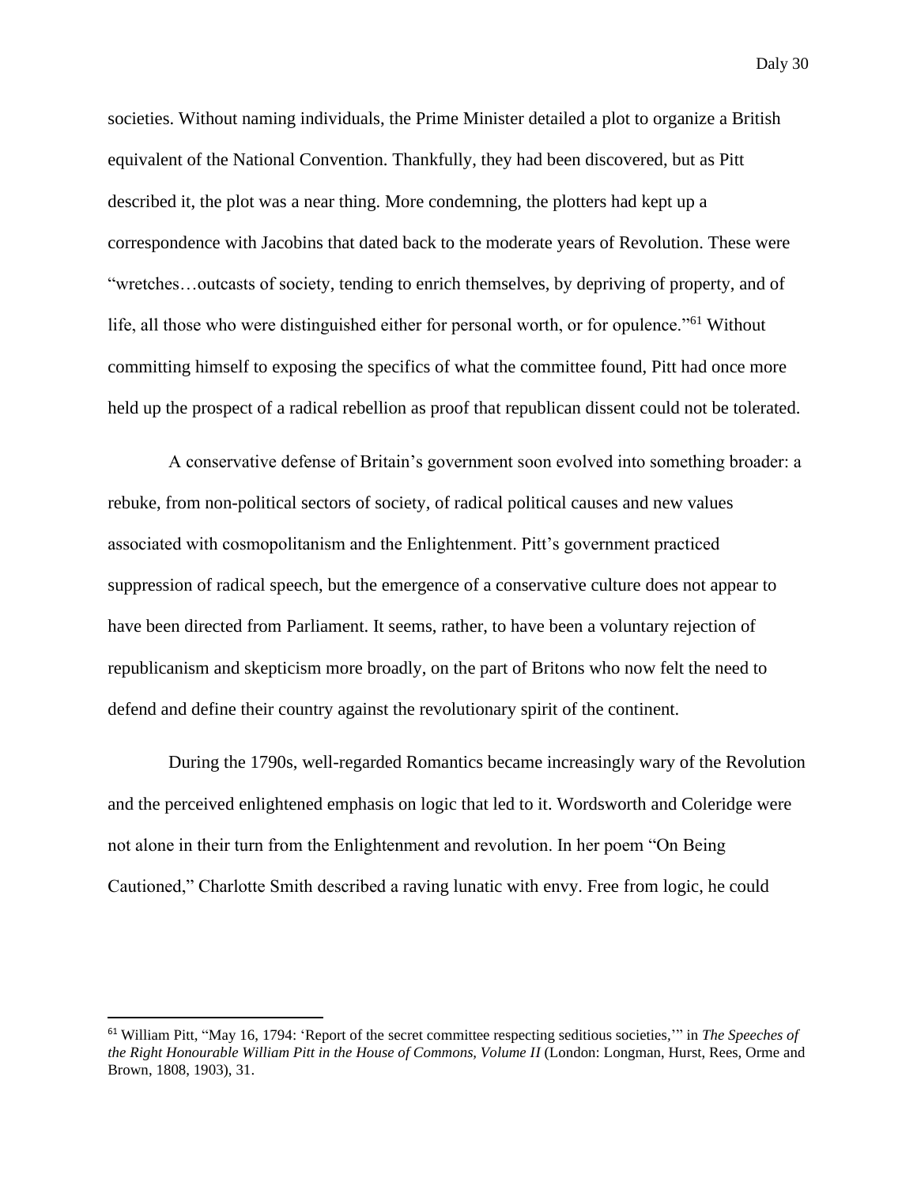societies. Without naming individuals, the Prime Minister detailed a plot to organize a British equivalent of the National Convention. Thankfully, they had been discovered, but as Pitt described it, the plot was a near thing. More condemning, the plotters had kept up a correspondence with Jacobins that dated back to the moderate years of Revolution. These were "wretches…outcasts of society, tending to enrich themselves, by depriving of property, and of life, all those who were distinguished either for personal worth, or for opulence."[61] Without committing himself to exposing the specifics of what the committee found, Pitt had once more held up the prospect of a radical rebellion as proof that republican dissent could not be tolerated.

A conservative defense of Britain's government soon evolved into something broader: a rebuke, from non-political sectors of society, of radical political causes and new values associated with cosmopolitanism and the Enlightenment. Pitt's government practiced suppression of radical speech, but the emergence of a conservative culture does not appear to have been directed from Parliament. It seems, rather, to have been a voluntary rejection of republicanism and skepticism more broadly, on the part of Britons who now felt the need to defend and define their country against the revolutionary spirit of the continent.

During the 1790s, well-regarded Romantics became increasingly wary of the Revolution and the perceived enlightened emphasis on logic that led to it. Wordsworth and Coleridge were not alone in their turn from the Enlightenment and revolution. In her poem "On Being Cautioned," Charlotte Smith described a raving lunatic with envy. Free from logic, he could

---

[61] William Pitt, "May 16, 1794: 'Report of the secret committee respecting seditious societies,'" in *The Speeches of the Right Honourable William Pitt in the House of Commons, Volume II* (London: Longman, Hurst, Rees, Orme and Brown, 1808, 1903), 31.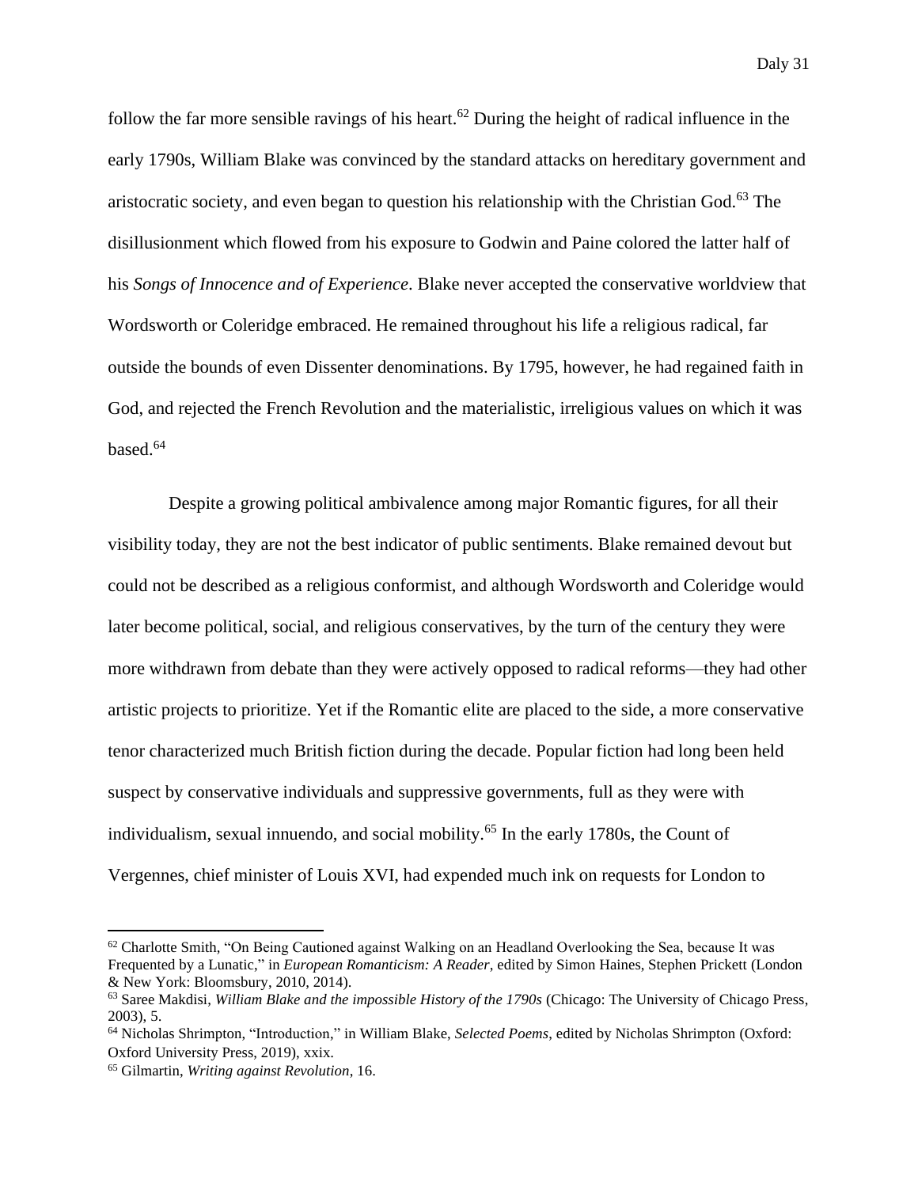follow the far more sensible ravings of his heart.[62] During the height of radical influence in the early 1790s, William Blake was convinced by the standard attacks on hereditary government and aristocratic society, and even began to question his relationship with the Christian God.[63] The disillusionment which flowed from his exposure to Godwin and Paine colored the latter half of his *Songs of Innocence and of Experience*. Blake never accepted the conservative worldview that Wordsworth or Coleridge embraced. He remained throughout his life a religious radical, far outside the bounds of even Dissenter denominations. By 1795, however, he had regained faith in God, and rejected the French Revolution and the materialistic, irreligious values on which it was based.[64]

Despite a growing political ambivalence among major Romantic figures, for all their visibility today, they are not the best indicator of public sentiments. Blake remained devout but could not be described as a religious conformist, and although Wordsworth and Coleridge would later become political, social, and religious conservatives, by the turn of the century they were more withdrawn from debate than they were actively opposed to radical reforms—they had other artistic projects to prioritize. Yet if the Romantic elite are placed to the side, a more conservative tenor characterized much British fiction during the decade. Popular fiction had long been held suspect by conservative individuals and suppressive governments, full as they were with individualism, sexual innuendo, and social mobility.[65] In the early 1780s, the Count of Vergennes, chief minister of Louis XVI, had expended much ink on requests for London to

---

[62] Charlotte Smith, "On Being Cautioned against Walking on an Headland Overlooking the Sea, because It was Frequented by a Lunatic," in *European Romanticism: A Reader*, edited by Simon Haines, Stephen Prickett (London & New York: Bloomsbury, 2010, 2014).

[63] Saree Makdisi, *William Blake and the impossible History of the 1790s* (Chicago: The University of Chicago Press, 2003), 5.

[64] Nicholas Shrimpton, "Introduction," in William Blake, *Selected Poems*, edited by Nicholas Shrimpton (Oxford: Oxford University Press, 2019), xxix.

[65] Gilmartin, *Writing against Revolution*, 16.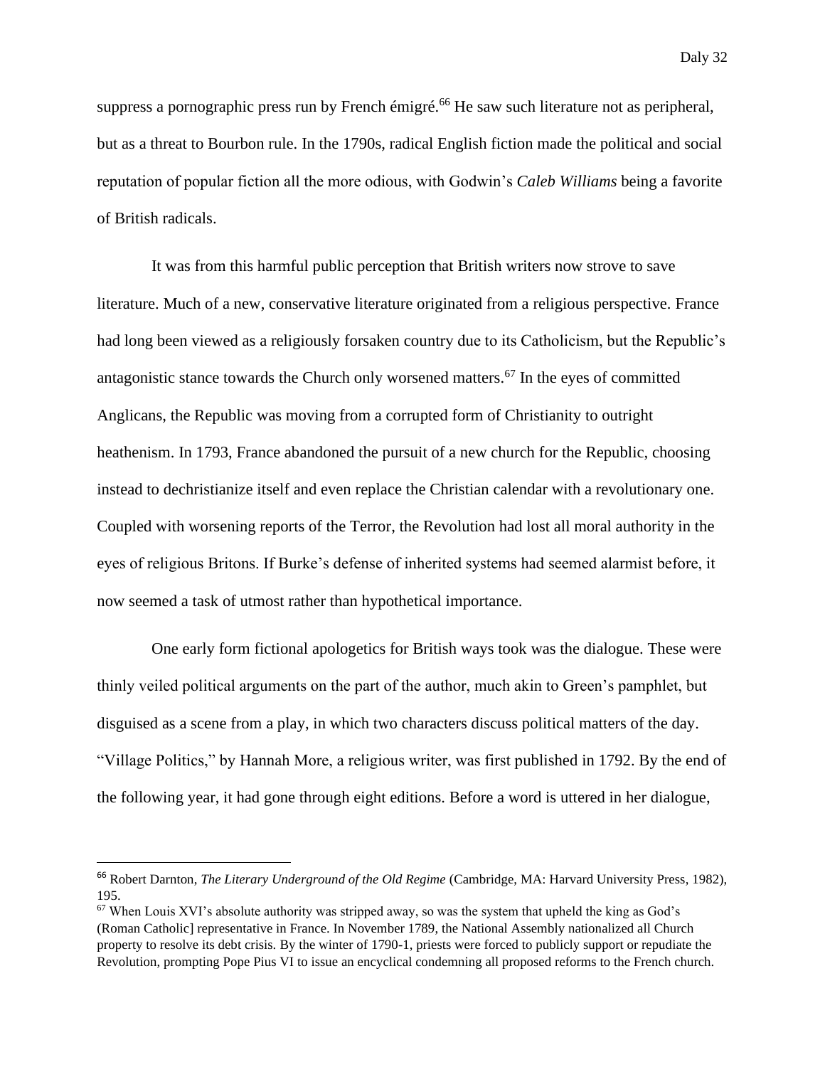suppress a pornographic press run by French émigré.[66] He saw such literature not as peripheral, but as a threat to Bourbon rule. In the 1790s, radical English fiction made the political and social reputation of popular fiction all the more odious, with Godwin's *Caleb Williams* being a favorite of British radicals.

It was from this harmful public perception that British writers now strove to save literature. Much of a new, conservative literature originated from a religious perspective. France had long been viewed as a religiously forsaken country due to its Catholicism, but the Republic's antagonistic stance towards the Church only worsened matters.[67] In the eyes of committed Anglicans, the Republic was moving from a corrupted form of Christianity to outright heathenism. In 1793, France abandoned the pursuit of a new church for the Republic, choosing instead to dechristianize itself and even replace the Christian calendar with a revolutionary one. Coupled with worsening reports of the Terror, the Revolution had lost all moral authority in the eyes of religious Britons. If Burke's defense of inherited systems had seemed alarmist before, it now seemed a task of utmost rather than hypothetical importance.

One early form fictional apologetics for British ways took was the dialogue. These were thinly veiled political arguments on the part of the author, much akin to Green's pamphlet, but disguised as a scene from a play, in which two characters discuss political matters of the day. "Village Politics," by Hannah More, a religious writer, was first published in 1792. By the end of the following year, it had gone through eight editions. Before a word is uttered in her dialogue,

---

[66] Robert Darnton, *The Literary Underground of the Old Regime* (Cambridge, MA: Harvard University Press, 1982), 195.

[67] When Louis XVI's absolute authority was stripped away, so was the system that upheld the king as God's (Roman Catholic] representative in France. In November 1789, the National Assembly nationalized all Church property to resolve its debt crisis. By the winter of 1790-1, priests were forced to publicly support or repudiate the Revolution, prompting Pope Pius VI to issue an encyclical condemning all proposed reforms to the French church.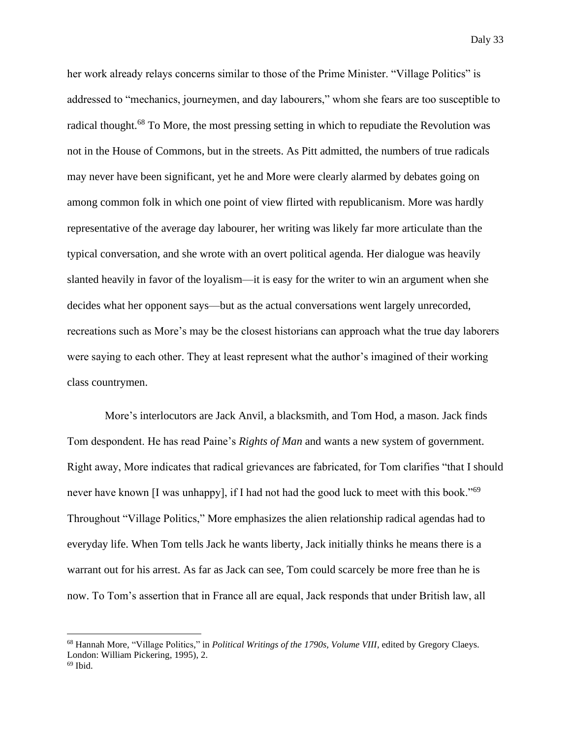her work already relays concerns similar to those of the Prime Minister. "Village Politics" is addressed to "mechanics, journeymen, and day labourers," whom she fears are too susceptible to radical thought.[68] To More, the most pressing setting in which to repudiate the Revolution was not in the House of Commons, but in the streets. As Pitt admitted, the numbers of true radicals may never have been significant, yet he and More were clearly alarmed by debates going on among common folk in which one point of view flirted with republicanism. More was hardly representative of the average day labourer, her writing was likely far more articulate than the typical conversation, and she wrote with an overt political agenda. Her dialogue was heavily slanted heavily in favor of the loyalism—it is easy for the writer to win an argument when she decides what her opponent says—but as the actual conversations went largely unrecorded, recreations such as More's may be the closest historians can approach what the true day laborers were saying to each other. They at least represent what the author's imagined of their working class countrymen.

More's interlocutors are Jack Anvil, a blacksmith, and Tom Hod, a mason. Jack finds Tom despondent. He has read Paine's *Rights of Man* and wants a new system of government. Right away, More indicates that radical grievances are fabricated, for Tom clarifies "that I should never have known [I was unhappy], if I had not had the good luck to meet with this book."[69] Throughout "Village Politics," More emphasizes the alien relationship radical agendas had to everyday life. When Tom tells Jack he wants liberty, Jack initially thinks he means there is a warrant out for his arrest. As far as Jack can see, Tom could scarcely be more free than he is now. To Tom's assertion that in France all are equal, Jack responds that under British law, all

---

[68] Hannah More, "Village Politics," in *Political Writings of the 1790s, Volume VIII*, edited by Gregory Claeys. London: William Pickering, 1995), 2.

[69] Ibid.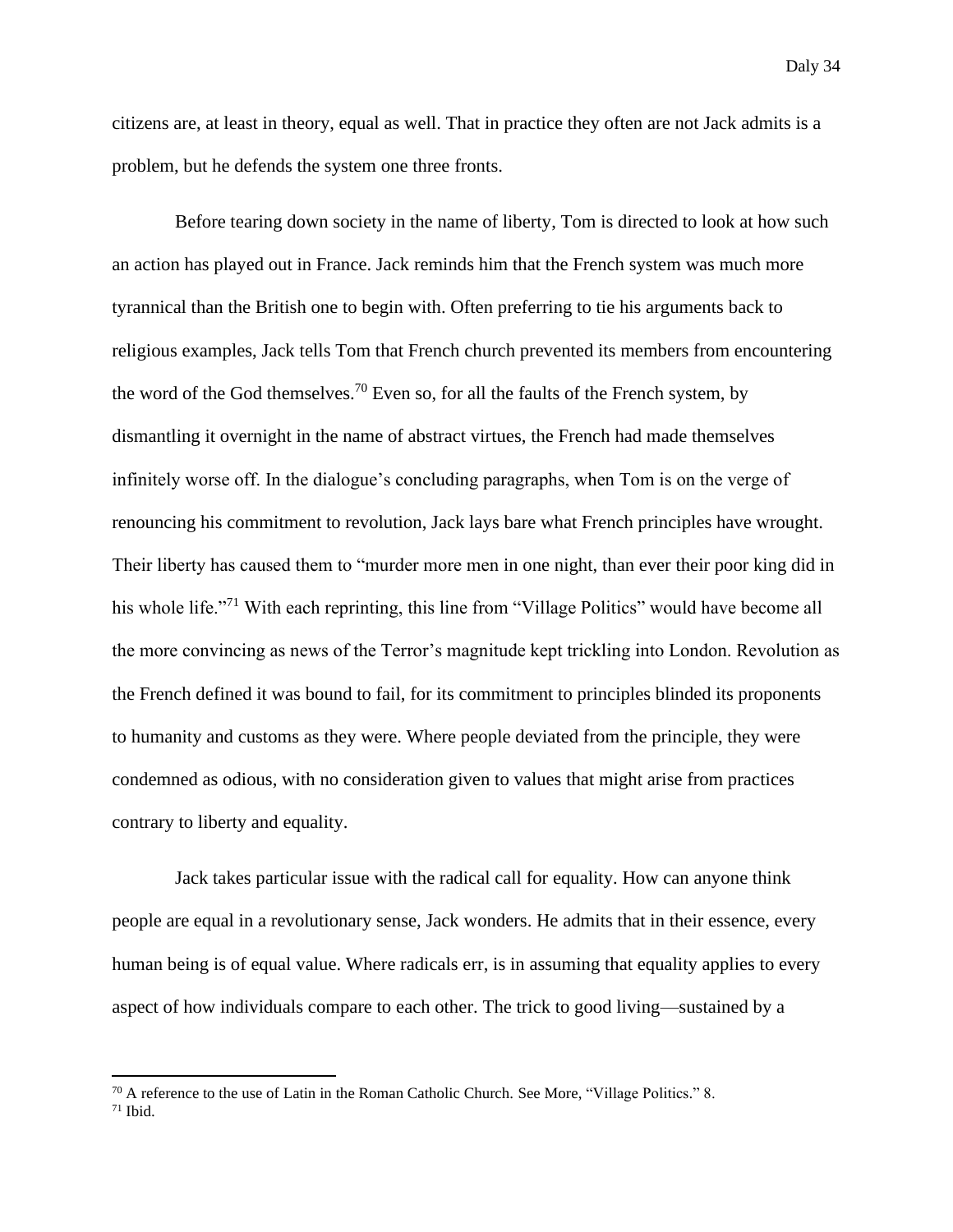citizens are, at least in theory, equal as well. That in practice they often are not Jack admits is a problem, but he defends the system one three fronts.

Before tearing down society in the name of liberty, Tom is directed to look at how such an action has played out in France. Jack reminds him that the French system was much more tyrannical than the British one to begin with. Often preferring to tie his arguments back to religious examples, Jack tells Tom that French church prevented its members from encountering the word of the God themselves.[70] Even so, for all the faults of the French system, by dismantling it overnight in the name of abstract virtues, the French had made themselves infinitely worse off. In the dialogue's concluding paragraphs, when Tom is on the verge of renouncing his commitment to revolution, Jack lays bare what French principles have wrought. Their liberty has caused them to "murder more men in one night, than ever their poor king did in his whole life."[71] With each reprinting, this line from "Village Politics" would have become all the more convincing as news of the Terror's magnitude kept trickling into London. Revolution as the French defined it was bound to fail, for its commitment to principles blinded its proponents to humanity and customs as they were. Where people deviated from the principle, they were condemned as odious, with no consideration given to values that might arise from practices contrary to liberty and equality.

Jack takes particular issue with the radical call for equality. How can anyone think people are equal in a revolutionary sense, Jack wonders. He admits that in their essence, every human being is of equal value. Where radicals err, is in assuming that equality applies to every aspect of how individuals compare to each other. The trick to good living—sustained by a

---

[70] A reference to the use of Latin in the Roman Catholic Church. See More, "Village Politics." 8.

[71] Ibid.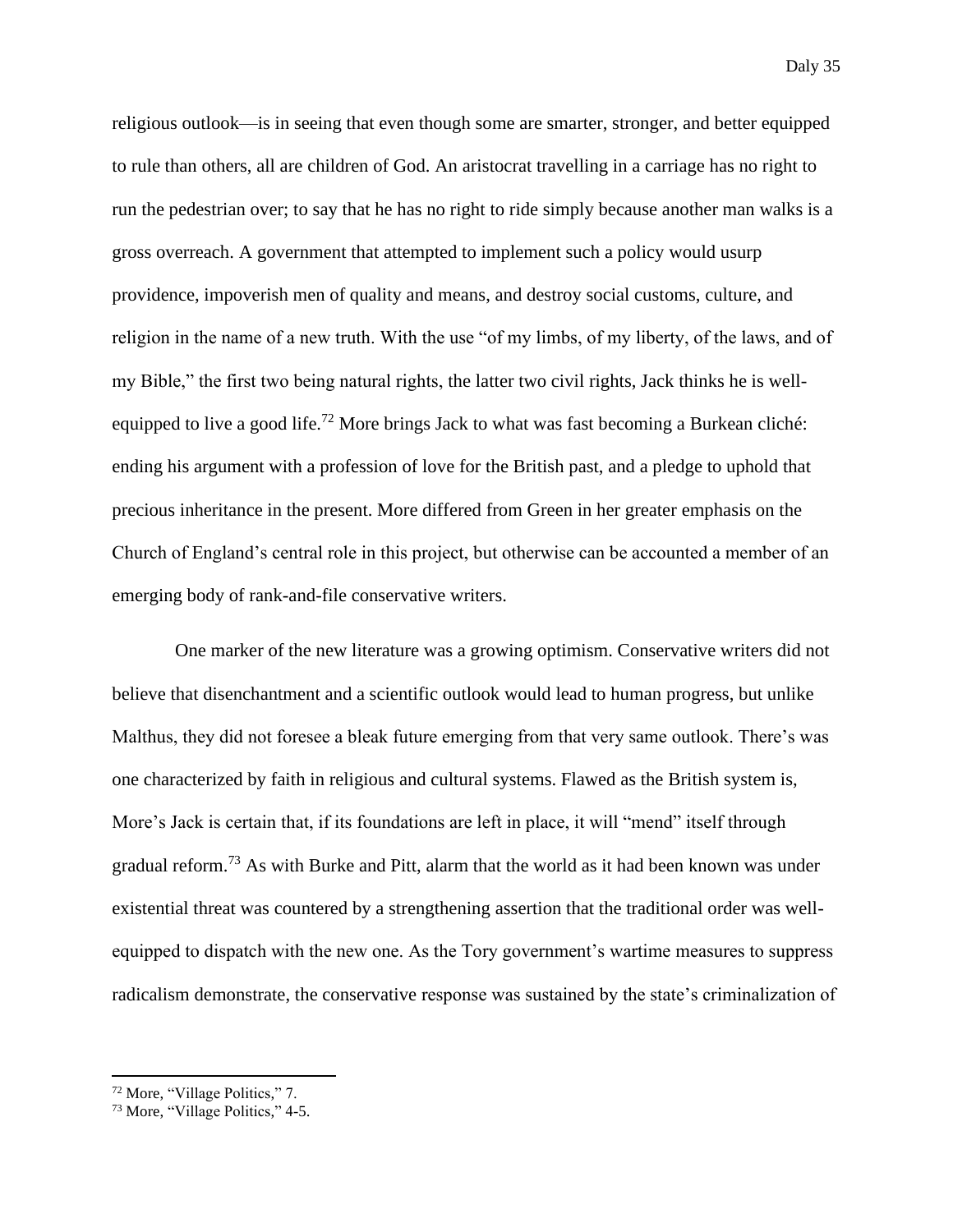religious outlook—is in seeing that even though some are smarter, stronger, and better equipped to rule than others, all are children of God. An aristocrat travelling in a carriage has no right to run the pedestrian over; to say that he has no right to ride simply because another man walks is a gross overreach. A government that attempted to implement such a policy would usurp providence, impoverish men of quality and means, and destroy social customs, culture, and religion in the name of a new truth. With the use "of my limbs, of my liberty, of the laws, and of my Bible," the first two being natural rights, the latter two civil rights, Jack thinks he is well-equipped to live a good life.[72] More brings Jack to what was fast becoming a Burkean cliché: ending his argument with a profession of love for the British past, and a pledge to uphold that precious inheritance in the present. More differed from Green in her greater emphasis on the Church of England's central role in this project, but otherwise can be accounted a member of an emerging body of rank-and-file conservative writers.

One marker of the new literature was a growing optimism. Conservative writers did not believe that disenchantment and a scientific outlook would lead to human progress, but unlike Malthus, they did not foresee a bleak future emerging from that very same outlook. There's was one characterized by faith in religious and cultural systems. Flawed as the British system is, More's Jack is certain that, if its foundations are left in place, it will "mend" itself through gradual reform.[73] As with Burke and Pitt, alarm that the world as it had been known was under existential threat was countered by a strengthening assertion that the traditional order was well-equipped to dispatch with the new one. As the Tory government's wartime measures to suppress radicalism demonstrate, the conservative response was sustained by the state's criminalization of

---

[72] More, "Village Politics," 7.

[73] More, "Village Politics," 4-5.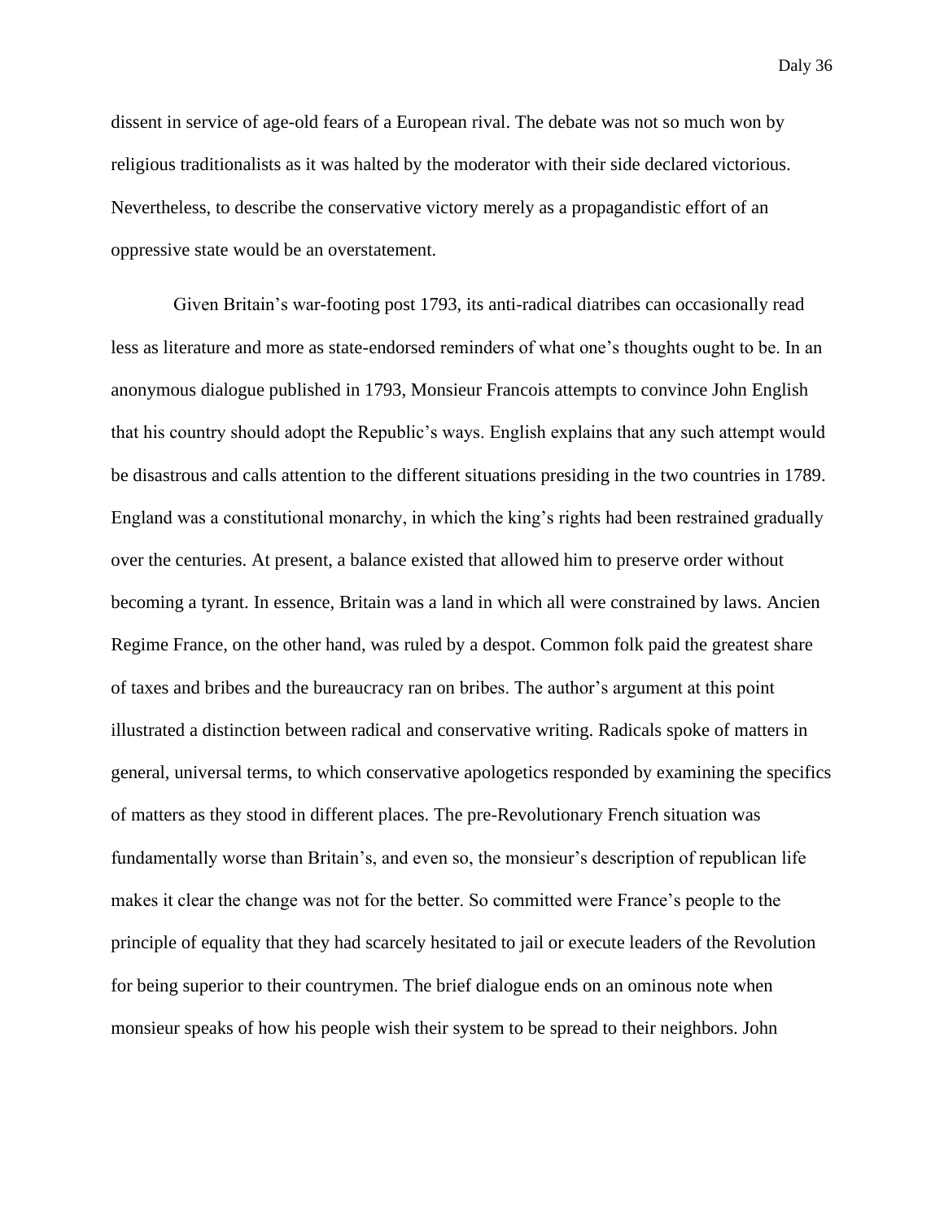dissent in service of age-old fears of a European rival. The debate was not so much won by religious traditionalists as it was halted by the moderator with their side declared victorious. Nevertheless, to describe the conservative victory merely as a propagandistic effort of an oppressive state would be an overstatement.

Given Britain's war-footing post 1793, its anti-radical diatribes can occasionally read less as literature and more as state-endorsed reminders of what one's thoughts ought to be. In an anonymous dialogue published in 1793, Monsieur Francois attempts to convince John English that his country should adopt the Republic's ways. English explains that any such attempt would be disastrous and calls attention to the different situations presiding in the two countries in 1789. England was a constitutional monarchy, in which the king's rights had been restrained gradually over the centuries. At present, a balance existed that allowed him to preserve order without becoming a tyrant. In essence, Britain was a land in which all were constrained by laws. Ancien Regime France, on the other hand, was ruled by a despot. Common folk paid the greatest share of taxes and bribes and the bureaucracy ran on bribes. The author's argument at this point illustrated a distinction between radical and conservative writing. Radicals spoke of matters in general, universal terms, to which conservative apologetics responded by examining the specifics of matters as they stood in different places. The pre-Revolutionary French situation was fundamentally worse than Britain's, and even so, the monsieur's description of republican life makes it clear the change was not for the better. So committed were France's people to the principle of equality that they had scarcely hesitated to jail or execute leaders of the Revolution for being superior to their countrymen. The brief dialogue ends on an ominous note when monsieur speaks of how his people wish their system to be spread to their neighbors. John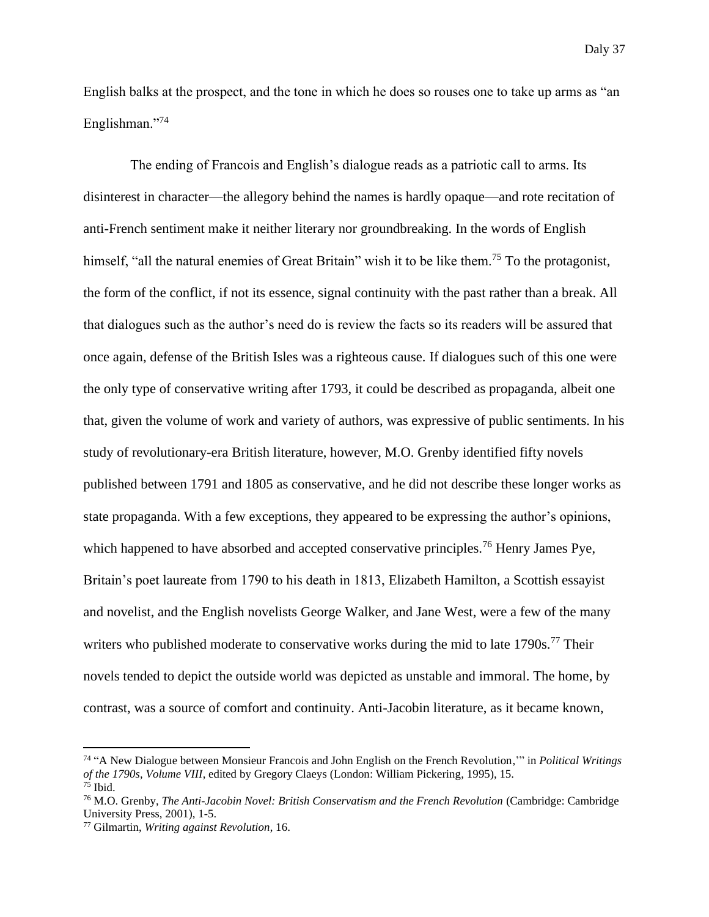English balks at the prospect, and the tone in which he does so rouses one to take up arms as "an Englishman."[74]

The ending of Francois and English's dialogue reads as a patriotic call to arms. Its disinterest in character—the allegory behind the names is hardly opaque—and rote recitation of anti-French sentiment make it neither literary nor groundbreaking. In the words of English himself, "all the natural enemies of Great Britain" wish it to be like them.[75] To the protagonist, the form of the conflict, if not its essence, signal continuity with the past rather than a break. All that dialogues such as the author's need do is review the facts so its readers will be assured that once again, defense of the British Isles was a righteous cause. If dialogues such of this one were the only type of conservative writing after 1793, it could be described as propaganda, albeit one that, given the volume of work and variety of authors, was expressive of public sentiments. In his study of revolutionary-era British literature, however, M.O. Grenby identified fifty novels published between 1791 and 1805 as conservative, and he did not describe these longer works as state propaganda. With a few exceptions, they appeared to be expressing the author's opinions, which happened to have absorbed and accepted conservative principles.[76] Henry James Pye, Britain's poet laureate from 1790 to his death in 1813, Elizabeth Hamilton, a Scottish essayist and novelist, and the English novelists George Walker, and Jane West, were a few of the many writers who published moderate to conservative works during the mid to late 1790s.[77] Their novels tended to depict the outside world was depicted as unstable and immoral. The home, by contrast, was a source of comfort and continuity. Anti-Jacobin literature, as it became known,

---

[74] "A New Dialogue between Monsieur Francois and John English on the French Revolution,'" in *Political Writings of the 1790s, Volume VIII*, edited by Gregory Claeys (London: William Pickering, 1995), 15.

[75] Ibid.

[76] M.O. Grenby, *The Anti-Jacobin Novel: British Conservatism and the French Revolution* (Cambridge: Cambridge University Press, 2001), 1-5.

[77] Gilmartin, *Writing against Revolution*, 16.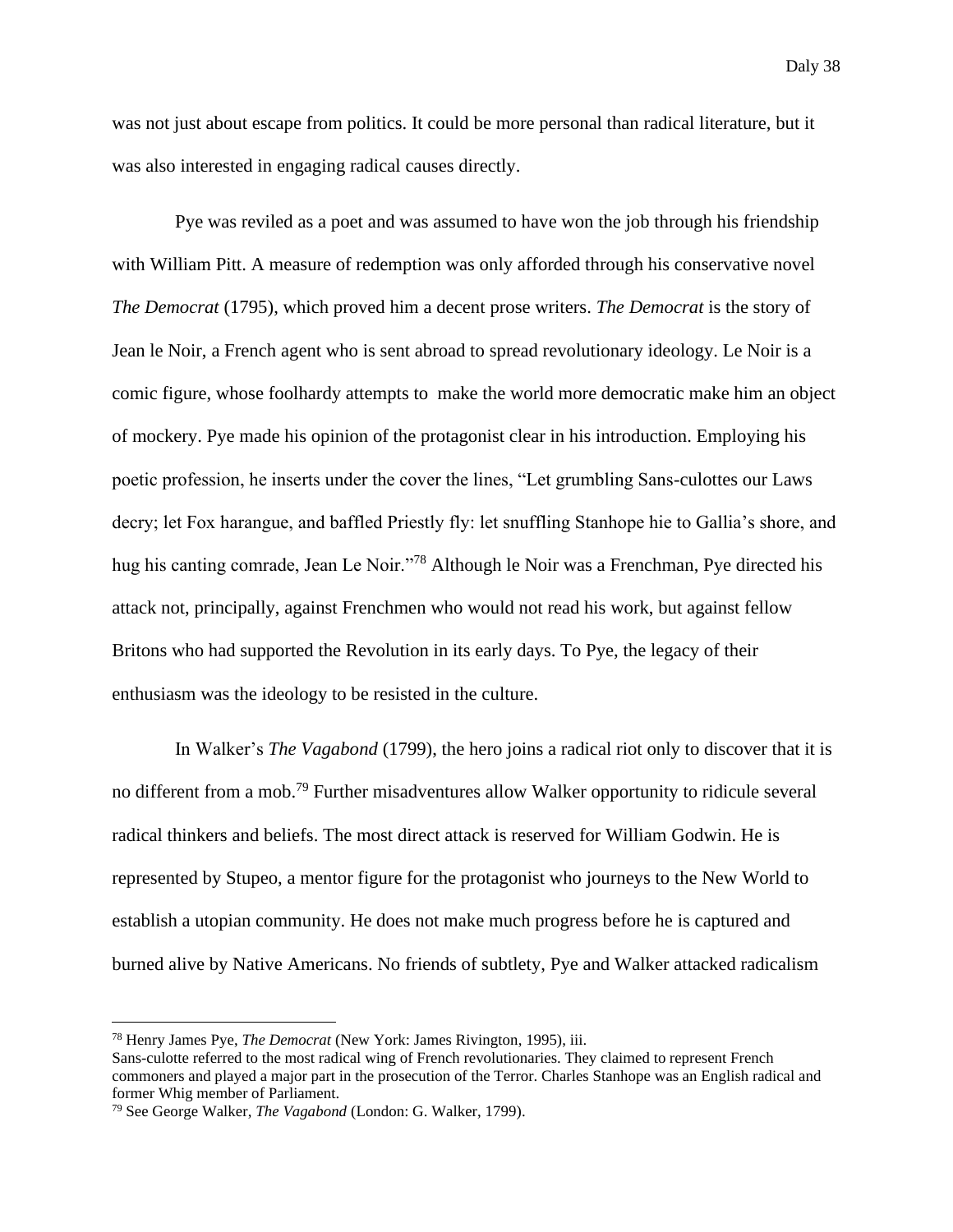was not just about escape from politics. It could be more personal than radical literature, but it was also interested in engaging radical causes directly.

Pye was reviled as a poet and was assumed to have won the job through his friendship with William Pitt. A measure of redemption was only afforded through his conservative novel *The Democrat* (1795), which proved him a decent prose writers. *The Democrat* is the story of Jean le Noir, a French agent who is sent abroad to spread revolutionary ideology. Le Noir is a comic figure, whose foolhardy attempts to make the world more democratic make him an object of mockery. Pye made his opinion of the protagonist clear in his introduction. Employing his poetic profession, he inserts under the cover the lines, "Let grumbling Sans-culottes our Laws decry; let Fox harangue, and baffled Priestly fly: let snuffling Stanhope hie to Gallia's shore, and hug his canting comrade, Jean Le Noir."[78] Although le Noir was a Frenchman, Pye directed his attack not, principally, against Frenchmen who would not read his work, but against fellow Britons who had supported the Revolution in its early days. To Pye, the legacy of their enthusiasm was the ideology to be resisted in the culture.

In Walker's *The Vagabond* (1799), the hero joins a radical riot only to discover that it is no different from a mob.[79] Further misadventures allow Walker opportunity to ridicule several radical thinkers and beliefs. The most direct attack is reserved for William Godwin. He is represented by Stupeo, a mentor figure for the protagonist who journeys to the New World to establish a utopian community. He does not make much progress before he is captured and burned alive by Native Americans. No friends of subtlety, Pye and Walker attacked radicalism

---

[78] Henry James Pye, *The Democrat* (New York: James Rivington, 1995), iii.
Sans-culotte referred to the most radical wing of French revolutionaries. They claimed to represent French commoners and played a major part in the prosecution of the Terror. Charles Stanhope was an English radical and former Whig member of Parliament.

[79] See George Walker, *The Vagabond* (London: G. Walker, 1799).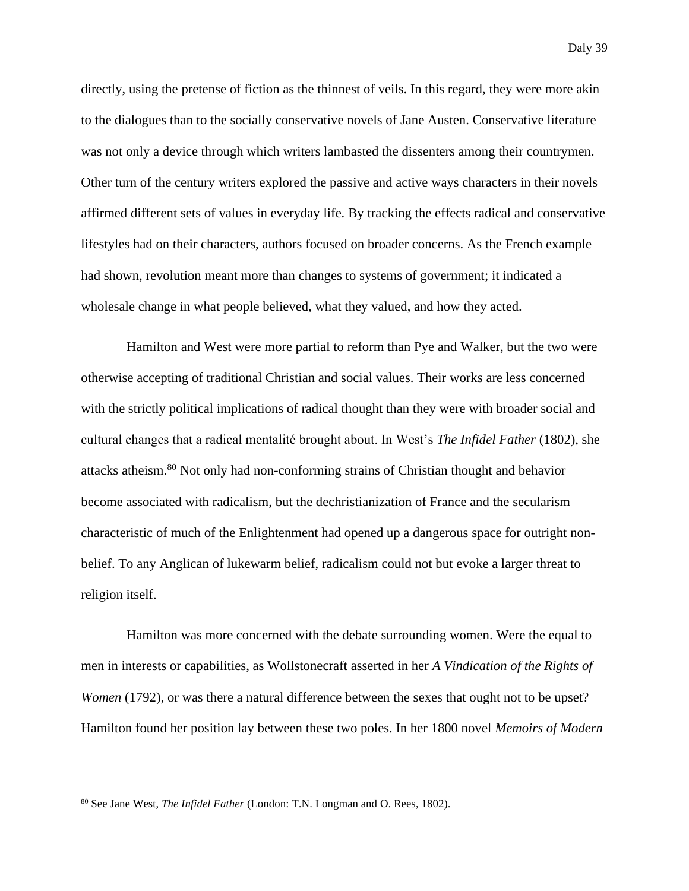directly, using the pretense of fiction as the thinnest of veils. In this regard, they were more akin to the dialogues than to the socially conservative novels of Jane Austen. Conservative literature was not only a device through which writers lambasted the dissenters among their countrymen. Other turn of the century writers explored the passive and active ways characters in their novels affirmed different sets of values in everyday life. By tracking the effects radical and conservative lifestyles had on their characters, authors focused on broader concerns. As the French example had shown, revolution meant more than changes to systems of government; it indicated a wholesale change in what people believed, what they valued, and how they acted.

Hamilton and West were more partial to reform than Pye and Walker, but the two were otherwise accepting of traditional Christian and social values. Their works are less concerned with the strictly political implications of radical thought than they were with broader social and cultural changes that a radical mentalité brought about. In West's *The Infidel Father* (1802), she attacks atheism.[80] Not only had non-conforming strains of Christian thought and behavior become associated with radicalism, but the dechristianization of France and the secularism characteristic of much of the Enlightenment had opened up a dangerous space for outright non-belief. To any Anglican of lukewarm belief, radicalism could not but evoke a larger threat to religion itself.

Hamilton was more concerned with the debate surrounding women. Were the equal to men in interests or capabilities, as Wollstonecraft asserted in her *A Vindication of the Rights of Women* (1792), or was there a natural difference between the sexes that ought not to be upset? Hamilton found her position lay between these two poles. In her 1800 novel *Memoirs of Modern*

---

[80] See Jane West, *The Infidel Father* (London: T.N. Longman and O. Rees, 1802).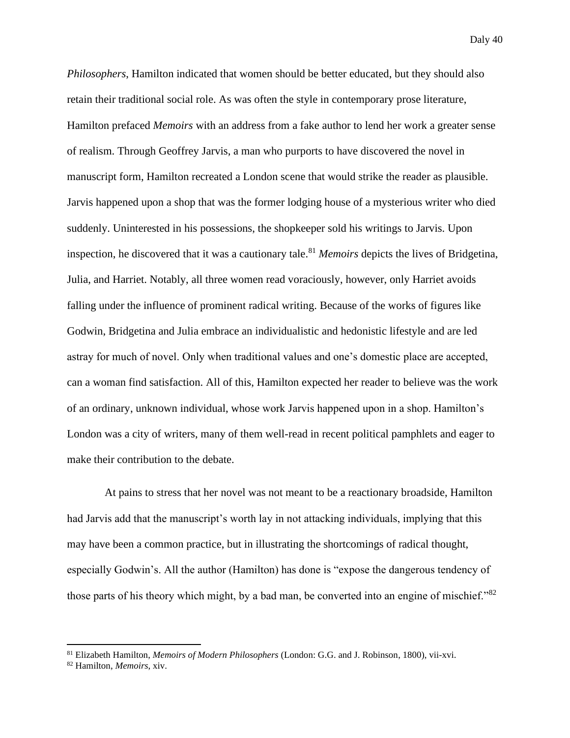*Philosophers*, Hamilton indicated that women should be better educated, but they should also retain their traditional social role. As was often the style in contemporary prose literature, Hamilton prefaced *Memoirs* with an address from a fake author to lend her work a greater sense of realism. Through Geoffrey Jarvis, a man who purports to have discovered the novel in manuscript form, Hamilton recreated a London scene that would strike the reader as plausible. Jarvis happened upon a shop that was the former lodging house of a mysterious writer who died suddenly. Uninterested in his possessions, the shopkeeper sold his writings to Jarvis. Upon inspection, he discovered that it was a cautionary tale.[81] *Memoirs* depicts the lives of Bridgetina, Julia, and Harriet. Notably, all three women read voraciously, however, only Harriet avoids falling under the influence of prominent radical writing. Because of the works of figures like Godwin, Bridgetina and Julia embrace an individualistic and hedonistic lifestyle and are led astray for much of novel. Only when traditional values and one's domestic place are accepted, can a woman find satisfaction. All of this, Hamilton expected her reader to believe was the work of an ordinary, unknown individual, whose work Jarvis happened upon in a shop. Hamilton's London was a city of writers, many of them well-read in recent political pamphlets and eager to make their contribution to the debate.

At pains to stress that her novel was not meant to be a reactionary broadside, Hamilton had Jarvis add that the manuscript's worth lay in not attacking individuals, implying that this may have been a common practice, but in illustrating the shortcomings of radical thought, especially Godwin's. All the author (Hamilton) has done is "expose the dangerous tendency of those parts of his theory which might, by a bad man, be converted into an engine of mischief."[82]

---

[81] Elizabeth Hamilton, *Memoirs of Modern Philosophers* (London: G.G. and J. Robinson, 1800), vii-xvi.

[82] Hamilton, *Memoirs*, xiv.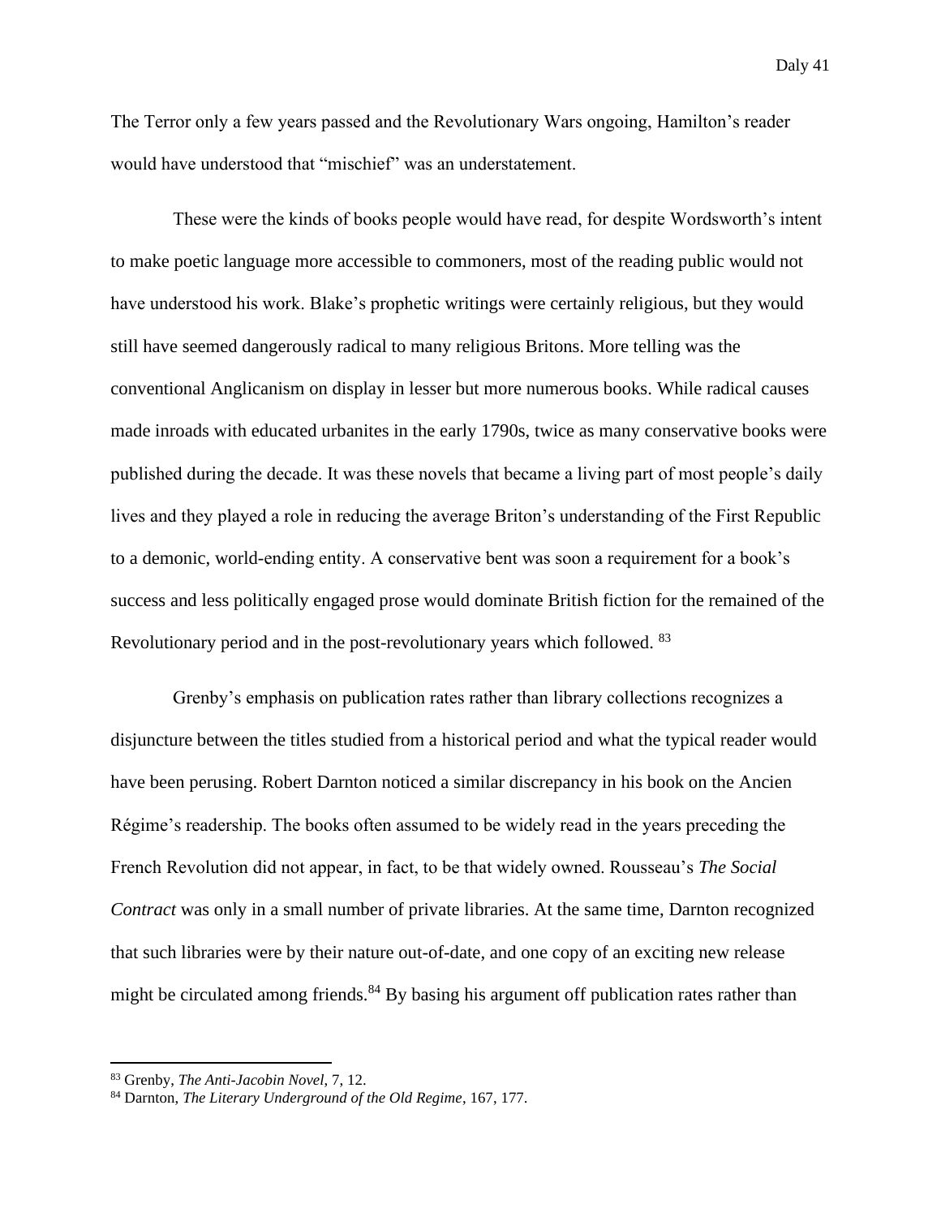The Terror only a few years passed and the Revolutionary Wars ongoing, Hamilton's reader would have understood that "mischief" was an understatement.

These were the kinds of books people would have read, for despite Wordsworth's intent to make poetic language more accessible to commoners, most of the reading public would not have understood his work. Blake's prophetic writings were certainly religious, but they would still have seemed dangerously radical to many religious Britons. More telling was the conventional Anglicanism on display in lesser but more numerous books. While radical causes made inroads with educated urbanites in the early 1790s, twice as many conservative books were published during the decade. It was these novels that became a living part of most people's daily lives and they played a role in reducing the average Briton's understanding of the First Republic to a demonic, world-ending entity. A conservative bent was soon a requirement for a book's success and less politically engaged prose would dominate British fiction for the remained of the Revolutionary period and in the post-revolutionary years which followed. [83]

Grenby's emphasis on publication rates rather than library collections recognizes a disjuncture between the titles studied from a historical period and what the typical reader would have been perusing. Robert Darnton noticed a similar discrepancy in his book on the Ancien Régime's readership. The books often assumed to be widely read in the years preceding the French Revolution did not appear, in fact, to be that widely owned. Rousseau's *The Social Contract* was only in a small number of private libraries. At the same time, Darnton recognized that such libraries were by their nature out-of-date, and one copy of an exciting new release might be circulated among friends.[84] By basing his argument off publication rates rather than

[83] Grenby, *The Anti-Jacobin Novel*, 7, 12.

[84] Darnton, *The Literary Underground of the Old Regime*, 167, 177.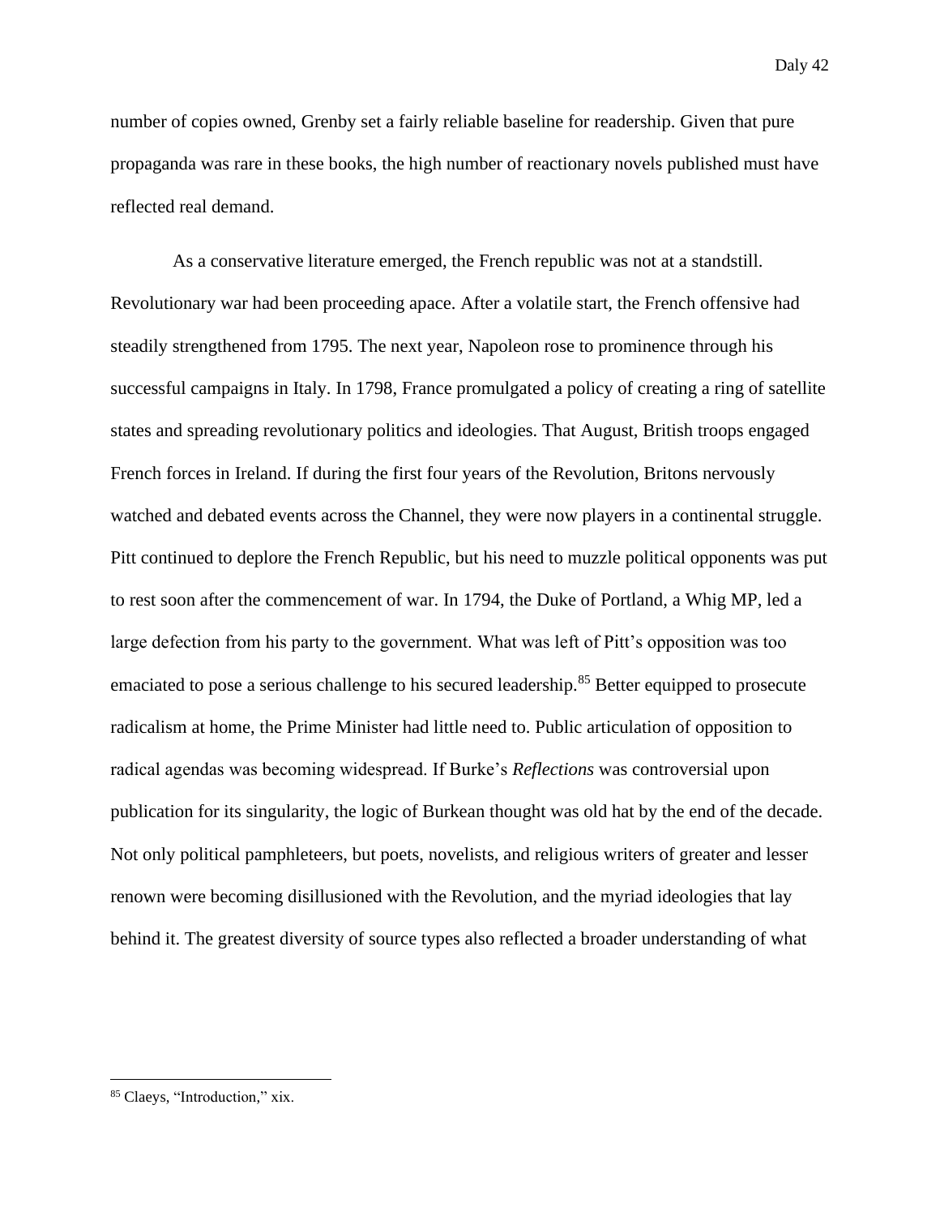number of copies owned, Grenby set a fairly reliable baseline for readership. Given that pure propaganda was rare in these books, the high number of reactionary novels published must have reflected real demand.

As a conservative literature emerged, the French republic was not at a standstill. Revolutionary war had been proceeding apace. After a volatile start, the French offensive had steadily strengthened from 1795. The next year, Napoleon rose to prominence through his successful campaigns in Italy. In 1798, France promulgated a policy of creating a ring of satellite states and spreading revolutionary politics and ideologies. That August, British troops engaged French forces in Ireland. If during the first four years of the Revolution, Britons nervously watched and debated events across the Channel, they were now players in a continental struggle. Pitt continued to deplore the French Republic, but his need to muzzle political opponents was put to rest soon after the commencement of war. In 1794, the Duke of Portland, a Whig MP, led a large defection from his party to the government. What was left of Pitt's opposition was too emaciated to pose a serious challenge to his secured leadership.[85] Better equipped to prosecute radicalism at home, the Prime Minister had little need to. Public articulation of opposition to radical agendas was becoming widespread. If Burke's *Reflections* was controversial upon publication for its singularity, the logic of Burkean thought was old hat by the end of the decade. Not only political pamphleteers, but poets, novelists, and religious writers of greater and lesser renown were becoming disillusioned with the Revolution, and the myriad ideologies that lay behind it. The greatest diversity of source types also reflected a broader understanding of what

[85] Claeys, "Introduction," xix.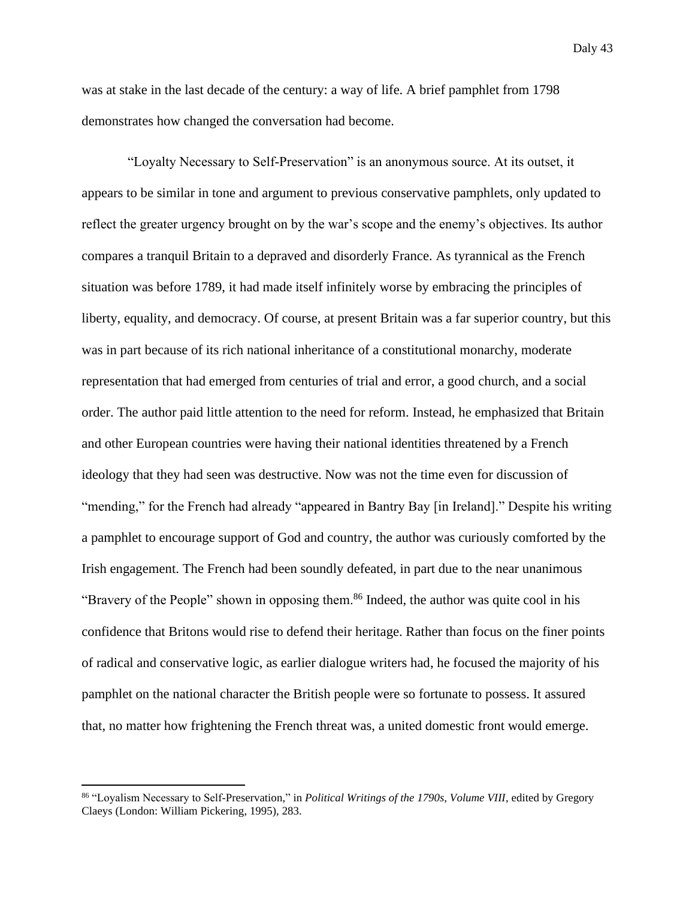was at stake in the last decade of the century: a way of life. A brief pamphlet from 1798 demonstrates how changed the conversation had become.

"Loyalty Necessary to Self-Preservation" is an anonymous source. At its outset, it appears to be similar in tone and argument to previous conservative pamphlets, only updated to reflect the greater urgency brought on by the war's scope and the enemy's objectives. Its author compares a tranquil Britain to a depraved and disorderly France. As tyrannical as the French situation was before 1789, it had made itself infinitely worse by embracing the principles of liberty, equality, and democracy. Of course, at present Britain was a far superior country, but this was in part because of its rich national inheritance of a constitutional monarchy, moderate representation that had emerged from centuries of trial and error, a good church, and a social order. The author paid little attention to the need for reform. Instead, he emphasized that Britain and other European countries were having their national identities threatened by a French ideology that they had seen was destructive. Now was not the time even for discussion of "mending," for the French had already "appeared in Bantry Bay [in Ireland]." Despite his writing a pamphlet to encourage support of God and country, the author was curiously comforted by the Irish engagement. The French had been soundly defeated, in part due to the near unanimous "Bravery of the People" shown in opposing them.[86] Indeed, the author was quite cool in his confidence that Britons would rise to defend their heritage. Rather than focus on the finer points of radical and conservative logic, as earlier dialogue writers had, he focused the majority of his pamphlet on the national character the British people were so fortunate to possess. It assured that, no matter how frightening the French threat was, a united domestic front would emerge.

---

[86] "Loyalism Necessary to Self-Preservation," in *Political Writings of the 1790s, Volume VIII*, edited by Gregory Claeys (London: William Pickering, 1995), 283.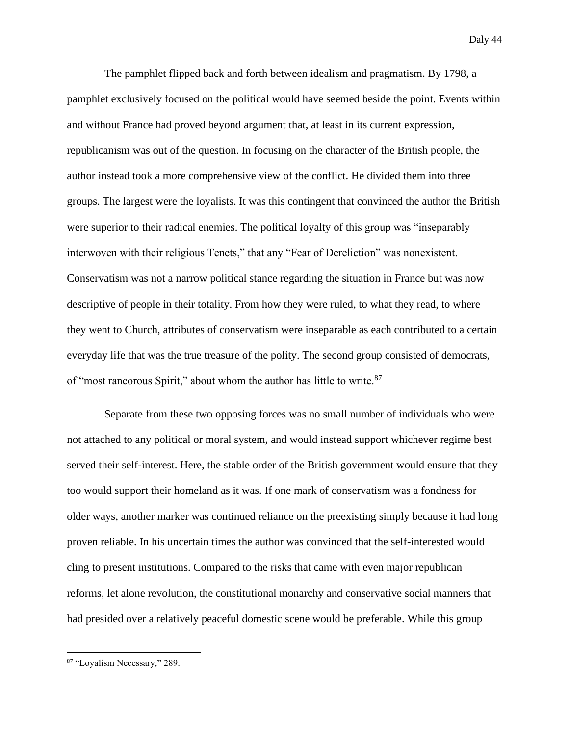The pamphlet flipped back and forth between idealism and pragmatism. By 1798, a pamphlet exclusively focused on the political would have seemed beside the point. Events within and without France had proved beyond argument that, at least in its current expression, republicanism was out of the question. In focusing on the character of the British people, the author instead took a more comprehensive view of the conflict. He divided them into three groups. The largest were the loyalists. It was this contingent that convinced the author the British were superior to their radical enemies. The political loyalty of this group was "inseparably interwoven with their religious Tenets," that any "Fear of Dereliction" was nonexistent. Conservatism was not a narrow political stance regarding the situation in France but was now descriptive of people in their totality. From how they were ruled, to what they read, to where they went to Church, attributes of conservatism were inseparable as each contributed to a certain everyday life that was the true treasure of the polity. The second group consisted of democrats, of "most rancorous Spirit," about whom the author has little to write.[87]

Separate from these two opposing forces was no small number of individuals who were not attached to any political or moral system, and would instead support whichever regime best served their self-interest. Here, the stable order of the British government would ensure that they too would support their homeland as it was. If one mark of conservatism was a fondness for older ways, another marker was continued reliance on the preexisting simply because it had long proven reliable. In his uncertain times the author was convinced that the self-interested would cling to present institutions. Compared to the risks that came with even major republican reforms, let alone revolution, the constitutional monarchy and conservative social manners that had presided over a relatively peaceful domestic scene would be preferable. While this group

[87] "Loyalism Necessary," 289.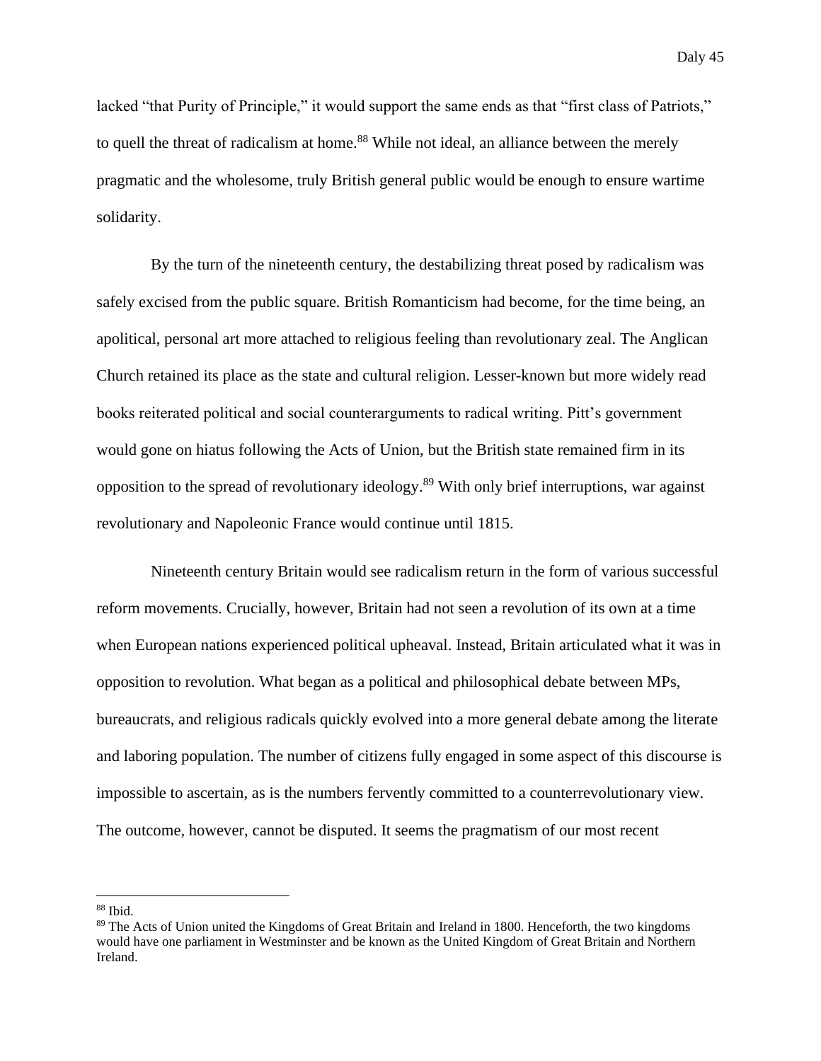lacked "that Purity of Principle," it would support the same ends as that "first class of Patriots," to quell the threat of radicalism at home.[88] While not ideal, an alliance between the merely pragmatic and the wholesome, truly British general public would be enough to ensure wartime solidarity.

By the turn of the nineteenth century, the destabilizing threat posed by radicalism was safely excised from the public square. British Romanticism had become, for the time being, an apolitical, personal art more attached to religious feeling than revolutionary zeal. The Anglican Church retained its place as the state and cultural religion. Lesser-known but more widely read books reiterated political and social counterarguments to radical writing. Pitt's government would gone on hiatus following the Acts of Union, but the British state remained firm in its opposition to the spread of revolutionary ideology.[89] With only brief interruptions, war against revolutionary and Napoleonic France would continue until 1815.

Nineteenth century Britain would see radicalism return in the form of various successful reform movements. Crucially, however, Britain had not seen a revolution of its own at a time when European nations experienced political upheaval. Instead, Britain articulated what it was in opposition to revolution. What began as a political and philosophical debate between MPs, bureaucrats, and religious radicals quickly evolved into a more general debate among the literate and laboring population. The number of citizens fully engaged in some aspect of this discourse is impossible to ascertain, as is the numbers fervently committed to a counterrevolutionary view. The outcome, however, cannot be disputed. It seems the pragmatism of our most recent

---

[88] Ibid.

[89] The Acts of Union united the Kingdoms of Great Britain and Ireland in 1800. Henceforth, the two kingdoms would have one parliament in Westminster and be known as the United Kingdom of Great Britain and Northern Ireland.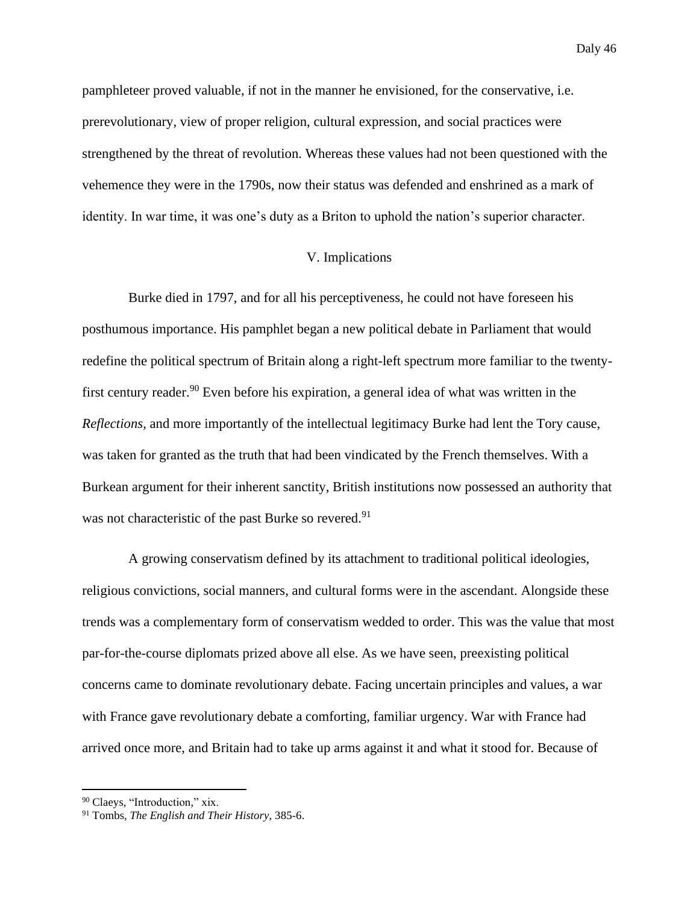pamphleteer proved valuable, if not in the manner he envisioned, for the conservative, i.e. prerevolutionary, view of proper religion, cultural expression, and social practices were strengthened by the threat of revolution. Whereas these values had not been questioned with the vehemence they were in the 1790s, now their status was defended and enshrined as a mark of identity. In war time, it was one's duty as a Briton to uphold the nation's superior character.

## V. Implications

Burke died in 1797, and for all his perceptiveness, he could not have foreseen his posthumous importance. His pamphlet began a new political debate in Parliament that would redefine the political spectrum of Britain along a right-left spectrum more familiar to the twenty-first century reader.[90] Even before his expiration, a general idea of what was written in the *Reflections*, and more importantly of the intellectual legitimacy Burke had lent the Tory cause, was taken for granted as the truth that had been vindicated by the French themselves. With a Burkean argument for their inherent sanctity, British institutions now possessed an authority that was not characteristic of the past Burke so revered.[91]

A growing conservatism defined by its attachment to traditional political ideologies, religious convictions, social manners, and cultural forms were in the ascendant. Alongside these trends was a complementary form of conservatism wedded to order. This was the value that most par-for-the-course diplomats prized above all else. As we have seen, preexisting political concerns came to dominate revolutionary debate. Facing uncertain principles and values, a war with France gave revolutionary debate a comforting, familiar urgency. War with France had arrived once more, and Britain had to take up arms against it and what it stood for. Because of

[90] Claeys, "Introduction," xix.

[91] Tombs, *The English and Their History*, 385-6.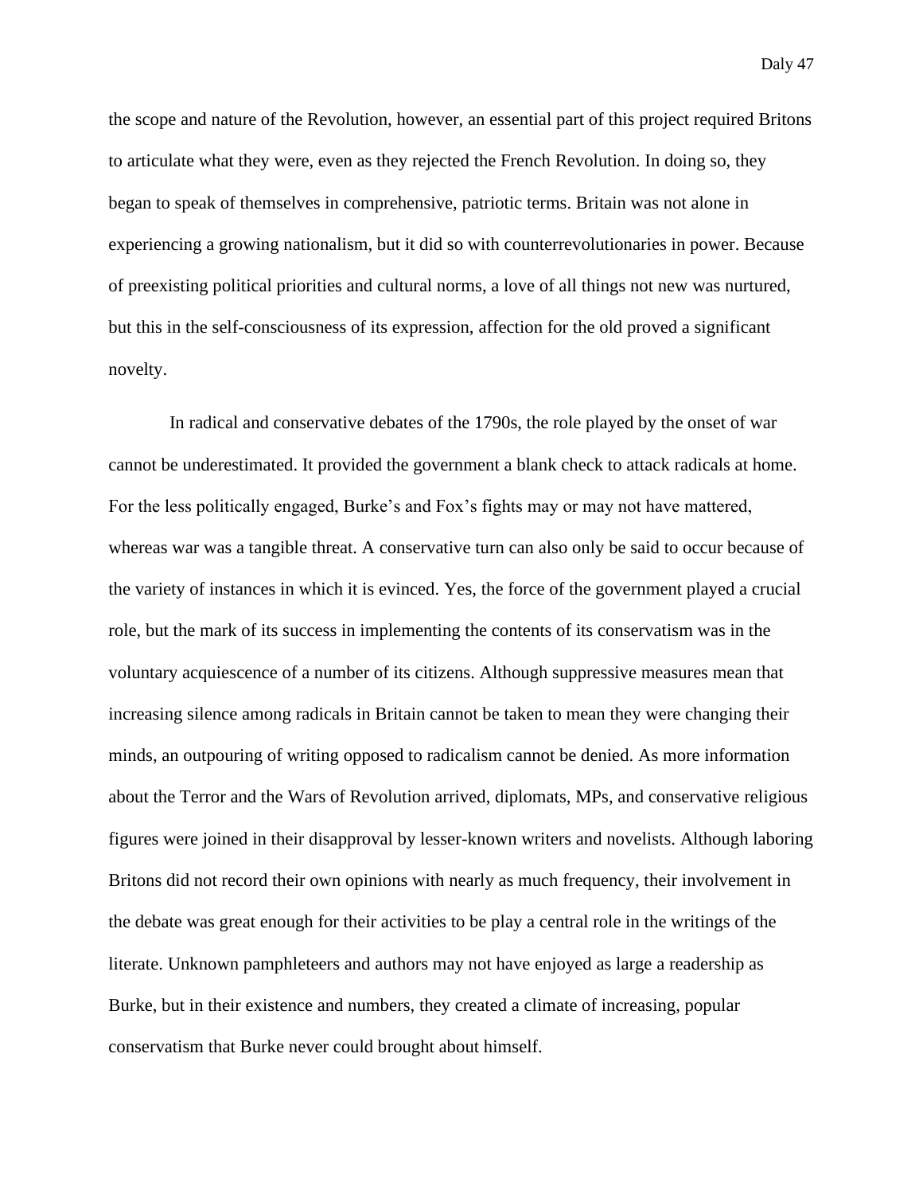the scope and nature of the Revolution, however, an essential part of this project required Britons to articulate what they were, even as they rejected the French Revolution. In doing so, they began to speak of themselves in comprehensive, patriotic terms. Britain was not alone in experiencing a growing nationalism, but it did so with counterrevolutionaries in power. Because of preexisting political priorities and cultural norms, a love of all things not new was nurtured, but this in the self-consciousness of its expression, affection for the old proved a significant novelty.

In radical and conservative debates of the 1790s, the role played by the onset of war cannot be underestimated. It provided the government a blank check to attack radicals at home. For the less politically engaged, Burke's and Fox's fights may or may not have mattered, whereas war was a tangible threat. A conservative turn can also only be said to occur because of the variety of instances in which it is evinced. Yes, the force of the government played a crucial role, but the mark of its success in implementing the contents of its conservatism was in the voluntary acquiescence of a number of its citizens. Although suppressive measures mean that increasing silence among radicals in Britain cannot be taken to mean they were changing their minds, an outpouring of writing opposed to radicalism cannot be denied. As more information about the Terror and the Wars of Revolution arrived, diplomats, MPs, and conservative religious figures were joined in their disapproval by lesser-known writers and novelists. Although laboring Britons did not record their own opinions with nearly as much frequency, their involvement in the debate was great enough for their activities to be play a central role in the writings of the literate. Unknown pamphleteers and authors may not have enjoyed as large a readership as Burke, but in their existence and numbers, they created a climate of increasing, popular conservatism that Burke never could brought about himself.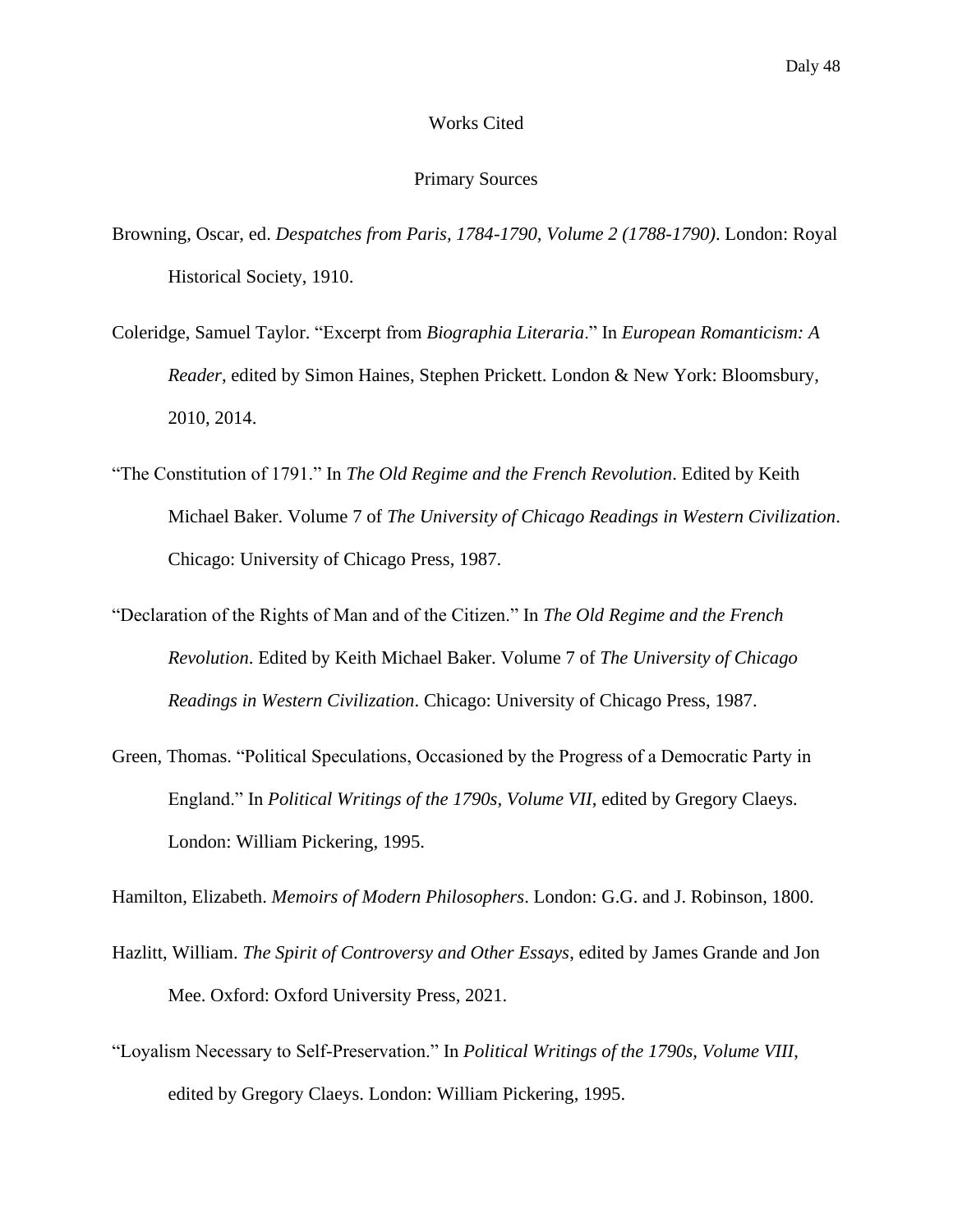# Works Cited

## Primary Sources

Browning, Oscar, ed. *Despatches from Paris, 1784-1790, Volume 2 (1788-1790)*. London: Royal Historical Society, 1910.

Coleridge, Samuel Taylor. "Excerpt from *Biographia Literaria*." In *European Romanticism: A Reader*, edited by Simon Haines, Stephen Prickett. London & New York: Bloomsbury, 2010, 2014.

"The Constitution of 1791." In *The Old Regime and the French Revolution*. Edited by Keith Michael Baker. Volume 7 of *The University of Chicago Readings in Western Civilization*. Chicago: University of Chicago Press, 1987.

"Declaration of the Rights of Man and of the Citizen." In *The Old Regime and the French Revolution*. Edited by Keith Michael Baker. Volume 7 of *The University of Chicago Readings in Western Civilization*. Chicago: University of Chicago Press, 1987.

Green, Thomas. "Political Speculations, Occasioned by the Progress of a Democratic Party in England." In *Political Writings of the 1790s, Volume VII*, edited by Gregory Claeys. London: William Pickering, 1995.

Hamilton, Elizabeth. *Memoirs of Modern Philosophers*. London: G.G. and J. Robinson, 1800.

Hazlitt, William. *The Spirit of Controversy and Other Essays*, edited by James Grande and Jon Mee. Oxford: Oxford University Press, 2021.

"Loyalism Necessary to Self-Preservation." In *Political Writings of the 1790s, Volume VIII*, edited by Gregory Claeys. London: William Pickering, 1995.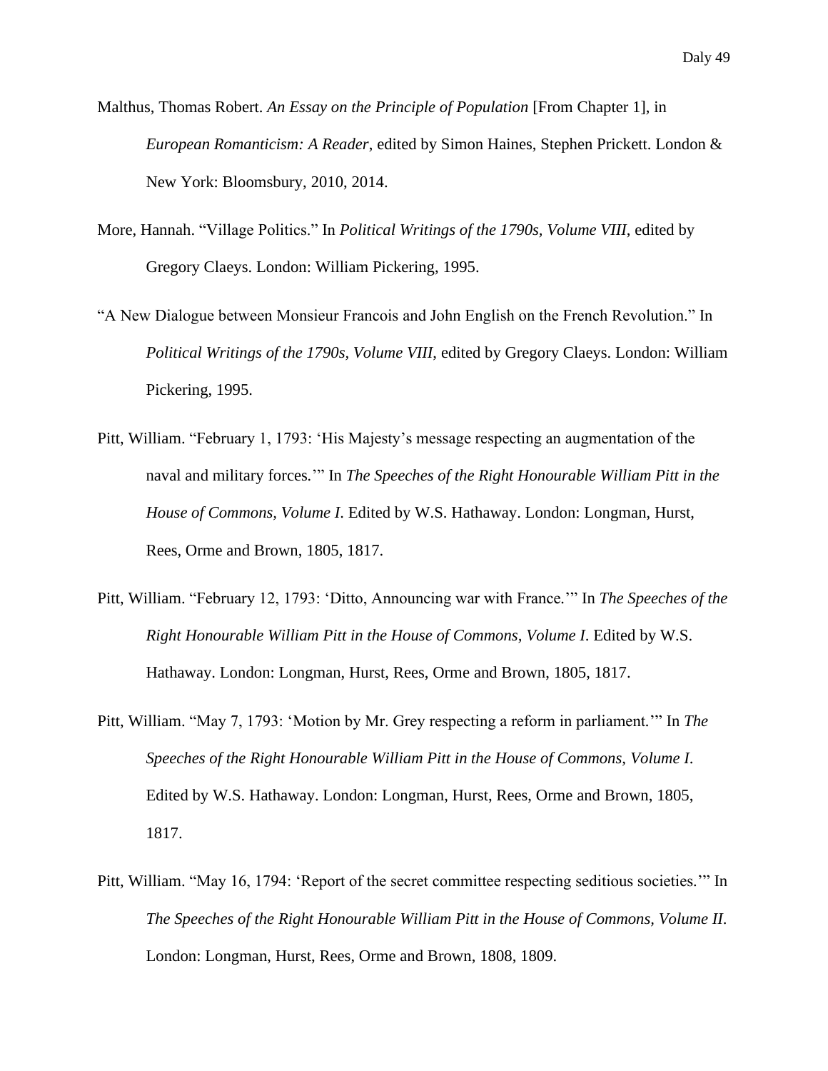Malthus, Thomas Robert. *An Essay on the Principle of Population* [From Chapter 1], in *European Romanticism: A Reader*, edited by Simon Haines, Stephen Prickett. London & New York: Bloomsbury, 2010, 2014.

More, Hannah. "Village Politics." In *Political Writings of the 1790s, Volume VIII*, edited by Gregory Claeys. London: William Pickering, 1995.

"A New Dialogue between Monsieur Francois and John English on the French Revolution." In *Political Writings of the 1790s, Volume VIII*, edited by Gregory Claeys. London: William Pickering, 1995.

Pitt, William. "February 1, 1793: 'His Majesty's message respecting an augmentation of the naval and military forces.'" In *The Speeches of the Right Honourable William Pitt in the House of Commons, Volume I*. Edited by W.S. Hathaway. London: Longman, Hurst, Rees, Orme and Brown, 1805, 1817.

Pitt, William. "February 12, 1793: 'Ditto, Announcing war with France.'" In *The Speeches of the Right Honourable William Pitt in the House of Commons, Volume I*. Edited by W.S. Hathaway. London: Longman, Hurst, Rees, Orme and Brown, 1805, 1817.

Pitt, William. "May 7, 1793: 'Motion by Mr. Grey respecting a reform in parliament.'" In *The Speeches of the Right Honourable William Pitt in the House of Commons, Volume I*. Edited by W.S. Hathaway. London: Longman, Hurst, Rees, Orme and Brown, 1805, 1817.

Pitt, William. "May 16, 1794: 'Report of the secret committee respecting seditious societies.'" In *The Speeches of the Right Honourable William Pitt in the House of Commons, Volume II*. London: Longman, Hurst, Rees, Orme and Brown, 1808, 1809.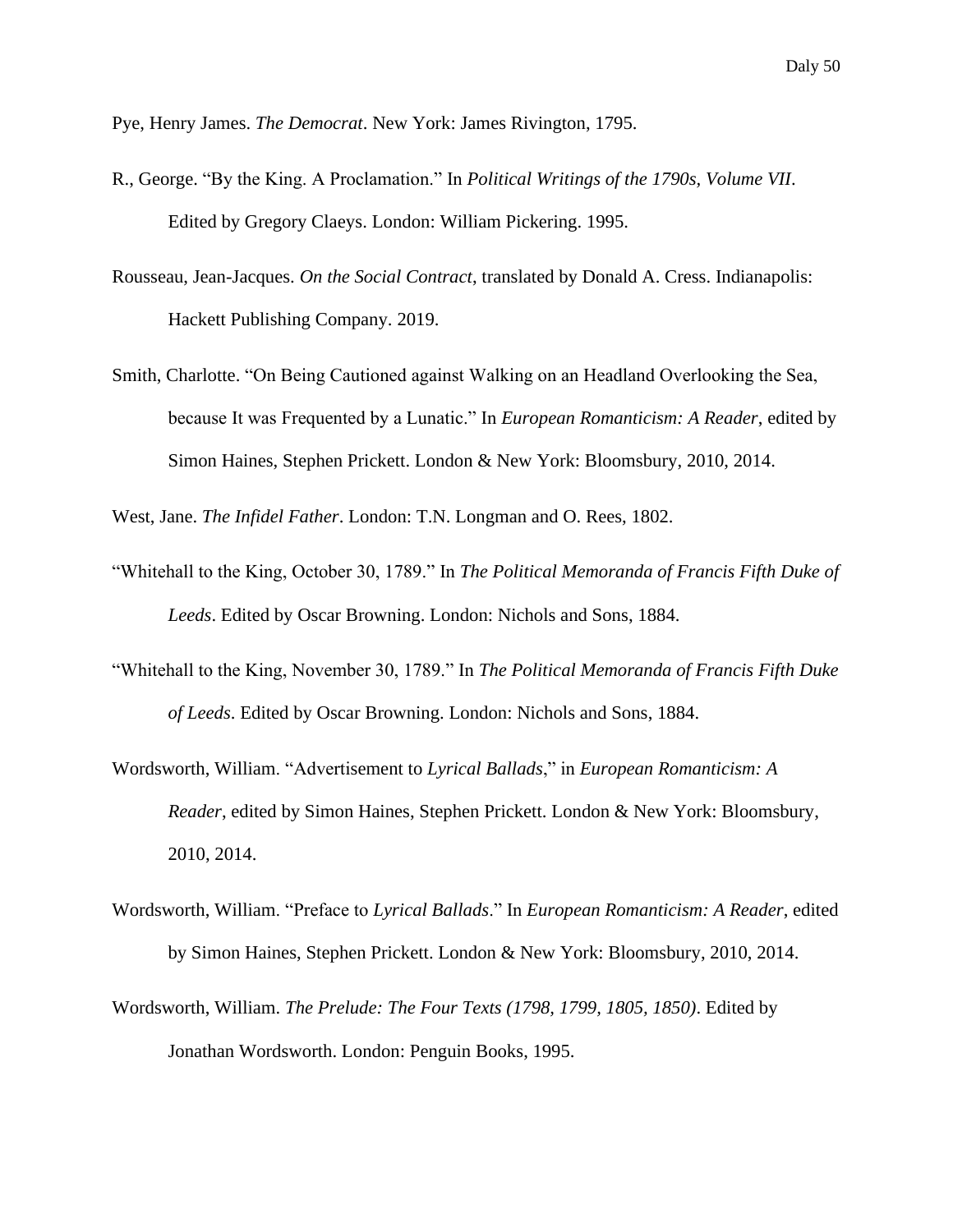Pye, Henry James. *The Democrat*. New York: James Rivington, 1795.

R., George. "By the King. A Proclamation." In *Political Writings of the 1790s, Volume VII*. Edited by Gregory Claeys. London: William Pickering. 1995.

Rousseau, Jean-Jacques. *On the Social Contract*, translated by Donald A. Cress. Indianapolis: Hackett Publishing Company. 2019.

Smith, Charlotte. "On Being Cautioned against Walking on an Headland Overlooking the Sea, because It was Frequented by a Lunatic." In *European Romanticism: A Reader*, edited by Simon Haines, Stephen Prickett. London & New York: Bloomsbury, 2010, 2014.

West, Jane. *The Infidel Father*. London: T.N. Longman and O. Rees, 1802.

"Whitehall to the King, October 30, 1789." In *The Political Memoranda of Francis Fifth Duke of Leeds*. Edited by Oscar Browning. London: Nichols and Sons, 1884.

"Whitehall to the King, November 30, 1789." In *The Political Memoranda of Francis Fifth Duke of Leeds*. Edited by Oscar Browning. London: Nichols and Sons, 1884.

Wordsworth, William. "Advertisement to *Lyrical Ballads*," in *European Romanticism: A Reader*, edited by Simon Haines, Stephen Prickett. London & New York: Bloomsbury, 2010, 2014.

Wordsworth, William. "Preface to *Lyrical Ballads*." In *European Romanticism: A Reader*, edited by Simon Haines, Stephen Prickett. London & New York: Bloomsbury, 2010, 2014.

Wordsworth, William. *The Prelude: The Four Texts (1798, 1799, 1805, 1850)*. Edited by Jonathan Wordsworth. London: Penguin Books, 1995.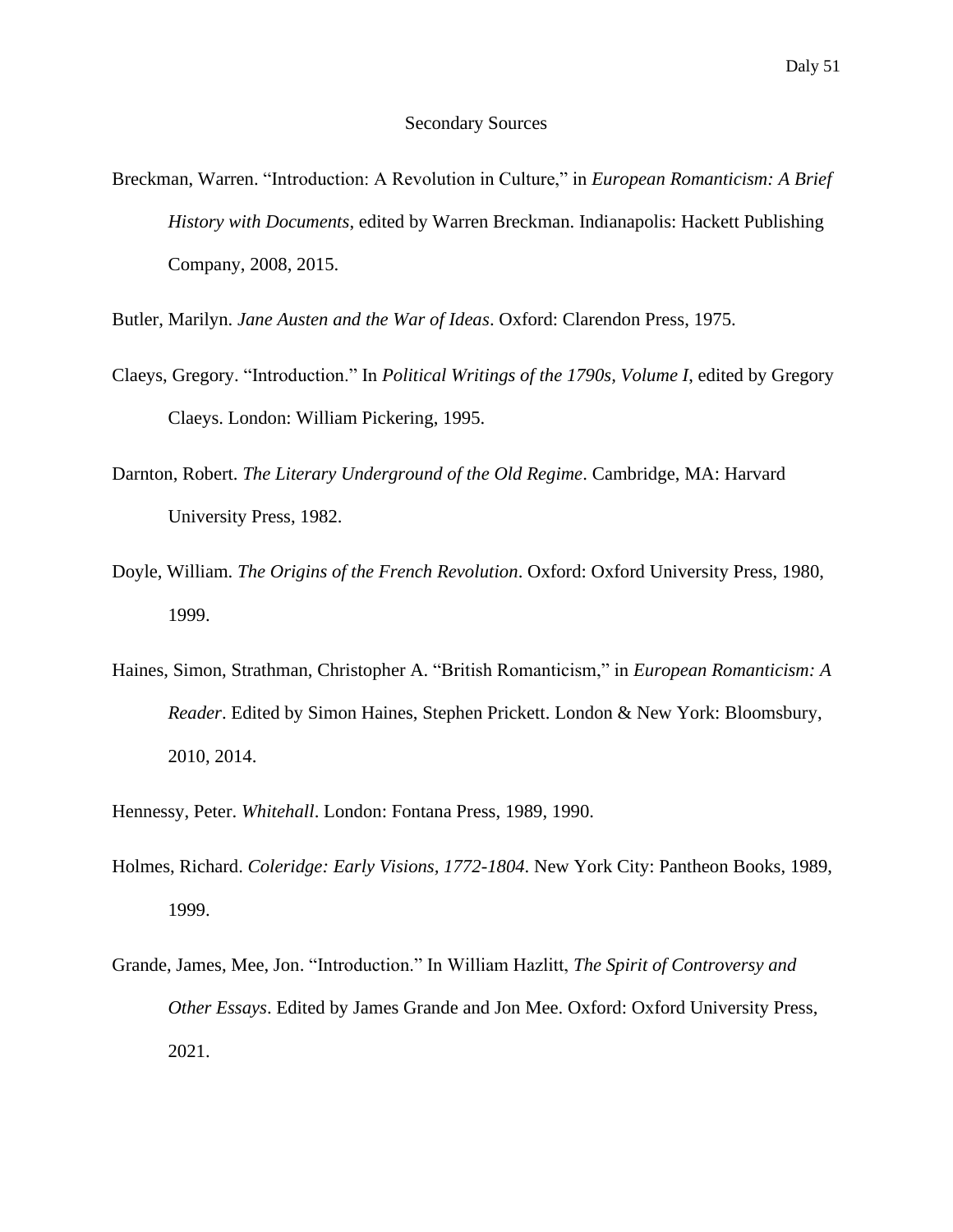## Secondary Sources

Breckman, Warren. "Introduction: A Revolution in Culture," in *European Romanticism: A Brief History with Documents*, edited by Warren Breckman. Indianapolis: Hackett Publishing Company, 2008, 2015.

Butler, Marilyn. *Jane Austen and the War of Ideas*. Oxford: Clarendon Press, 1975.

Claeys, Gregory. "Introduction." In *Political Writings of the 1790s, Volume I*, edited by Gregory Claeys. London: William Pickering, 1995.

Darnton, Robert. *The Literary Underground of the Old Regime*. Cambridge, MA: Harvard University Press, 1982.

Doyle, William. *The Origins of the French Revolution*. Oxford: Oxford University Press, 1980, 1999.

Haines, Simon, Strathman, Christopher A. "British Romanticism," in *European Romanticism: A Reader*. Edited by Simon Haines, Stephen Prickett. London & New York: Bloomsbury, 2010, 2014.

Hennessy, Peter. *Whitehall*. London: Fontana Press, 1989, 1990.

Holmes, Richard. *Coleridge: Early Visions, 1772-1804*. New York City: Pantheon Books, 1989, 1999.

Grande, James, Mee, Jon. "Introduction." In William Hazlitt, *The Spirit of Controversy and Other Essays*. Edited by James Grande and Jon Mee. Oxford: Oxford University Press, 2021.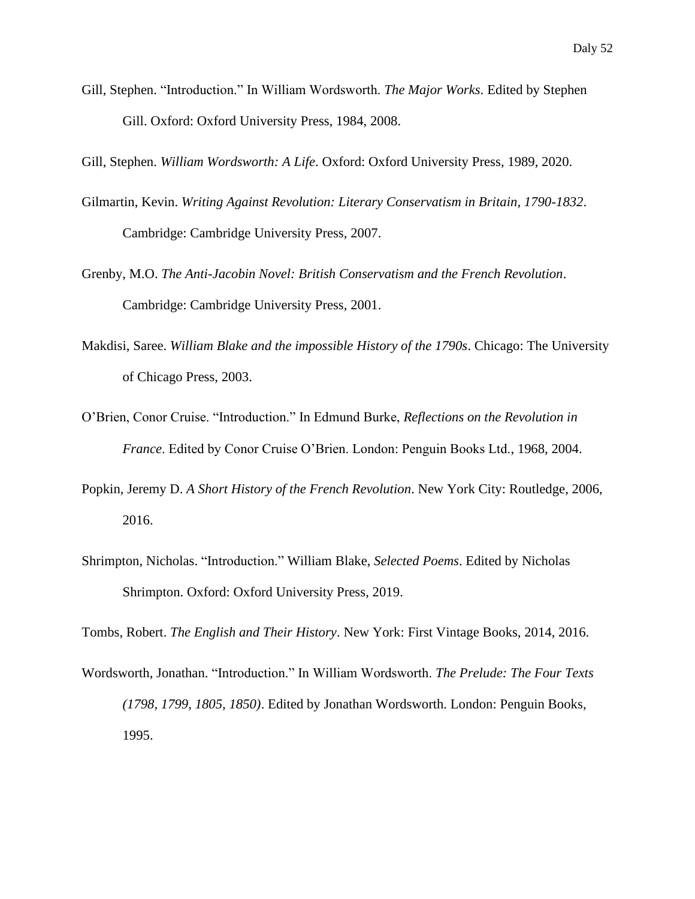Gill, Stephen. "Introduction." In William Wordsworth. *The Major Works*. Edited by Stephen Gill. Oxford: Oxford University Press, 1984, 2008.

Gill, Stephen. *William Wordsworth: A Life*. Oxford: Oxford University Press, 1989, 2020.

Gilmartin, Kevin. *Writing Against Revolution: Literary Conservatism in Britain, 1790-1832*. Cambridge: Cambridge University Press, 2007.

Grenby, M.O. *The Anti-Jacobin Novel: British Conservatism and the French Revolution*. Cambridge: Cambridge University Press, 2001.

Makdisi, Saree. *William Blake and the impossible History of the 1790s*. Chicago: The University of Chicago Press, 2003.

O'Brien, Conor Cruise. "Introduction." In Edmund Burke, *Reflections on the Revolution in France*. Edited by Conor Cruise O'Brien. London: Penguin Books Ltd., 1968, 2004.

Popkin, Jeremy D. *A Short History of the French Revolution*. New York City: Routledge, 2006, 2016.

Shrimpton, Nicholas. "Introduction." William Blake, *Selected Poems*. Edited by Nicholas Shrimpton. Oxford: Oxford University Press, 2019.

Tombs, Robert. *The English and Their History*. New York: First Vintage Books, 2014, 2016.

Wordsworth, Jonathan. "Introduction." In William Wordsworth. *The Prelude: The Four Texts (1798, 1799, 1805, 1850)*. Edited by Jonathan Wordsworth. London: Penguin Books, 1995.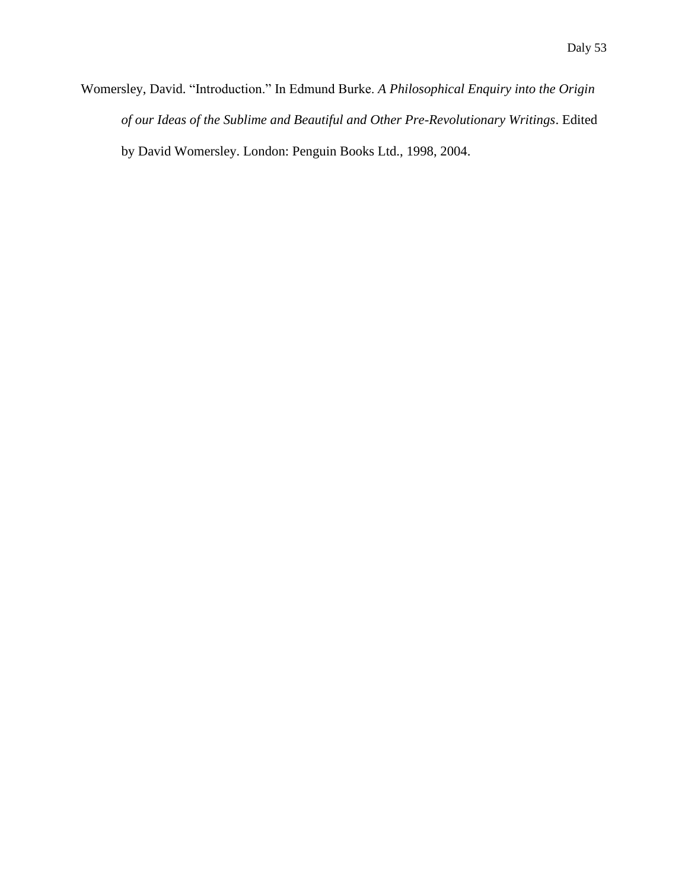Womersley, David. “Introduction.” In Edmund Burke. *A Philosophical Enquiry into the Origin of our Ideas of the Sublime and Beautiful and Other Pre-Revolutionary Writings*. Edited by David Womersley. London: Penguin Books Ltd., 1998, 2004.